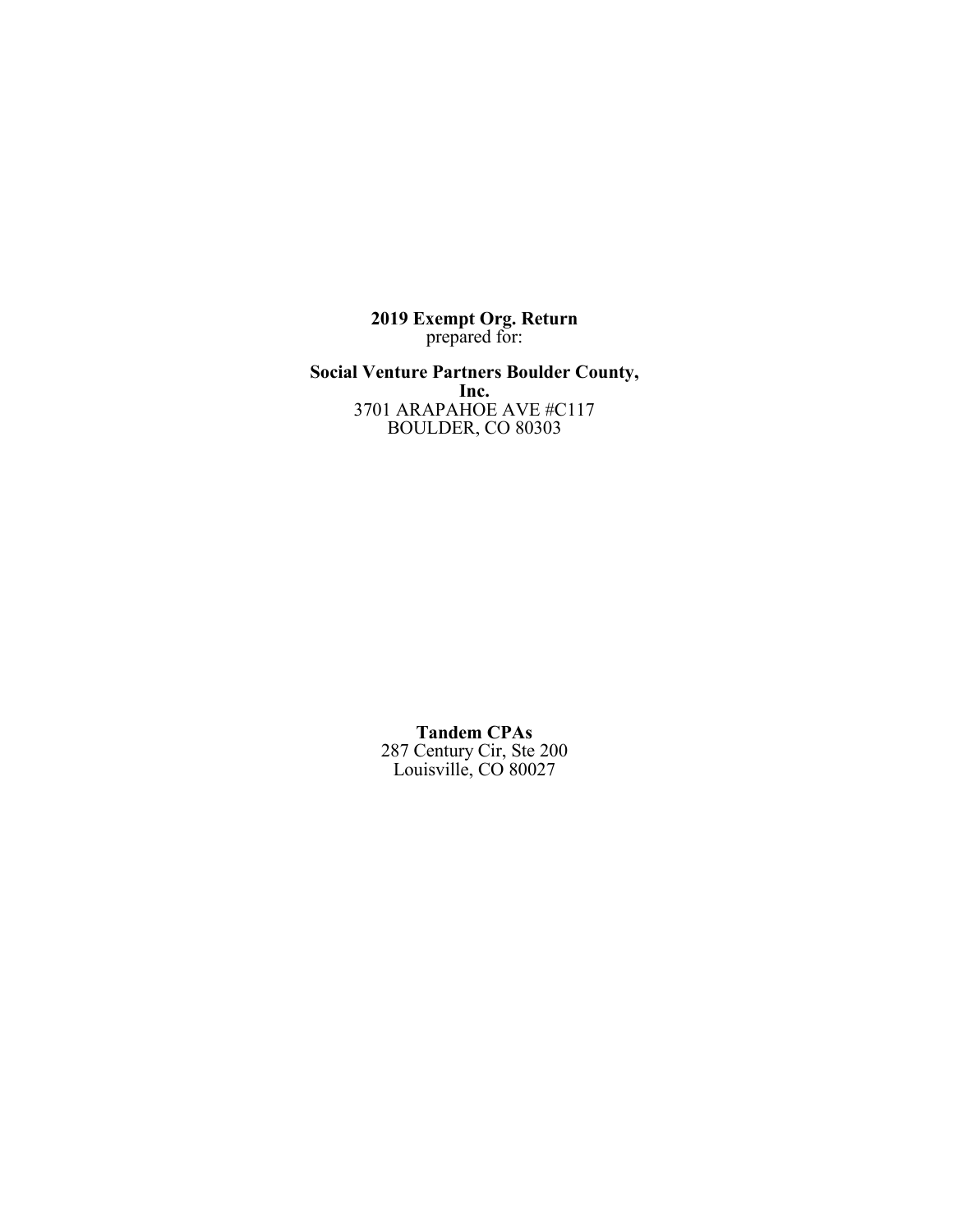**2019 Exempt Org. Return**
prepared for:

**Social Venture Partners Boulder County, Inc.**
3701 ARAPAHOE AVE #C117
BOULDER, CO 80303

**Tandem CPAs**
287 Century Cir, Ste 200
Louisville, CO 80027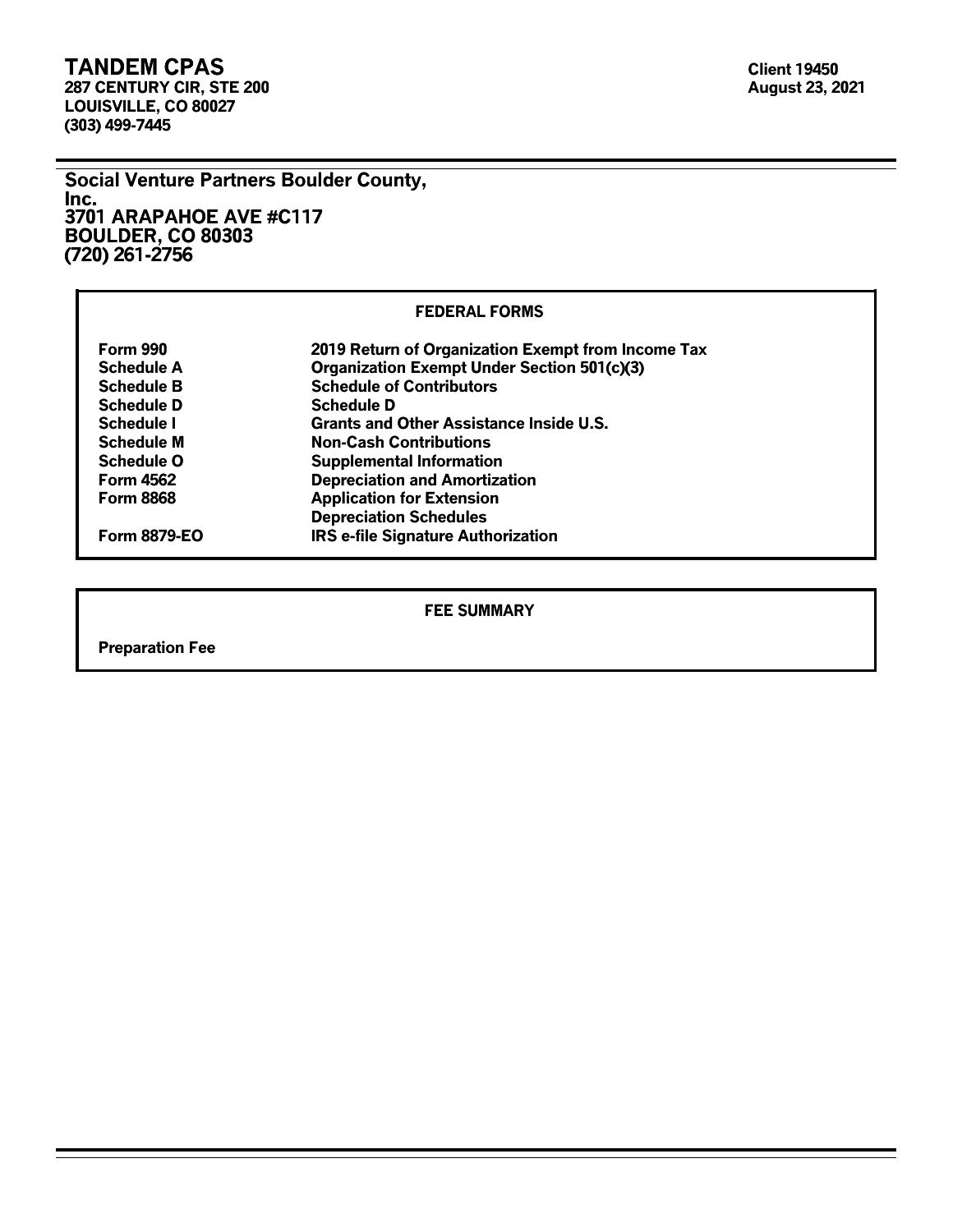**TANDEM CPAS**
**287 CENTURY CIR, STE 200**
**LOUISVILLE, CO 80027**
**(303) 499-7445**

**Client 19450**
**August 23, 2021**

**Social Venture Partners Boulder County, Inc.**
**3701 ARAPAHOE AVE #C117**
**BOULDER, CO 80303**
**(720) 261-2756**

## FEDERAL FORMS

| | |
|---|---|
| Form 990 | 2019 Return of Organization Exempt from Income Tax |
| Schedule A | Organization Exempt Under Section 501(c)(3) |
| Schedule B | Schedule of Contributors |
| Schedule D | Schedule D |
| Schedule I | Grants and Other Assistance Inside U.S. |
| Schedule M | Non-Cash Contributions |
| Schedule O | Supplemental Information |
| Form 4562 | Depreciation and Amortization |
| Form 8868 | Application for Extension |
| | Depreciation Schedules |
| Form 8879-EO | IRS e-file Signature Authorization |

## FEE SUMMARY

**Preparation Fee**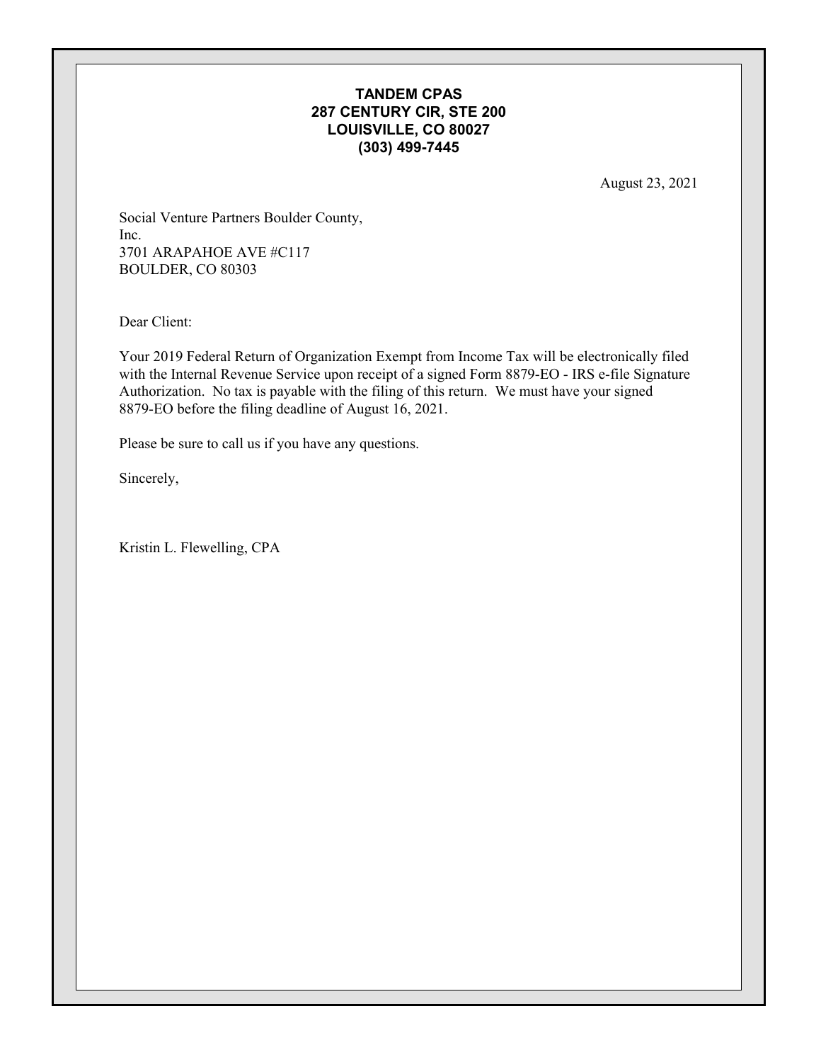**TANDEM CPAS**
**287 CENTURY CIR, STE 200**
**LOUISVILLE, CO 80027**
**(303) 499-7445**

August 23, 2021

Social Venture Partners Boulder County,
Inc.
3701 ARAPAHOE AVE #C117
BOULDER, CO 80303

Dear Client:

Your 2019 Federal Return of Organization Exempt from Income Tax will be electronically filed with the Internal Revenue Service upon receipt of a signed Form 8879-EO - IRS e-file Signature Authorization. No tax is payable with the filing of this return. We must have your signed 8879-EO before the filing deadline of August 16, 2021.

Please be sure to call us if you have any questions.

Sincerely,

Kristin L. Flewelling, CPA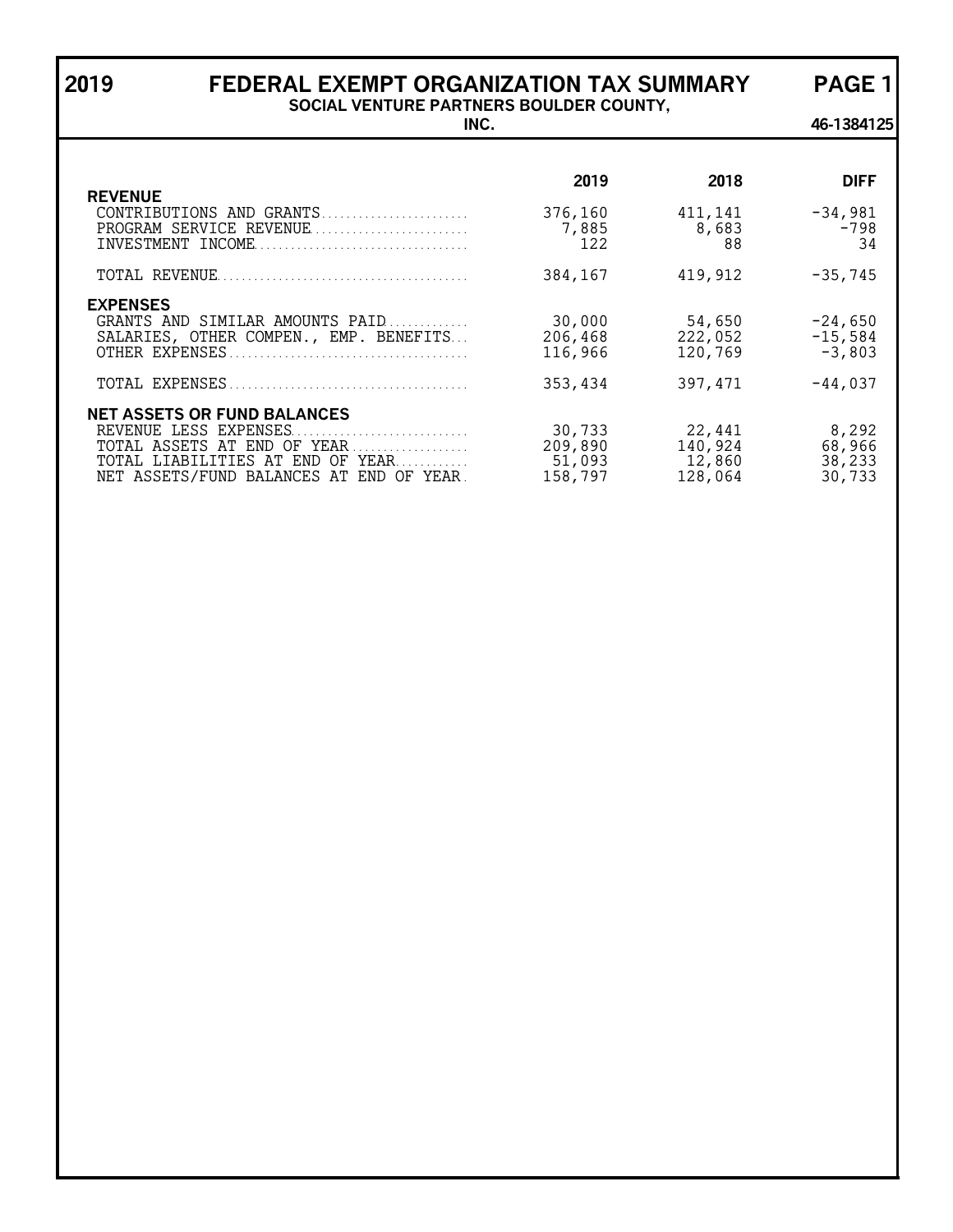# 2019 FEDERAL EXEMPT ORGANIZATION TAX SUMMARY

**SOCIAL VENTURE PARTNERS BOULDER COUNTY, INC.**

**46-1384125**

| | 2019 | 2018 | DIFF |
|---|---|---|---|
| **REVENUE** | | | |
| CONTRIBUTIONS AND GRANTS | 376,160 | 411,141 | -34,981 |
| PROGRAM SERVICE REVENUE | 7,885 | 8,683 | -798 |
| INVESTMENT INCOME | 122 | 88 | 34 |
| TOTAL REVENUE | 384,167 | 419,912 | -35,745 |
| **EXPENSES** | | | |
| GRANTS AND SIMILAR AMOUNTS PAID | 30,000 | 54,650 | -24,650 |
| SALARIES, OTHER COMPEN., EMP. BENEFITS | 206,468 | 222,052 | -15,584 |
| OTHER EXPENSES | 116,966 | 120,769 | -3,803 |
| TOTAL EXPENSES | 353,434 | 397,471 | -44,037 |
| **NET ASSETS OR FUND BALANCES** | | | |
| REVENUE LESS EXPENSES | 30,733 | 22,441 | 8,292 |
| TOTAL ASSETS AT END OF YEAR | 209,890 | 140,924 | 68,966 |
| TOTAL LIABILITIES AT END OF YEAR | 51,093 | 12,860 | 38,233 |
| NET ASSETS/FUND BALANCES AT END OF YEAR | 158,797 | 128,064 | 30,733 |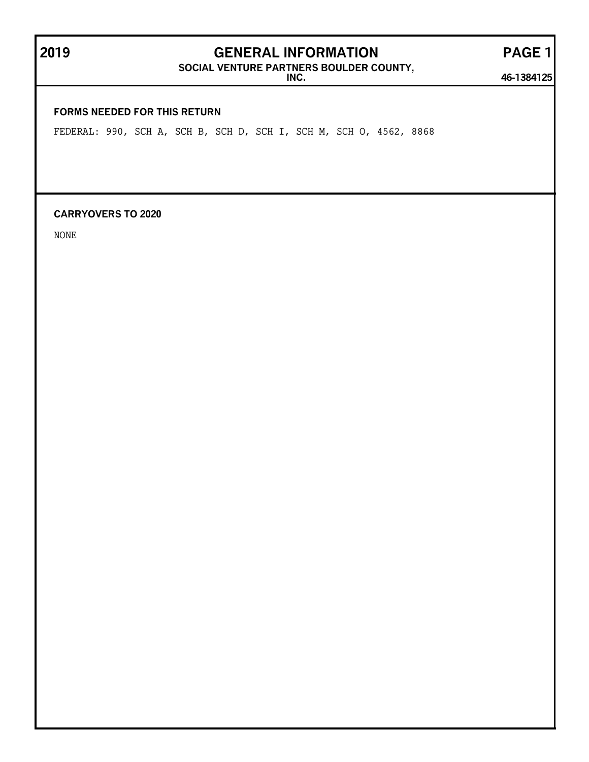# 2019 GENERAL INFORMATION PAGE 1

**SOCIAL VENTURE PARTNERS BOULDER COUNTY, INC.** **46-1384125**

**FORMS NEEDED FOR THIS RETURN**

FEDERAL: 990, SCH A, SCH B, SCH D, SCH I, SCH M, SCH O, 4562, 8868

**CARRYOVERS TO 2020**

NONE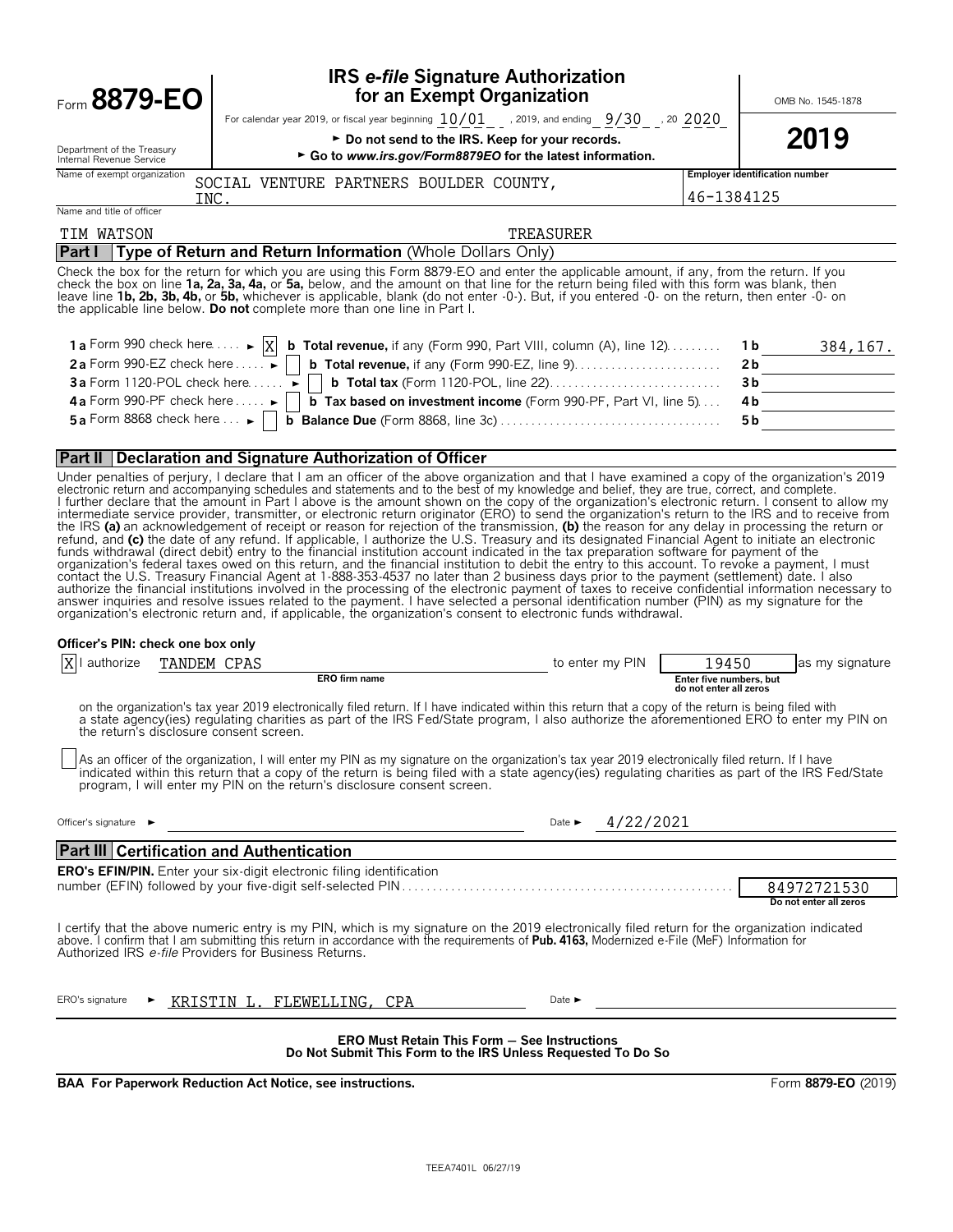Form **8879-EO**

Department of the Treasury
Internal Revenue Service

# IRS *e-file* Signature Authorization for an Exempt Organization

For calendar year 2019, or fiscal year beginning 10/01, 2019, and ending 9/30, 20 2020

► Do not send to the IRS. Keep for your records.

► Go to *www.irs.gov/Form8879EO* for the latest information.

OMB No. 1545-1878

**2019**

Name of exempt organization: SOCIAL VENTURE PARTNERS BOULDER COUNTY, INC.

Employer identification number: 46-1384125

Name and title of officer: TIM WATSON TREASURER

## Part I Type of Return and Return Information (Whole Dollars Only)

Check the box for the return for which you are using this Form 8879-EO and enter the applicable amount, if any, from the return. If you check the box on line **1a, 2a, 3a, 4a,** or **5a,** below, and the amount on that line for the return being filed with this form was blank, then leave line **1b, 2b, 3b, 4b,** or **5b,** whichever is applicable, blank (do not enter -0-). But, if you entered -0- on the return, then enter -0- on the applicable line below. **Do not** complete more than one line in Part I.

| | | | |
|---|---|---|---|
| **1a** Form 990 check here ► [X] | **b Total revenue,** if any (Form 990, Part VIII, column (A), line 12) | **1b** | 384,167. |
| **2a** Form 990-EZ check here ► [ ] | **b Total revenue,** if any (Form 990-EZ, line 9) | **2b** | |
| **3a** Form 1120-POL check here ► [ ] | **b Total tax** (Form 1120-POL, line 22) | **3b** | |
| **4a** Form 990-PF check here ► [ ] | **b Tax based on investment income** (Form 990-PF, Part VI, line 5) | **4b** | |
| **5a** Form 8868 check here ► [ ] | **b Balance Due** (Form 8868, line 3c) | **5b** | |

## Part II Declaration and Signature Authorization of Officer

Under penalties of perjury, I declare that I am an officer of the above organization and that I have examined a copy of the organization's 2019 electronic return and accompanying schedules and statements and to the best of my knowledge and belief, they are true, correct, and complete. I further declare that the amount in Part I above is the amount shown on the copy of the organization's electronic return. I consent to allow my intermediate service provider, transmitter, or electronic return originator (ERO) to send the organization's return to the IRS and to receive from the IRS **(a)** an acknowledgement of receipt or reason for rejection of the transmission, **(b)** the reason for any delay in processing the return or refund, and **(c)** the date of any refund. If applicable, I authorize the U.S. Treasury and its designated Financial Agent to initiate an electronic funds withdrawal (direct debit) entry to the financial institution account indicated in the tax preparation software for payment of the organization's federal taxes owed on this return, and the financial institution to debit the entry to this account. To revoke a payment, I must contact the U.S. Treasury Financial Agent at 1-888-353-4537 no later than 2 business days prior to the payment (settlement) date. I also authorize the financial institutions involved in the processing of the electronic payment of taxes to receive confidential information necessary to answer inquiries and resolve issues related to the payment. I have selected a personal identification number (PIN) as my signature for the organization's electronic return and, if applicable, the organization's consent to electronic funds withdrawal.

**Officer's PIN: check one box only**

[X] I authorize TANDEM CPAS (ERO firm name) to enter my PIN 19450 (Enter five numbers, but do not enter all zeros) as my signature on the organization's tax year 2019 electronically filed return. If I have indicated within this return that a copy of the return is being filed with a state agency(ies) regulating charities as part of the IRS Fed/State program, I also authorize the aforementioned ERO to enter my PIN on the return's disclosure consent screen.

[ ] As an officer of the organization, I will enter my PIN as my signature on the organization's tax year 2019 electronically filed return. If I have indicated within this return that a copy of the return is being filed with a state agency(ies) regulating charities as part of the IRS Fed/State program, I will enter my PIN on the return's disclosure consent screen.

Officer's signature ► ______________________ Date ► 4/22/2021

## Part III Certification and Authentication

**ERO's EFIN/PIN.** Enter your six-digit electronic filing identification number (EFIN) followed by your five-digit self-selected PIN: 84972721530 (Do not enter all zeros)

I certify that the above numeric entry is my PIN, which is my signature on the 2019 electronically filed return for the organization indicated above. I confirm that I am submitting this return in accordance with the requirements of **Pub. 4163,** Modernized e-File (MeF) Information for Authorized IRS *e-file* Providers for Business Returns.

ERO's signature ► KRISTIN L. FLEWELLING, CPA Date ►

**ERO Must Retain This Form — See Instructions**
**Do Not Submit This Form to the IRS Unless Requested To Do So**

**BAA For Paperwork Reduction Act Notice, see instructions.** Form **8879-EO** (2019)

TEEA7401L 06/27/19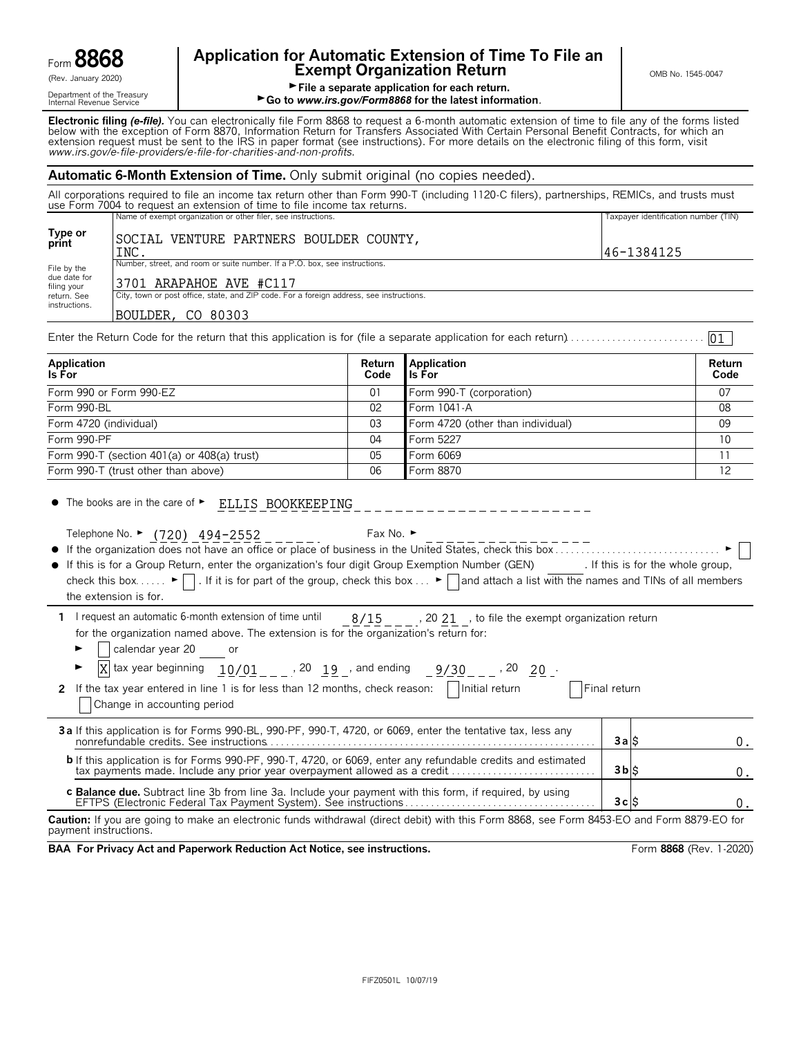Form **8868**
(Rev. January 2020)
Department of the Treasury
Internal Revenue Service

# Application for Automatic Extension of Time To File an Exempt Organization Return

► File a separate application for each return.
► Go to *www.irs.gov/Form8868* for the latest information.

OMB No. 1545-0047

**Electronic filing *(e-file)*.** You can electronically file Form 8868 to request a 6-month automatic extension of time to file any of the forms listed below with the exception of Form 8870, Information Return for Transfers Associated With Certain Personal Benefit Contracts, for which an extension request must be sent to the IRS in paper format (see instructions). For more details on the electronic filing of this form, visit *www.irs.gov/e-file-providers/e-file-for-charities-and-non-profits*.

## Automatic 6-Month Extension of Time. Only submit original (no copies needed).

All corporations required to file an income tax return other than Form 990-T (including 1120-C filers), partnerships, REMICs, and trusts must use Form 7004 to request an extension of time to file income tax returns.

**Type or print**

File by the due date for filing your return. See instructions.

Name of exempt organization or other filer, see instructions.
SOCIAL VENTURE PARTNERS BOULDER COUNTY, INC.

Taxpayer identification number (TIN)
46-1384125

Number, street, and room or suite number. If a P.O. box, see instructions.
3701 ARAPAHOE AVE #C117

City, town or post office, state, and ZIP code. For a foreign address, see instructions.
BOULDER, CO 80303

Enter the Return Code for the return that this application is for (file a separate application for each return) .......... 01

| Application Is For | Return Code | Application Is For | Return Code |
|---|---|---|---|
| Form 990 or Form 990-EZ | 01 | Form 990-T (corporation) | 07 |
| Form 990-BL | 02 | Form 1041-A | 08 |
| Form 4720 (individual) | 03 | Form 4720 (other than individual) | 09 |
| Form 990-PF | 04 | Form 5227 | 10 |
| Form 990-T (section 401(a) or 408(a) trust) | 05 | Form 6069 | 11 |
| Form 990-T (trust other than above) | 06 | Form 8870 | 12 |

- The books are in the care of ► ELLIS BOOKKEEPING

  Telephone No. ► (720) 494-2552 Fax No. ►
- If the organization does not have an office or place of business in the United States, check this box ........ ► ☐
- If this is for a Group Return, enter the organization's four digit Group Exemption Number (GEN) ______. If this is for the whole group, check this box ..... ► ☐. If it is for part of the group, check this box ... ► ☐ and attach a list with the names and TINs of all members the extension is for.

**1** I request an automatic 6-month extension of time until 8/15, 20 21, to file the exempt organization return for the organization named above. The extension is for the organization's return for:

► ☐ calendar year 20 ____ or

► ☒ tax year beginning 10/01, 20 19, and ending 9/30, 20 20.

**2** If the tax year entered in line 1 is for less than 12 months, check reason: ☐ Initial return ☐ Final return ☐ Change in accounting period

| | | |
|---|---|---|
| **3a** If this application is for Forms 990-BL, 990-PF, 990-T, 4720, or 6069, enter the tentative tax, less any nonrefundable credits. See instructions | **3a** $ | 0. |
| **b** If this application is for Forms 990-PF, 990-T, 4720, or 6069, enter any refundable credits and estimated tax payments made. Include any prior year overpayment allowed as a credit | **3b** $ | 0. |
| **c Balance due.** Subtract line 3b from line 3a. Include your payment with this form, if required, by using EFTPS (Electronic Federal Tax Payment System). See instructions | **3c** $ | 0. |

**Caution:** If you are going to make an electronic funds withdrawal (direct debit) with this Form 8868, see Form 8453-EO and Form 8879-EO for payment instructions.

**BAA For Privacy Act and Paperwork Reduction Act Notice, see instructions.** Form **8868** (Rev. 1-2020)

FIFZ0501L 10/07/19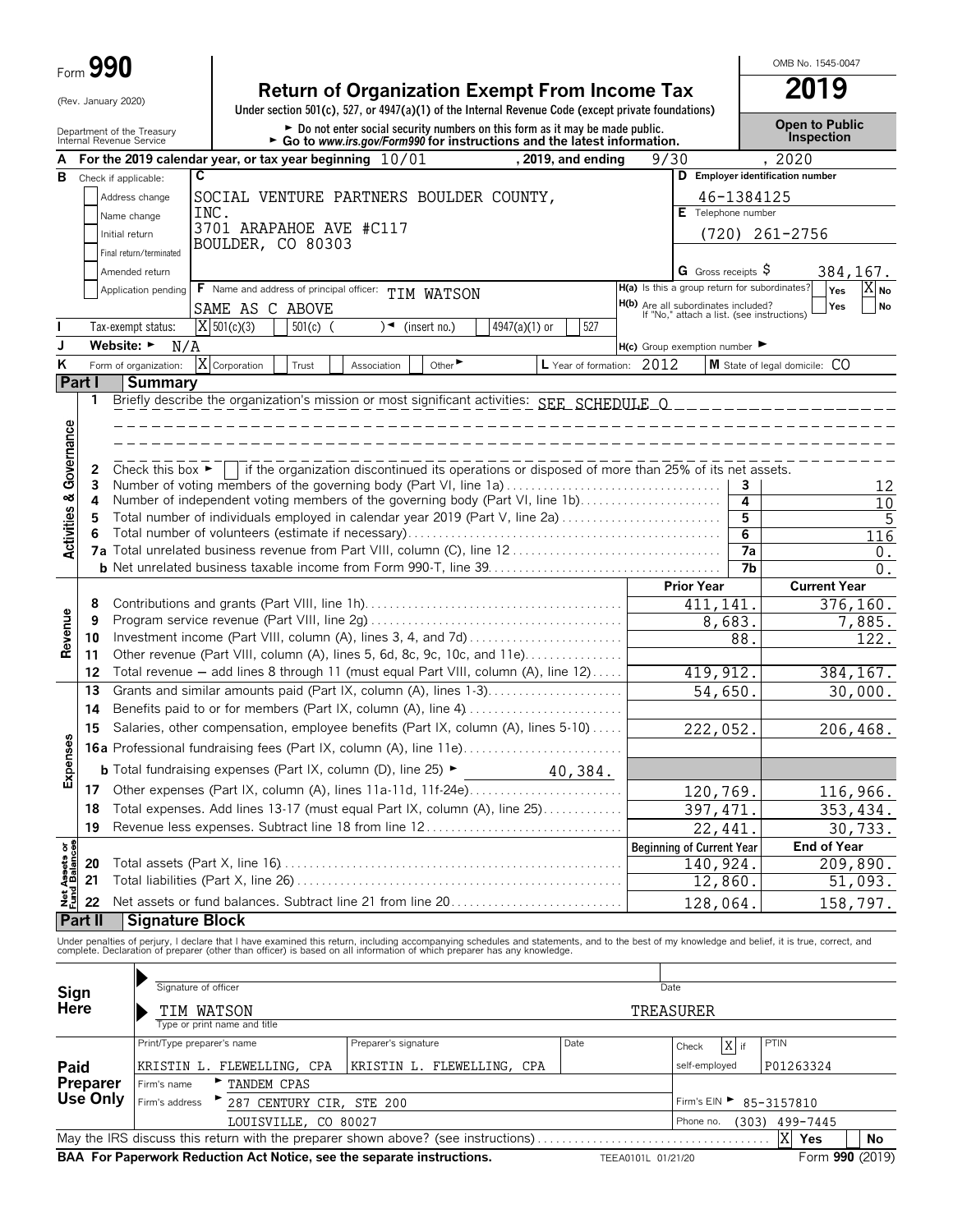Form **990**

(Rev. January 2020)

Department of the Treasury
Internal Revenue Service

# Return of Organization Exempt From Income Tax

**Under section 501(c), 527, or 4947(a)(1) of the Internal Revenue Code (except private foundations)**

► Do not enter social security numbers on this form as it may be made public.
► Go to *www.irs.gov/Form990* for instructions and the latest information.

OMB No. 1545-0047

**2019**

**Open to Public Inspection**

**A** For the 2019 calendar year, or tax year beginning 10/01, 2019, and ending 9/30, 2020

**B** Check if applicable:
- Address change
- Name change
- Initial return
- Final return/terminated
- Amended return
- Application pending

**C** SOCIAL VENTURE PARTNERS BOULDER COUNTY, INC.
3701 ARAPAHOE AVE #C117
BOULDER, CO 80303

**D** Employer identification number: 46-1384125

**E** Telephone number: (720) 261-2756

**G** Gross receipts $ 384,167.

**F** Name and address of principal officer: TIM WATSON
SAME AS C ABOVE

**H(a)** Is this a group return for subordinates? Yes [ ] No [X]

**H(b)** Are all subordinates included? Yes [ ] No [ ]
If "No," attach a list. (see instructions)

**I** Tax-exempt status: [X] 501(c)(3) [ ] 501(c) ( ) ◄ (insert no.) [ ] 4947(a)(1) or [ ] 527

**J** Website: ► N/A

**H(c)** Group exemption number ►

**K** Form of organization: [X] Corporation [ ] Trust [ ] Association [ ] Other ►

**L** Year of formation: 2012

**M** State of legal domicile: CO

## Part I Summary

**Activities & Governance**

1 Briefly describe the organization's mission or most significant activities: SEE SCHEDULE O

2 Check this box ► [ ] if the organization discontinued its operations or disposed of more than 25% of its net assets.

| | | | |
|---|---|---|---|
| 3 | Number of voting members of the governing body (Part VI, line 1a) | 3 | 12 |
| 4 | Number of independent voting members of the governing body (Part VI, line 1b) | 4 | 10 |
| 5 | Total number of individuals employed in calendar year 2019 (Part V, line 2a) | 5 | 5 |
| 6 | Total number of volunteers (estimate if necessary) | 6 | 116 |
| 7a | Total unrelated business revenue from Part VIII, column (C), line 12 | 7a | 0. |
| b | Net unrelated business taxable income from Form 990-T, line 39 | 7b | 0. |

| | | | Prior Year | Current Year |
|---|---|---|---|---|
| **Revenue** | 8 | Contributions and grants (Part VIII, line 1h) | 411,141. | 376,160. |
| | 9 | Program service revenue (Part VIII, line 2g) | 8,683. | 7,885. |
| | 10 | Investment income (Part VIII, column (A), lines 3, 4, and 7d) | 88. | 122. |
| | 11 | Other revenue (Part VIII, column (A), lines 5, 6d, 8c, 9c, 10c, and 11e) | | |
| | 12 | Total revenue – add lines 8 through 11 (must equal Part VIII, column (A), line 12) | 419,912. | 384,167. |
| **Expenses** | 13 | Grants and similar amounts paid (Part IX, column (A), lines 1-3) | 54,650. | 30,000. |
| | 14 | Benefits paid to or for members (Part IX, column (A), line 4) | | |
| | 15 | Salaries, other compensation, employee benefits (Part IX, column (A), lines 5-10) | 222,052. | 206,468. |
| | 16a | Professional fundraising fees (Part IX, column (A), line 11e) | | |
| | b | Total fundraising expenses (Part IX, column (D), line 25) ► 40,384. | | |
| | 17 | Other expenses (Part IX, column (A), lines 11a-11d, 11f-24e) | 120,769. | 116,966. |
| | 18 | Total expenses. Add lines 13-17 (must equal Part IX, column (A), line 25) | 397,471. | 353,434. |
| | 19 | Revenue less expenses. Subtract line 18 from line 12 | 22,441. | 30,733. |

| | | | Beginning of Current Year | End of Year |
|---|---|---|---|---|
| **Net Assets or Fund Balances** | 20 | Total assets (Part X, line 16) | 140,924. | 209,890. |
| | 21 | Total liabilities (Part X, line 26) | 12,860. | 51,093. |
| | 22 | Net assets or fund balances. Subtract line 21 from line 20 | 128,064. | 158,797. |

## Part II Signature Block

Under penalties of perjury, I declare that I have examined this return, including accompanying schedules and statements, and to the best of my knowledge and belief, it is true, correct, and complete. Declaration of preparer (other than officer) is based on all information of which preparer has any knowledge.

**Sign Here**

Signature of officer ► Date

TIM WATSON TREASURER
Type or print name and title

**Paid Preparer Use Only**

| Print/Type preparer's name | Preparer's signature | Date | Check [X] if self-employed | PTIN |
|---|---|---|---|---|
| KRISTIN L. FLEWELLING, CPA | KRISTIN L. FLEWELLING, CPA | | | P01263324 |

Firm's name ► TANDEM CPAS

Firm's address ► 287 CENTURY CIR, STE 200
LOUISVILLE, CO 80027

Firm's EIN ► 85-3157810

Phone no. (303) 499-7445

May the IRS discuss this return with the preparer shown above? (see instructions) [X] Yes [ ] No

**BAA For Paperwork Reduction Act Notice, see the separate instructions.** TEEA0101L 01/21/20 Form **990** (2019)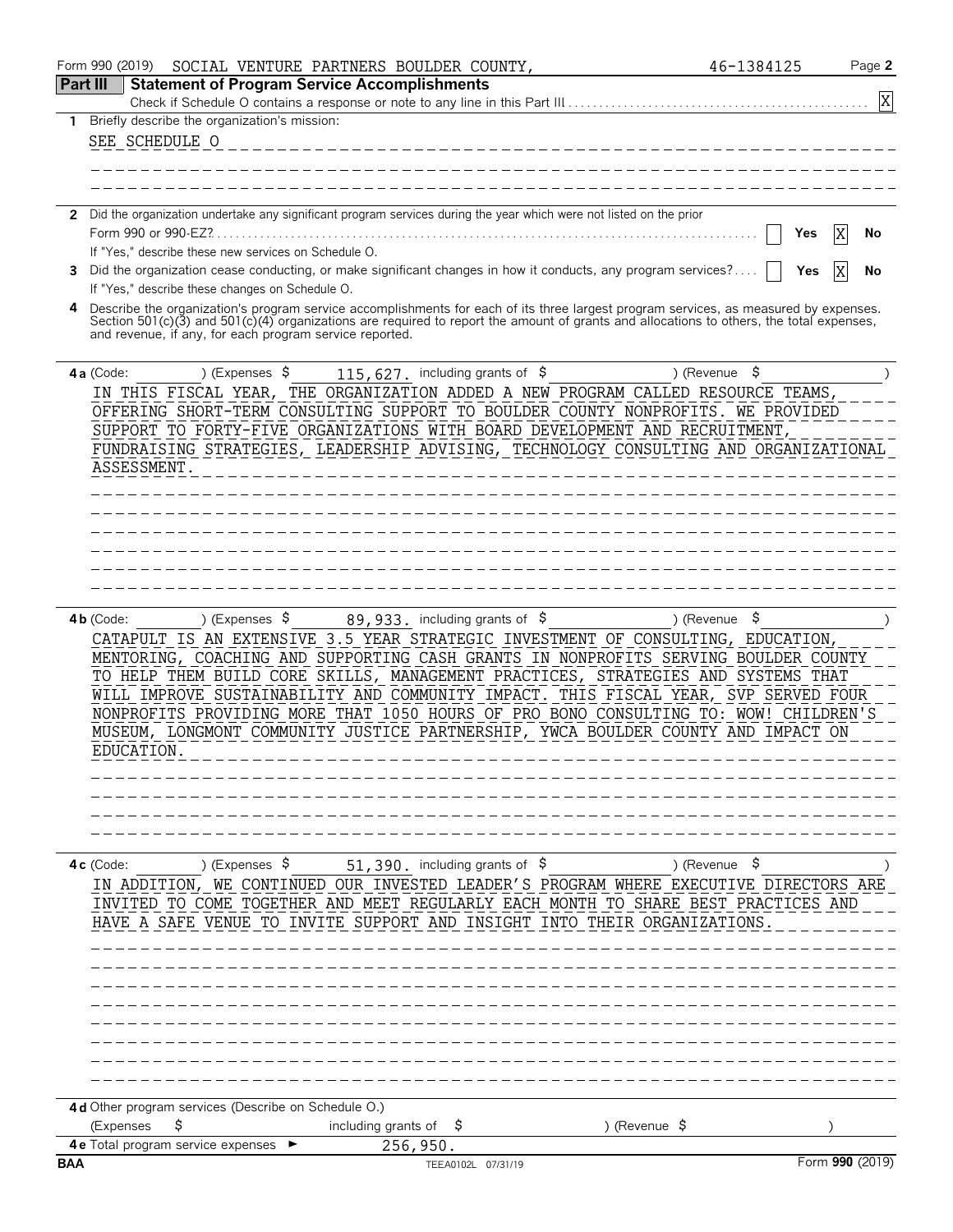Form 990 (2019) SOCIAL VENTURE PARTNERS BOULDER COUNTY, 46-1384125 Page **2**

## Part III Statement of Program Service Accomplishments

Check if Schedule O contains a response or note to any line in this Part III . . . . . . [X]

**1** Briefly describe the organization's mission:

SEE SCHEDULE O

**2** Did the organization undertake any significant program services during the year which were not listed on the prior Form 990 or 990-EZ? . . . . [ ] Yes [X] No

If "Yes," describe these new services on Schedule O.

**3** Did the organization cease conducting, or make significant changes in how it conducts, any program services? . . . . [ ] Yes [X] No

If "Yes," describe these changes on Schedule O.

**4** Describe the organization's program service accomplishments for each of its three largest program services, as measured by expenses. Section 501(c)(3) and 501(c)(4) organizations are required to report the amount of grants and allocations to others, the total expenses, and revenue, if any, for each program service reported.

**4a** (Code: ) (Expenses $ 115,627. including grants of $ ) (Revenue $ )

IN THIS FISCAL YEAR, THE ORGANIZATION ADDED A NEW PROGRAM CALLED RESOURCE TEAMS, OFFERING SHORT-TERM CONSULTING SUPPORT TO BOULDER COUNTY NONPROFITS. WE PROVIDED SUPPORT TO FORTY-FIVE ORGANIZATIONS WITH BOARD DEVELOPMENT AND RECRUITMENT, FUNDRAISING STRATEGIES, LEADERSHIP ADVISING, TECHNOLOGY CONSULTING AND ORGANIZATIONAL ASSESSMENT.

**4b** (Code: ) (Expenses $ 89,933. including grants of $ ) (Revenue $ )

CATAPULT IS AN EXTENSIVE 3.5 YEAR STRATEGIC INVESTMENT OF CONSULTING, EDUCATION, MENTORING, COACHING AND SUPPORTING CASH GRANTS IN NONPROFITS SERVING BOULDER COUNTY TO HELP THEM BUILD CORE SKILLS, MANAGEMENT PRACTICES, STRATEGIES AND SYSTEMS THAT WILL IMPROVE SUSTAINABILITY AND COMMUNITY IMPACT. THIS FISCAL YEAR, SVP SERVED FOUR NONPROFITS PROVIDING MORE THAT 1050 HOURS OF PRO BONO CONSULTING TO: WOW! CHILDREN'S MUSEUM, LONGMONT COMMUNITY JUSTICE PARTNERSHIP, YWCA BOULDER COUNTY AND IMPACT ON EDUCATION.

**4c** (Code: ) (Expenses $ 51,390. including grants of $ ) (Revenue $ )

IN ADDITION, WE CONTINUED OUR INVESTED LEADER'S PROGRAM WHERE EXECUTIVE DIRECTORS ARE INVITED TO COME TOGETHER AND MEET REGULARLY EACH MONTH TO SHARE BEST PRACTICES AND HAVE A SAFE VENUE TO INVITE SUPPORT AND INSIGHT INTO THEIR ORGANIZATIONS.

**4d** Other program services (Describe on Schedule O.)

(Expenses $ including grants of $ ) (Revenue $ )

**4e** Total program service expenses ► 256,950.

BAA TEEA0102L 07/31/19 Form **990** (2019)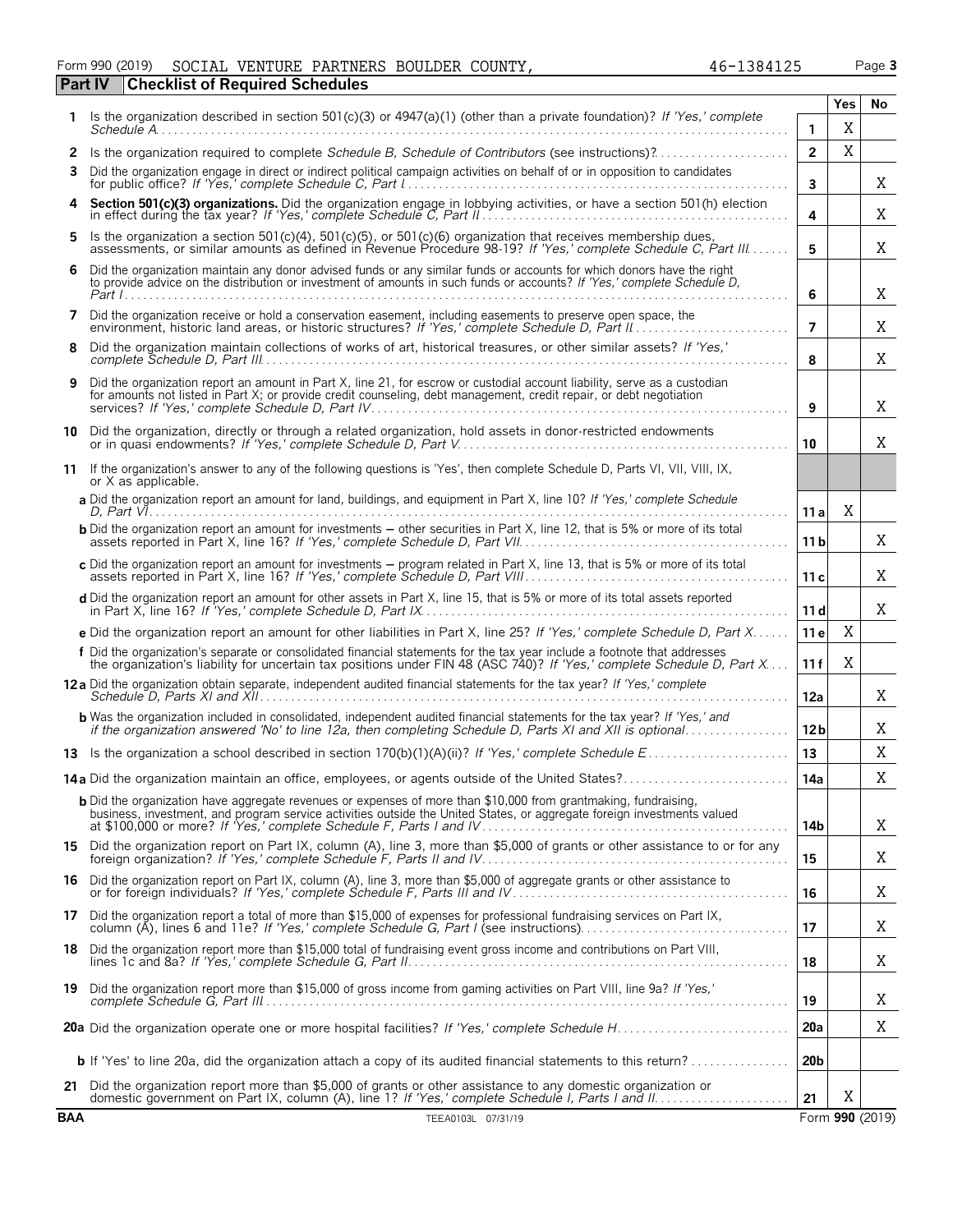Form 990 (2019) SOCIAL VENTURE PARTNERS BOULDER COUNTY, 46-1384125 Page **3**

**Part IV Checklist of Required Schedules**

| | | | Yes | No |
|---|---|---|---|---|
| **1** | Is the organization described in section 501(c)(3) or 4947(a)(1) (other than a private foundation)? *If 'Yes,' complete Schedule A* | **1** | X | |
| **2** | Is the organization required to complete *Schedule B, Schedule of Contributors* (see instructions)? | **2** | X | |
| **3** | Did the organization engage in direct or indirect political campaign activities on behalf of or in opposition to candidates for public office? *If 'Yes,' complete Schedule C, Part I* | **3** | | X |
| **4** | **Section 501(c)(3) organizations.** Did the organization engage in lobbying activities, or have a section 501(h) election in effect during the tax year? *If 'Yes,' complete Schedule C, Part II* | **4** | | X |
| **5** | Is the organization a section 501(c)(4), 501(c)(5), or 501(c)(6) organization that receives membership dues, assessments, or similar amounts as defined in Revenue Procedure 98-19? *If 'Yes,' complete Schedule C, Part III* | **5** | | X |
| **6** | Did the organization maintain any donor advised funds or any similar funds or accounts for which donors have the right to provide advice on the distribution or investment of amounts in such funds or accounts? *If 'Yes,' complete Schedule D, Part I* | **6** | | X |
| **7** | Did the organization receive or hold a conservation easement, including easements to preserve open space, the environment, historic land areas, or historic structures? *If 'Yes,' complete Schedule D, Part II* | **7** | | X |
| **8** | Did the organization maintain collections of works of art, historical treasures, or other similar assets? *If 'Yes,' complete Schedule D, Part III* | **8** | | X |
| **9** | Did the organization report an amount in Part X, line 21, for escrow or custodial account liability, serve as a custodian for amounts not listed in Part X; or provide credit counseling, debt management, credit repair, or debt negotiation services? *If 'Yes,' complete Schedule D, Part IV* | **9** | | X |
| **10** | Did the organization, directly or through a related organization, hold assets in donor-restricted endowments or in quasi endowments? *If 'Yes,' complete Schedule D, Part V* | **10** | | X |
| **11** | If the organization's answer to any of the following questions is 'Yes', then complete Schedule D, Parts VI, VII, VIII, IX, or X as applicable. | | | |
| | **a** Did the organization report an amount for land, buildings, and equipment in Part X, line 10? *If 'Yes,' complete Schedule D, Part VI* | **11a** | X | |
| | **b** Did the organization report an amount for investments – other securities in Part X, line 12, that is 5% or more of its total assets reported in Part X, line 16? *If 'Yes,' complete Schedule D, Part VII* | **11b** | | X |
| | **c** Did the organization report an amount for investments – program related in Part X, line 13, that is 5% or more of its total assets reported in Part X, line 16? *If 'Yes,' complete Schedule D, Part VIII* | **11c** | | X |
| | **d** Did the organization report an amount for other assets in Part X, line 15, that is 5% or more of its total assets reported in Part X, line 16? *If 'Yes,' complete Schedule D, Part IX* | **11d** | | X |
| | **e** Did the organization report an amount for other liabilities in Part X, line 25? *If 'Yes,' complete Schedule D, Part X* | **11e** | X | |
| | **f** Did the organization's separate or consolidated financial statements for the tax year include a footnote that addresses the organization's liability for uncertain tax positions under FIN 48 (ASC 740)? *If 'Yes,' complete Schedule D, Part X* | **11f** | X | |
| **12a** | Did the organization obtain separate, independent audited financial statements for the tax year? *If 'Yes,' complete Schedule D, Parts XI and XII* | **12a** | | X |
| | **b** Was the organization included in consolidated, independent audited financial statements for the tax year? *If 'Yes,' and if the organization answered 'No' to line 12a, then completing Schedule D, Parts XI and XII is optional* | **12b** | | X |
| **13** | Is the organization a school described in section 170(b)(1)(A)(ii)? *If 'Yes,' complete Schedule E* | **13** | | X |
| **14a** | Did the organization maintain an office, employees, or agents outside of the United States? | **14a** | | X |
| | **b** Did the organization have aggregate revenues or expenses of more than $10,000 from grantmaking, fundraising, business, investment, and program service activities outside the United States, or aggregate foreign investments valued at $100,000 or more? *If 'Yes,' complete Schedule F, Parts I and IV* | **14b** | | X |
| **15** | Did the organization report on Part IX, column (A), line 3, more than $5,000 of grants or other assistance to or for any foreign organization? *If 'Yes,' complete Schedule F, Parts II and IV* | **15** | | X |
| **16** | Did the organization report on Part IX, column (A), line 3, more than $5,000 of aggregate grants or other assistance to or for foreign individuals? *If 'Yes,' complete Schedule F, Parts III and IV* | **16** | | X |
| **17** | Did the organization report a total of more than $15,000 of expenses for professional fundraising services on Part IX, column (A), lines 6 and 11e? *If 'Yes,' complete Schedule G, Part I* (see instructions) | **17** | | X |
| **18** | Did the organization report more than $15,000 total of fundraising event gross income and contributions on Part VIII, lines 1c and 8a? *If 'Yes,' complete Schedule G, Part II* | **18** | | X |
| **19** | Did the organization report more than $15,000 of gross income from gaming activities on Part VIII, line 9a? *If 'Yes,' complete Schedule G, Part III* | **19** | | X |
| **20a** | Did the organization operate one or more hospital facilities? *If 'Yes,' complete Schedule H* | **20a** | | X |
| | **b** If 'Yes' to line 20a, did the organization attach a copy of its audited financial statements to this return? | **20b** | | |
| **21** | Did the organization report more than $5,000 of grants or other assistance to any domestic organization or domestic government on Part IX, column (A), line 1? *If 'Yes,' complete Schedule I, Parts I and II* | **21** | X | |

**BAA** TEEA0103L 07/31/19 Form **990** (2019)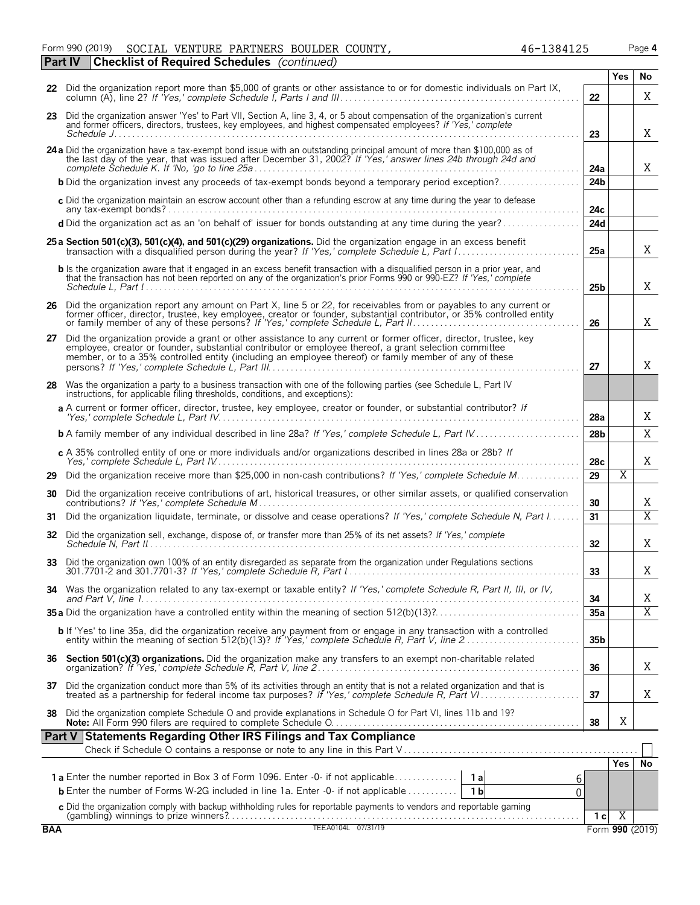Form 990 (2019) SOCIAL VENTURE PARTNERS BOULDER COUNTY, 46-1384125 Page 4

## Part IV Checklist of Required Schedules *(continued)*

| | | Line | Yes | No |
|---|---|---|---|---|
| 22 | Did the organization report more than $5,000 of grants or other assistance to or for domestic individuals on Part IX, column (A), line 2? *If 'Yes,' complete Schedule I, Parts I and III* | 22 | | X |
| 23 | Did the organization answer 'Yes' to Part VII, Section A, line 3, 4, or 5 about compensation of the organization's current and former officers, directors, trustees, key employees, and highest compensated employees? *If 'Yes,' complete Schedule J* | 23 | | X |
| 24a | Did the organization have a tax-exempt bond issue with an outstanding principal amount of more than $100,000 as of the last day of the year, that was issued after December 31, 2002? *If 'Yes,' answer lines 24b through 24d and complete Schedule K. If 'No,' go to line 25a* | 24a | | X |
| b | Did the organization invest any proceeds of tax-exempt bonds beyond a temporary period exception? | 24b | | |
| c | Did the organization maintain an escrow account other than a refunding escrow at any time during the year to defease any tax-exempt bonds? | 24c | | |
| d | Did the organization act as an 'on behalf of' issuer for bonds outstanding at any time during the year? | 24d | | |
| 25a | **Section 501(c)(3), 501(c)(4), and 501(c)(29) organizations.** Did the organization engage in an excess benefit transaction with a disqualified person during the year? *If 'Yes,' complete Schedule L, Part I* | 25a | | X |
| b | Is the organization aware that it engaged in an excess benefit transaction with a disqualified person in a prior year, and that the transaction has not been reported on any of the organization's prior Forms 990 or 990-EZ? *If 'Yes,' complete Schedule L, Part I* | 25b | | X |
| 26 | Did the organization report any amount on Part X, line 5 or 22, for receivables from or payables to any current or former officer, director, trustee, key employee, creator or founder, substantial contributor, or 35% controlled entity or family member of any of these persons? *If 'Yes,' complete Schedule L, Part II* | 26 | | X |
| 27 | Did the organization provide a grant or other assistance to any current or former officer, director, trustee, key employee, creator or founder, substantial contributor or employee thereof, a grant selection committee member, or to a 35% controlled entity (including an employee thereof) or family member of any of these persons? *If 'Yes,' complete Schedule L, Part III* | 27 | | X |
| 28 | Was the organization a party to a business transaction with one of the following parties (see Schedule L, Part IV instructions, for applicable filing thresholds, conditions, and exceptions): | | | |
| a | A current or former officer, director, trustee, key employee, creator or founder, or substantial contributor? *If 'Yes,' complete Schedule L, Part IV* | 28a | | X |
| b | A family member of any individual described in line 28a? *If 'Yes,' complete Schedule L, Part IV* | 28b | | X |
| c | A 35% controlled entity of one or more individuals and/or organizations described in lines 28a or 28b? *If Yes,' complete Schedule L, Part IV* | 28c | | X |
| 29 | Did the organization receive more than $25,000 in non-cash contributions? *If 'Yes,' complete Schedule M* | 29 | X | |
| 30 | Did the organization receive contributions of art, historical treasures, or other similar assets, or qualified conservation contributions? *If 'Yes,' complete Schedule M* | 30 | | X |
| 31 | Did the organization liquidate, terminate, or dissolve and cease operations? *If 'Yes,' complete Schedule N, Part I* | 31 | | X |
| 32 | Did the organization sell, exchange, dispose of, or transfer more than 25% of its net assets? *If 'Yes,' complete Schedule N, Part II* | 32 | | X |
| 33 | Did the organization own 100% of an entity disregarded as separate from the organization under Regulations sections 301.7701-2 and 301.7701-3? *If 'Yes,' complete Schedule R, Part I* | 33 | | X |
| 34 | Was the organization related to any tax-exempt or taxable entity? *If 'Yes,' complete Schedule R, Part II, III, or IV, and Part V, line 1* | 34 | | X |
| 35a | Did the organization have a controlled entity within the meaning of section 512(b)(13)? | 35a | | X |
| b | If 'Yes' to line 35a, did the organization receive any payment from or engage in any transaction with a controlled entity within the meaning of section 512(b)(13)? *If 'Yes,' complete Schedule R, Part V, line 2* | 35b | | |
| 36 | **Section 501(c)(3) organizations.** Did the organization make any transfers to an exempt non-charitable related organization? *If 'Yes,' complete Schedule R, Part V, line 2* | 36 | | X |
| 37 | Did the organization conduct more than 5% of its activities through an entity that is not a related organization and that is treated as a partnership for federal income tax purposes? *If 'Yes,' complete Schedule R, Part VI* | 37 | | X |
| 38 | Did the organization complete Schedule O and provide explanations in Schedule O for Part VI, lines 11b and 19? **Note:** All Form 990 filers are required to complete Schedule O. | 38 | X | |

## Part V Statements Regarding Other IRS Filings and Tax Compliance

Check if Schedule O contains a response or note to any line in this Part V ☐

| | | | | Line | Yes | No |
|---|---|---|---|---|---|---|
| 1a | Enter the number reported in Box 3 of Form 1096. Enter -0- if not applicable | 1a | 6 | | | |
| b | Enter the number of Forms W-2G included in line 1a. Enter -0- if not applicable | 1b | 0 | | | |
| c | Did the organization comply with backup withholding rules for reportable payments to vendors and reportable gaming (gambling) winnings to prize winners? | | | 1c | X | |

BAA TEEA0104L 07/31/19 Form **990** (2019)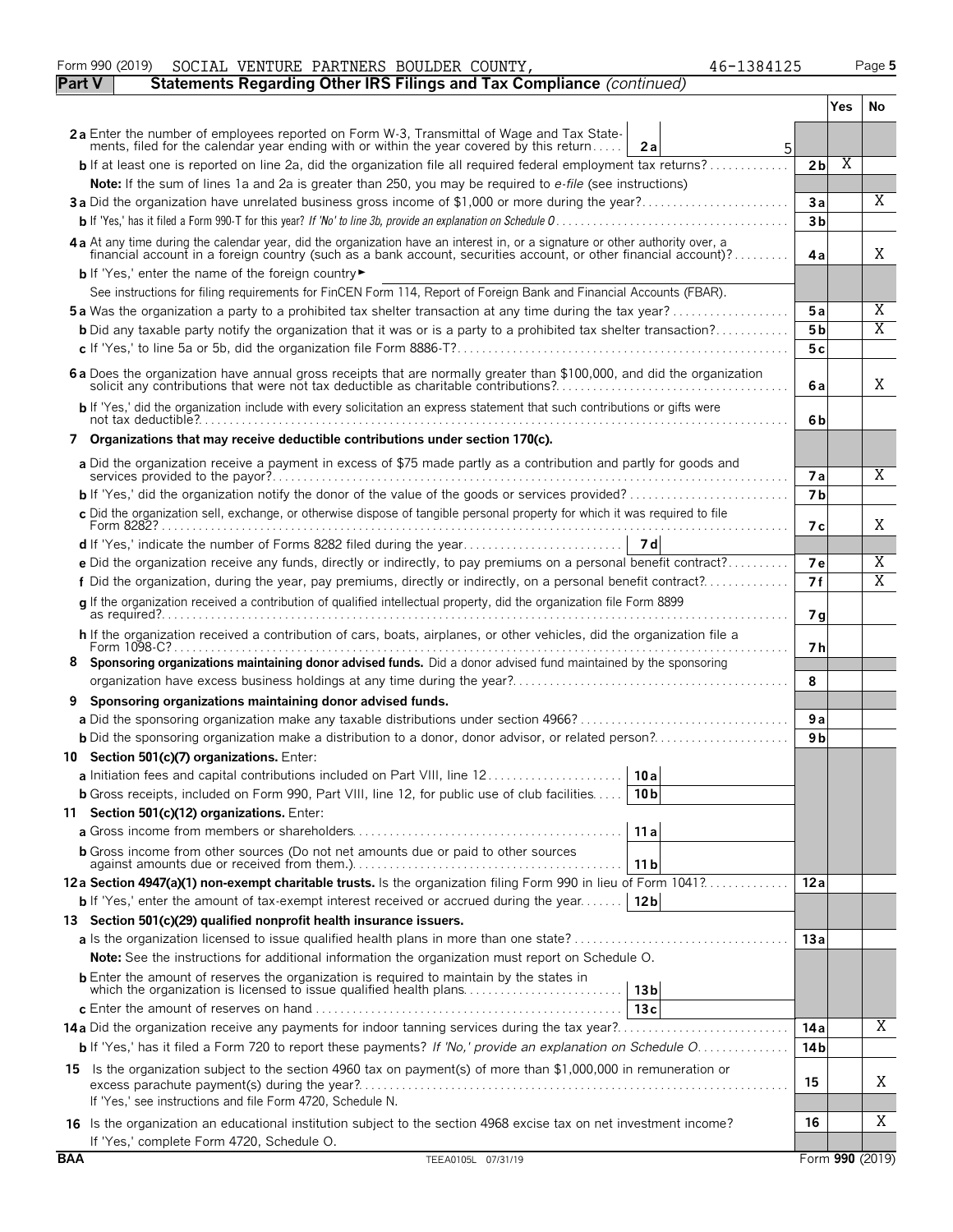Form 990 (2019) SOCIAL VENTURE PARTNERS BOULDER COUNTY, 46-1384125

## Part V Statements Regarding Other IRS Filings and Tax Compliance *(continued)*

| | | | | Yes | No |
|---|---|---|---|---|---|
| **2a** | Enter the number of employees reported on Form W-3, Transmittal of Wage and Tax Statements, filed for the calendar year ending with or within the year covered by this return | 2a | 5 | | |
| **b** | If at least one is reported on line 2a, did the organization file all required federal employment tax returns? | | 2b | X | |
| | **Note:** If the sum of lines 1a and 2a is greater than 250, you may be required to *e-file* (see instructions) | | | | |
| **3a** | Did the organization have unrelated business gross income of $1,000 or more during the year? | | 3a | | X |
| **b** | If 'Yes,' has it filed a Form 990-T for this year? *If 'No' to line 3b, provide an explanation on Schedule O* | | 3b | | |
| **4a** | At any time during the calendar year, did the organization have an interest in, or a signature or other authority over, a financial account in a foreign country (such as a bank account, securities account, or other financial account)? | | 4a | | X |
| **b** | If 'Yes,' enter the name of the foreign country ► | | | | |
| | See instructions for filing requirements for FinCEN Form 114, Report of Foreign Bank and Financial Accounts (FBAR). | | | | |
| **5a** | Was the organization a party to a prohibited tax shelter transaction at any time during the tax year? | | 5a | | X |
| **b** | Did any taxable party notify the organization that it was or is a party to a prohibited tax shelter transaction? | | 5b | | X |
| **c** | If 'Yes,' to line 5a or 5b, did the organization file Form 8886-T? | | 5c | | |
| **6a** | Does the organization have annual gross receipts that are normally greater than $100,000, and did the organization solicit any contributions that were not tax deductible as charitable contributions? | | 6a | | X |
| **b** | If 'Yes,' did the organization include with every solicitation an express statement that such contributions or gifts were not tax deductible? | | 6b | | |
| **7** | **Organizations that may receive deductible contributions under section 170(c).** | | | | |
| **a** | Did the organization receive a payment in excess of $75 made partly as a contribution and partly for goods and services provided to the payor? | | 7a | | X |
| **b** | If 'Yes,' did the organization notify the donor of the value of the goods or services provided? | | 7b | | |
| **c** | Did the organization sell, exchange, or otherwise dispose of tangible personal property for which it was required to file Form 8282? | | 7c | | X |
| **d** | If 'Yes,' indicate the number of Forms 8282 filed during the year | 7d | | | |
| **e** | Did the organization receive any funds, directly or indirectly, to pay premiums on a personal benefit contract? | | 7e | | X |
| **f** | Did the organization, during the year, pay premiums, directly or indirectly, on a personal benefit contract? | | 7f | | X |
| **g** | If the organization received a contribution of qualified intellectual property, did the organization file Form 8899 as required? | | 7g | | |
| **h** | If the organization received a contribution of cars, boats, airplanes, or other vehicles, did the organization file a Form 1098-C? | | 7h | | |
| **8** | **Sponsoring organizations maintaining donor advised funds.** Did a donor advised fund maintained by the sponsoring organization have excess business holdings at any time during the year? | | 8 | | |
| **9** | **Sponsoring organizations maintaining donor advised funds.** | | | | |
| **a** | Did the sponsoring organization make any taxable distributions under section 4966? | | 9a | | |
| **b** | Did the sponsoring organization make a distribution to a donor, donor advisor, or related person? | | 9b | | |
| **10** | **Section 501(c)(7) organizations.** Enter: | | | | |
| **a** | Initiation fees and capital contributions included on Part VIII, line 12 | 10a | | | |
| **b** | Gross receipts, included on Form 990, Part VIII, line 12, for public use of club facilities | 10b | | | |
| **11** | **Section 501(c)(12) organizations.** Enter: | | | | |
| **a** | Gross income from members or shareholders | 11a | | | |
| **b** | Gross income from other sources (Do not net amounts due or paid to other sources against amounts due or received from them.) | 11b | | | |
| **12a** | **Section 4947(a)(1) non-exempt charitable trusts.** Is the organization filing Form 990 in lieu of Form 1041? | | 12a | | |
| **b** | If 'Yes,' enter the amount of tax-exempt interest received or accrued during the year | 12b | | | |
| **13** | **Section 501(c)(29) qualified nonprofit health insurance issuers.** | | | | |
| **a** | Is the organization licensed to issue qualified health plans in more than one state? | | 13a | | |
| | **Note:** See the instructions for additional information the organization must report on Schedule O. | | | | |
| **b** | Enter the amount of reserves the organization is required to maintain by the states in which the organization is licensed to issue qualified health plans | 13b | | | |
| **c** | Enter the amount of reserves on hand | 13c | | | |
| **14a** | Did the organization receive any payments for indoor tanning services during the tax year? | | 14a | | X |
| **b** | If 'Yes,' has it filed a Form 720 to report these payments? *If 'No,' provide an explanation on Schedule O* | | 14b | | |
| **15** | Is the organization subject to the section 4960 tax on payment(s) of more than $1,000,000 in remuneration or excess parachute payment(s) during the year? If 'Yes,' see instructions and file Form 4720, Schedule N. | | 15 | | X |
| **16** | Is the organization an educational institution subject to the section 4968 excise tax on net investment income? If 'Yes,' complete Form 4720, Schedule O. | | 16 | | X |

BAA TEEA0105L 07/31/19 Form **990** (2019)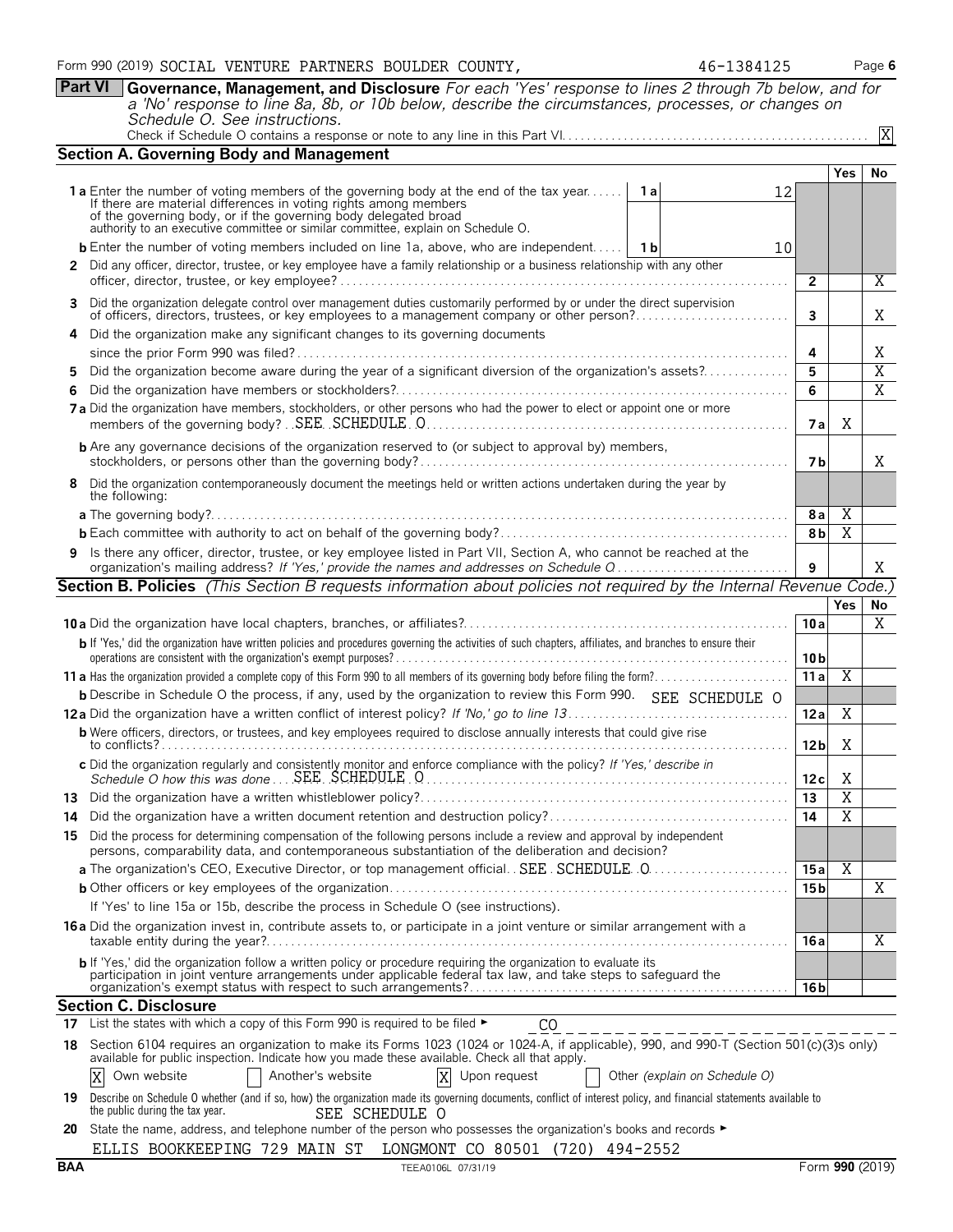Form 990 (2019) SOCIAL VENTURE PARTNERS BOULDER COUNTY, 46-1384125 Page 6

## Part VI Governance, Management, and Disclosure

*For each 'Yes' response to lines 2 through 7b below, and for a 'No' response to line 8a, 8b, or 10b below, describe the circumstances, processes, or changes on Schedule O. See instructions.*

Check if Schedule O contains a response or note to any line in this Part VI . . . [X]

### Section A. Governing Body and Management

| | | | Yes | No |
|---|---|---|---|---|
| **1a** Enter the number of voting members of the governing body at the end of the tax year. If there are material differences in voting rights among members of the governing body, or if the governing body delegated broad authority to an executive committee or similar committee, explain on Schedule O. | 1a: 12 | | | |
| **b** Enter the number of voting members included on line 1a, above, who are independent | 1b: 10 | | | |
| **2** Did any officer, director, trustee, or key employee have a family relationship or a business relationship with any other officer, director, trustee, or key employee? | | 2 | | X |
| **3** Did the organization delegate control over management duties customarily performed by or under the direct supervision of officers, directors, trustees, or key employees to a management company or other person? | | 3 | | X |
| **4** Did the organization make any significant changes to its governing documents since the prior Form 990 was filed? | | 4 | | X |
| **5** Did the organization become aware during the year of a significant diversion of the organization's assets? | | 5 | | X |
| **6** Did the organization have members or stockholders? | | 6 | | X |
| **7a** Did the organization have members, stockholders, or other persons who had the power to elect or appoint one or more members of the governing body? SEE SCHEDULE O | | 7a | X | |
| **b** Are any governance decisions of the organization reserved to (or subject to approval by) members, stockholders, or persons other than the governing body? | | 7b | | X |
| **8** Did the organization contemporaneously document the meetings held or written actions undertaken during the year by the following: | | | | |
| **a** The governing body? | | 8a | X | |
| **b** Each committee with authority to act on behalf of the governing body? | | 8b | X | |
| **9** Is there any officer, director, trustee, or key employee listed in Part VII, Section A, who cannot be reached at the organization's mailing address? *If 'Yes,' provide the names and addresses on Schedule O* | | 9 | | X |

### Section B. Policies *(This Section B requests information about policies not required by the Internal Revenue Code.)*

| | | Yes | No |
|---|---|---|---|
| **10a** Did the organization have local chapters, branches, or affiliates? | 10a | | X |
| **b** If 'Yes,' did the organization have written policies and procedures governing the activities of such chapters, affiliates, and branches to ensure their operations are consistent with the organization's exempt purposes? | 10b | | |
| **11a** Has the organization provided a complete copy of this Form 990 to all members of its governing body before filing the form? | 11a | X | |
| **b** Describe in Schedule O the process, if any, used by the organization to review this Form 990. SEE SCHEDULE O | | | |
| **12a** Did the organization have a written conflict of interest policy? *If 'No,' go to line 13* | 12a | X | |
| **b** Were officers, directors, or trustees, and key employees required to disclose annually interests that could give rise to conflicts? | 12b | X | |
| **c** Did the organization regularly and consistently monitor and enforce compliance with the policy? *If 'Yes,' describe in Schedule O how this was done* SEE SCHEDULE O | 12c | X | |
| **13** Did the organization have a written whistleblower policy? | 13 | X | |
| **14** Did the organization have a written document retention and destruction policy? | 14 | X | |
| **15** Did the process for determining compensation of the following persons include a review and approval by independent persons, comparability data, and contemporaneous substantiation of the deliberation and decision? | | | |
| **a** The organization's CEO, Executive Director, or top management official SEE SCHEDULE O | 15a | X | |
| **b** Other officers or key employees of the organization | 15b | | X |
| If 'Yes' to line 15a or 15b, describe the process in Schedule O (see instructions). | | | |
| **16a** Did the organization invest in, contribute assets to, or participate in a joint venture or similar arrangement with a taxable entity during the year? | 16a | | X |
| **b** If 'Yes,' did the organization follow a written policy or procedure requiring the organization to evaluate its participation in joint venture arrangements under applicable federal tax law, and take steps to safeguard the organization's exempt status with respect to such arrangements? | 16b | | |

### Section C. Disclosure

**17** List the states with which a copy of this Form 990 is required to be filed ► CO

**18** Section 6104 requires an organization to make its Forms 1023 (1024 or 1024-A, if applicable), 990, and 990-T (Section 501(c)(3)s only) available for public inspection. Indicate how you made these available. Check all that apply.

[X] Own website [ ] Another's website [X] Upon request [ ] Other *(explain on Schedule O)*

**19** Describe on Schedule O whether (and if so, how) the organization made its governing documents, conflict of interest policy, and financial statements available to the public during the tax year. SEE SCHEDULE O

**20** State the name, address, and telephone number of the person who possesses the organization's books and records ►

ELLIS BOOKKEEPING 729 MAIN ST LONGMONT CO 80501 (720) 494-2552

BAA TEEA0106L 07/31/19 Form **990** (2019)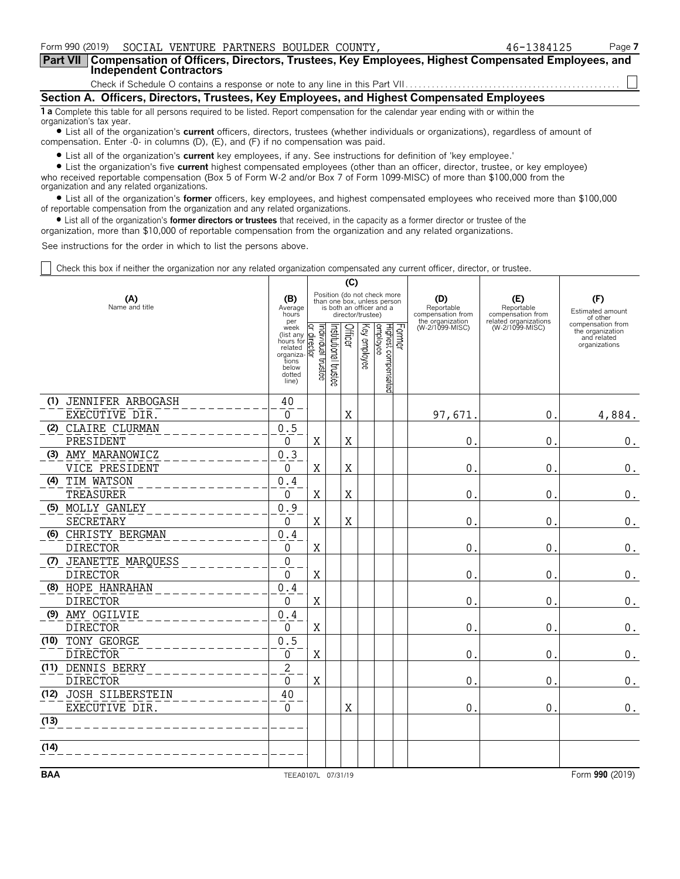Form 990 (2019) SOCIAL VENTURE PARTNERS BOULDER COUNTY, 46-1384125 Page **7**

## Part VII Compensation of Officers, Directors, Trustees, Key Employees, Highest Compensated Employees, and Independent Contractors

Check if Schedule O contains a response or note to any line in this Part VII . . . . . . . . . . . . . . . . . . . . . . . . . . . . . . . . . . . . . . . . . . . . . . . . . ☐

### Section A. Officers, Directors, Trustees, Key Employees, and Highest Compensated Employees

**1 a** Complete this table for all persons required to be listed. Report compensation for the calendar year ending with or within the organization's tax year.

- List all of the organization's **current** officers, directors, trustees (whether individuals or organizations), regardless of amount of compensation. Enter -0- in columns (D), (E), and (F) if no compensation was paid.
- List all of the organization's **current** key employees, if any. See instructions for definition of 'key employee.'
- List the organization's five **current** highest compensated employees (other than an officer, director, trustee, or key employee) who received reportable compensation (Box 5 of Form W-2 and/or Box 7 of Form 1099-MISC) of more than $100,000 from the organization and any related organizations.
- List all of the organization's **former** officers, key employees, and highest compensated employees who received more than $100,000 of reportable compensation from the organization and any related organizations.
- List all of the organization's **former directors or trustees** that received, in the capacity as a former director or trustee of the organization, more than $10,000 of reportable compensation from the organization and any related organizations.

See instructions for the order in which to list the persons above.

☐ Check this box if neither the organization nor any related organization compensated any current officer, director, or trustee.

| (A) Name and title | (B) Average hours per week (list any hours for related organizations below dotted line) | (C) Position (do not check more than one box, unless person is both an officer and a director/trustee) | | | | | | (D) Reportable compensation from the organization (W-2/1099-MISC) | (E) Reportable compensation from related organizations (W-2/1099-MISC) | (F) Estimated amount of other compensation from the organization and related organizations |
|---|---|---|---|---|---|---|---|---|---|---|
| | | Individual trustee or director | Institutional trustee | Officer | Key employee | Highest compensated employee | Former | | | |
| (1) JENNIFER ARBOGASH<br>EXECUTIVE DIR. | 40<br>0 | | | X | | | | 97,671. | 0. | 4,884. |
| (2) CLAIRE CLURMAN<br>PRESIDENT | 0.5<br>0 | X | | X | | | | 0. | 0. | 0. |
| (3) AMY MARANOWICZ<br>VICE PRESIDENT | 0.3<br>0 | X | | X | | | | 0. | 0. | 0. |
| (4) TIM WATSON<br>TREASURER | 0.4<br>0 | X | | X | | | | 0. | 0. | 0. |
| (5) MOLLY GANLEY<br>SECRETARY | 0.9<br>0 | X | | X | | | | 0. | 0. | 0. |
| (6) CHRISTY BERGMAN<br>DIRECTOR | 0.4<br>0 | X | | | | | | 0. | 0. | 0. |
| (7) JEANETTE MARQUESS<br>DIRECTOR | 0<br>0 | X | | | | | | 0. | 0. | 0. |
| (8) HOPE HANRAHAN<br>DIRECTOR | 0.4<br>0 | X | | | | | | 0. | 0. | 0. |
| (9) AMY OGILVIE<br>DIRECTOR | 0.4<br>0 | X | | | | | | 0. | 0. | 0. |
| (10) TONY GEORGE<br>DIRECTOR | 0.5<br>0 | X | | | | | | 0. | 0. | 0. |
| (11) DENNIS BERRY<br>DIRECTOR | 2<br>0 | X | | | | | | 0. | 0. | 0. |
| (12) JOSH SILBERSTEIN<br>EXECUTIVE DIR. | 40<br>0 | | | X | | | | 0. | 0. | 0. |
| (13) | | | | | | | | | | |
| (14) | | | | | | | | | | |

BAA TEEA0107L 07/31/19 Form **990** (2019)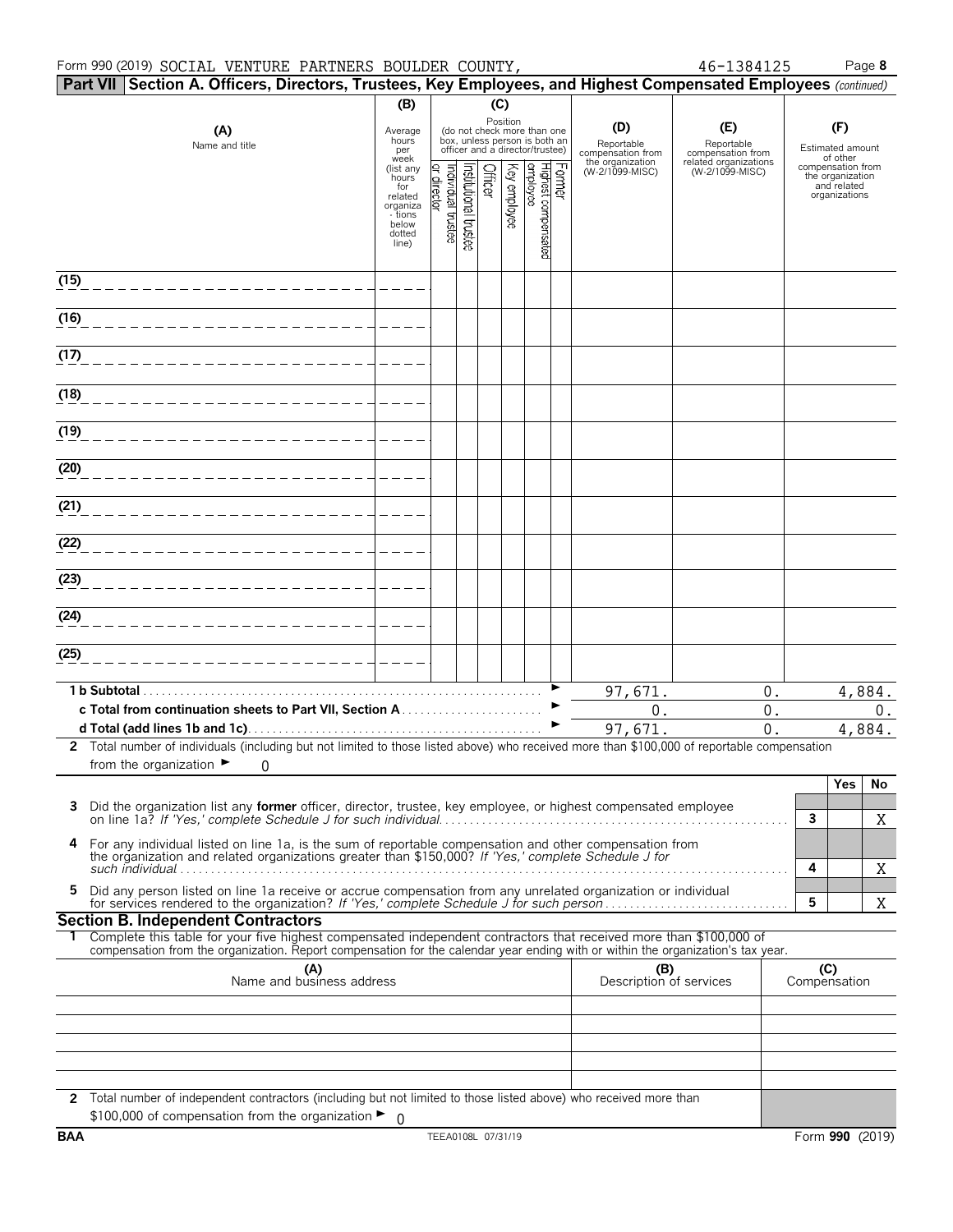Form 990 (2019) SOCIAL VENTURE PARTNERS BOULDER COUNTY, 46-1384125

**Part VII Section A. Officers, Directors, Trustees, Key Employees, and Highest Compensated Employees** *(continued)*

| (A) Name and title | (B) Average hours per week (list any hours for related organizations below dotted line) | (C) Position (do not check more than one box, unless person is both an officer and a director/trustee): Individual trustee or director | Institutional trustee | Officer | Key employee | Highest compensated employee | Former | (D) Reportable compensation from the organization (W-2/1099-MISC) | (E) Reportable compensation from related organizations (W-2/1099-MISC) | (F) Estimated amount of other compensation from the organization and related organizations |
|---|---|---|---|---|---|---|---|---|---|---|
| (15) | | | | | | | | | | |
| (16) | | | | | | | | | | |
| (17) | | | | | | | | | | |
| (18) | | | | | | | | | | |
| (19) | | | | | | | | | | |
| (20) | | | | | | | | | | |
| (21) | | | | | | | | | | |
| (22) | | | | | | | | | | |
| (23) | | | | | | | | | | |
| (24) | | | | | | | | | | |
| (25) | | | | | | | | | | |
| **1 b Subtotal** | | | | | | | | 97,671. | 0. | 4,884. |
| **c Total from continuation sheets to Part VII, Section A** | | | | | | | | 0. | 0. | 0. |
| **d Total (add lines 1b and 1c)** | | | | | | | | 97,671. | 0. | 4,884. |

**2** Total number of individuals (including but not limited to those listed above) who received more than $100,000 of reportable compensation from the organization ► 0

| | | | Yes | No |
|---|---|---|---|---|
| **3** | Did the organization list any **former** officer, director, trustee, key employee, or highest compensated employee on line 1a? *If 'Yes,' complete Schedule J for such individual* | 3 | | X |
| **4** | For any individual listed on line 1a, is the sum of reportable compensation and other compensation from the organization and related organizations greater than $150,000? *If 'Yes,' complete Schedule J for such individual* | 4 | | X |
| **5** | Did any person listed on line 1a receive or accrue compensation from any unrelated organization or individual for services rendered to the organization? *If 'Yes,' complete Schedule J for such person* | 5 | | X |

**Section B. Independent Contractors**

**1** Complete this table for your five highest compensated independent contractors that received more than $100,000 of compensation from the organization. Report compensation for the calendar year ending with or within the organization's tax year.

| (A) Name and business address | (B) Description of services | (C) Compensation |
|---|---|---|
| | | |
| | | |
| | | |
| | | |
| | | |

**2** Total number of independent contractors (including but not limited to those listed above) who received more than $100,000 of compensation from the organization ► 0

BAA TEEA0108L 07/31/19 Form **990** (2019)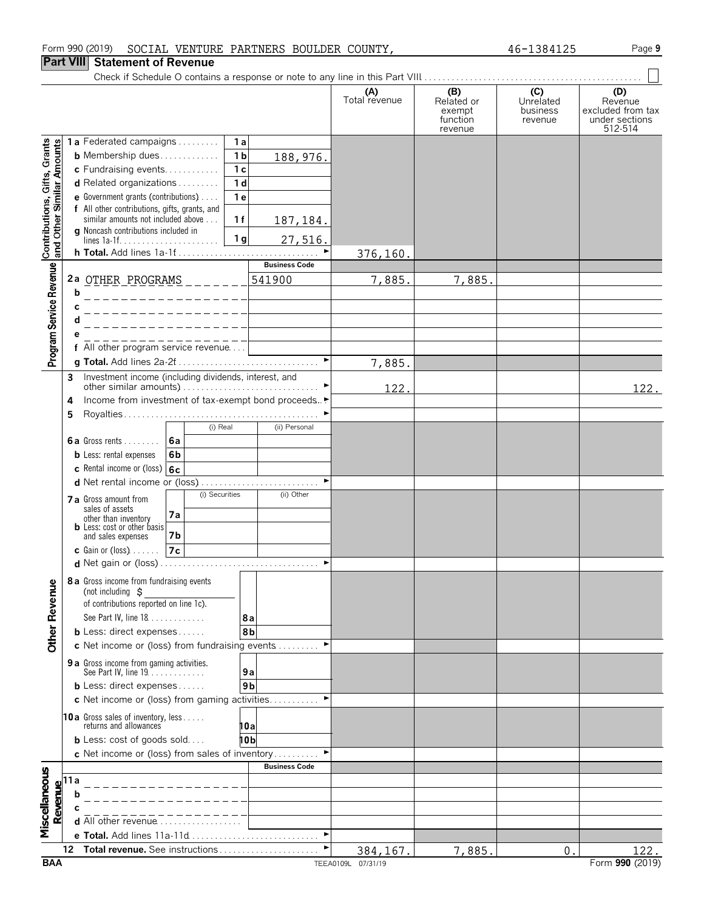Form 990 (2019) SOCIAL VENTURE PARTNERS BOULDER COUNTY, 46-1384125

## Part VIII Statement of Revenue

Check if Schedule O contains a response or note to any line in this Part VIII

| | | | (A) Total revenue | (B) Related or exempt function revenue | (C) Unrelated business revenue | (D) Revenue excluded from tax under sections 512-514 |
|---|---|---|---|---|---|---|
| **Contributions, Gifts, Grants and Other Similar Amounts** | 1a Federated campaigns | 1a | | | | |
| | b Membership dues | 1b 188,976. | | | | |
| | c Fundraising events | 1c | | | | |
| | d Related organizations | 1d | | | | |
| | e Government grants (contributions) | 1e | | | | |
| | f All other contributions, gifts, grants, and similar amounts not included above | 1f 187,184. | | | | |
| | g Noncash contributions included in lines 1a-1f | 1g 27,516. | | | | |
| | h Total. Add lines 1a-1f | | 376,160. | | | |
| **Program Service Revenue** | | Business Code | | | | |
| | 2a OTHER PROGRAMS | 541900 | 7,885. | 7,885. | | |
| | b | | | | | |
| | c | | | | | |
| | d | | | | | |
| | e | | | | | |
| | f All other program service revenue | | | | | |
| | g Total. Add lines 2a-2f | | 7,885. | | | |
| **Other Revenue** | 3 Investment income (including dividends, interest, and other similar amounts) | | 122. | | | 122. |
| | 4 Income from investment of tax-exempt bond proceeds | | | | | |
| | 5 Royalties | | | | | |
| | | (i) Real / (ii) Personal | | | | |
| | 6a Gross rents | 6a | | | | |
| | b Less: rental expenses | 6b | | | | |
| | c Rental income or (loss) | 6c | | | | |
| | d Net rental income or (loss) | | | | | |
| | | (i) Securities / (ii) Other | | | | |
| | 7a Gross amount from sales of assets other than inventory | 7a | | | | |
| | b Less: cost or other basis and sales expenses | 7b | | | | |
| | c Gain or (loss) | 7c | | | | |
| | d Net gain or (loss) | | | | | |
| | 8a Gross income from fundraising events (not including $ of contributions reported on line 1c). See Part IV, line 18 | 8a | | | | |
| | b Less: direct expenses | 8b | | | | |
| | c Net income or (loss) from fundraising events | | | | | |
| | 9a Gross income from gaming activities. See Part IV, line 19 | 9a | | | | |
| | b Less: direct expenses | 9b | | | | |
| | c Net income or (loss) from gaming activities | | | | | |
| | 10a Gross sales of inventory, less returns and allowances | 10a | | | | |
| | b Less: cost of goods sold | 10b | | | | |
| | c Net income or (loss) from sales of inventory | | | | | |
| **Miscellaneous Revenue** | | Business Code | | | | |
| | 11a | | | | | |
| | b | | | | | |
| | c | | | | | |
| | d All other revenue | | | | | |
| | e Total. Add lines 11a-11d | | | | | |
| | 12 Total revenue. See instructions | | 384,167. | 7,885. | 0. | 122. |

BAA TEEA0109L 07/31/19 Form 990 (2019)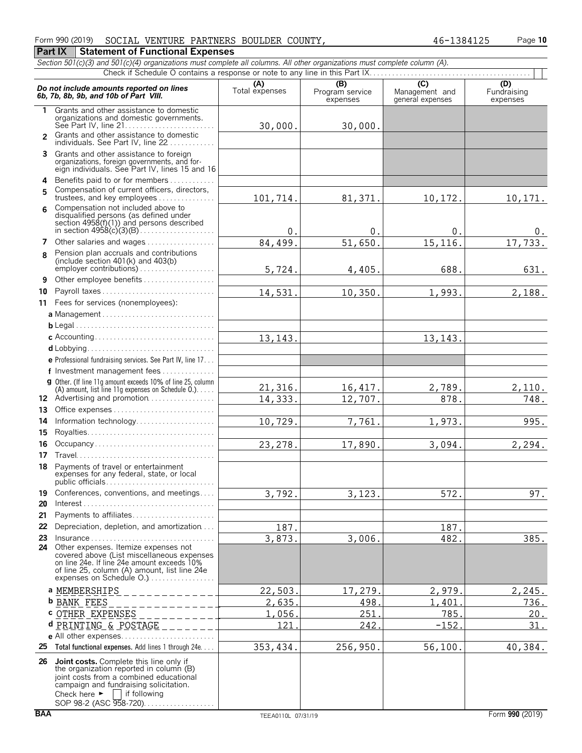Form 990 (2019) SOCIAL VENTURE PARTNERS BOULDER COUNTY, 46-1384125 Page **10**

## Part IX Statement of Functional Expenses

*Section 501(c)(3) and 501(c)(4) organizations must complete all columns. All other organizations must complete column (A).*

Check if Schedule O contains a response or note to any line in this Part IX . . . . . . . . . . ☐

| *Do not include amounts reported on lines 6b, 7b, 8b, 9b, and 10b of Part VIII.* | (A) Total expenses | (B) Program service expenses | (C) Management and general expenses | (D) Fundraising expenses |
|---|---|---|---|---|
| **1** Grants and other assistance to domestic organizations and domestic governments. See Part IV, line 21 | 30,000. | 30,000. | | |
| **2** Grants and other assistance to domestic individuals. See Part IV, line 22 | | | | |
| **3** Grants and other assistance to foreign organizations, foreign governments, and foreign individuals. See Part IV, lines 15 and 16 | | | | |
| **4** Benefits paid to or for members | | | | |
| **5** Compensation of current officers, directors, trustees, and key employees | 101,714. | 81,371. | 10,172. | 10,171. |
| **6** Compensation not included above to disqualified persons (as defined under section 4958(f)(1)) and persons described in section 4958(c)(3)(B) | 0. | 0. | 0. | 0. |
| **7** Other salaries and wages | 84,499. | 51,650. | 15,116. | 17,733. |
| **8** Pension plan accruals and contributions (include section 401(k) and 403(b) employer contributions) | 5,724. | 4,405. | 688. | 631. |
| **9** Other employee benefits | | | | |
| **10** Payroll taxes | 14,531. | 10,350. | 1,993. | 2,188. |
| **11** Fees for services (nonemployees): | | | | |
| **a** Management | | | | |
| **b** Legal | | | | |
| **c** Accounting | 13,143. | | 13,143. | |
| **d** Lobbying | | | | |
| **e** Professional fundraising services. See Part IV, line 17 | | | | |
| **f** Investment management fees | | | | |
| **g** Other. (If line 11g amount exceeds 10% of line 25, column (A) amount, list line 11g expenses on Schedule O.) | 21,316. | 16,417. | 2,789. | 2,110. |
| **12** Advertising and promotion | 14,333. | 12,707. | 878. | 748. |
| **13** Office expenses | | | | |
| **14** Information technology | 10,729. | 7,761. | 1,973. | 995. |
| **15** Royalties | | | | |
| **16** Occupancy | 23,278. | 17,890. | 3,094. | 2,294. |
| **17** Travel | | | | |
| **18** Payments of travel or entertainment expenses for any federal, state, or local public officials | | | | |
| **19** Conferences, conventions, and meetings | 3,792. | 3,123. | 572. | 97. |
| **20** Interest | | | | |
| **21** Payments to affiliates | | | | |
| **22** Depreciation, depletion, and amortization | 187. | | 187. | |
| **23** Insurance | 3,873. | 3,006. | 482. | 385. |
| **24** Other expenses. Itemize expenses not covered above (List miscellaneous expenses on line 24e. If line 24e amount exceeds 10% of line 25, column (A) amount, list line 24e expenses on Schedule O.) | | | | |
| **a** MEMBERSHIPS | 22,503. | 17,279. | 2,979. | 2,245. |
| **b** BANK FEES | 2,635. | 498. | 1,401. | 736. |
| **c** OTHER EXPENSES | 1,056. | 251. | 785. | 20. |
| **d** PRINTING & POSTAGE | 121. | 242. | -152. | 31. |
| **e** All other expenses | | | | |
| **25** **Total functional expenses.** Add lines 1 through 24e | 353,434. | 256,950. | 56,100. | 40,384. |
| **26** **Joint costs.** Complete this line only if the organization reported in column (B) joint costs from a combined educational campaign and fundraising solicitation. Check here ► ☐ if following SOP 98-2 (ASC 958-720) | | | | |

BAA TEEA0110L 07/31/19 Form **990** (2019)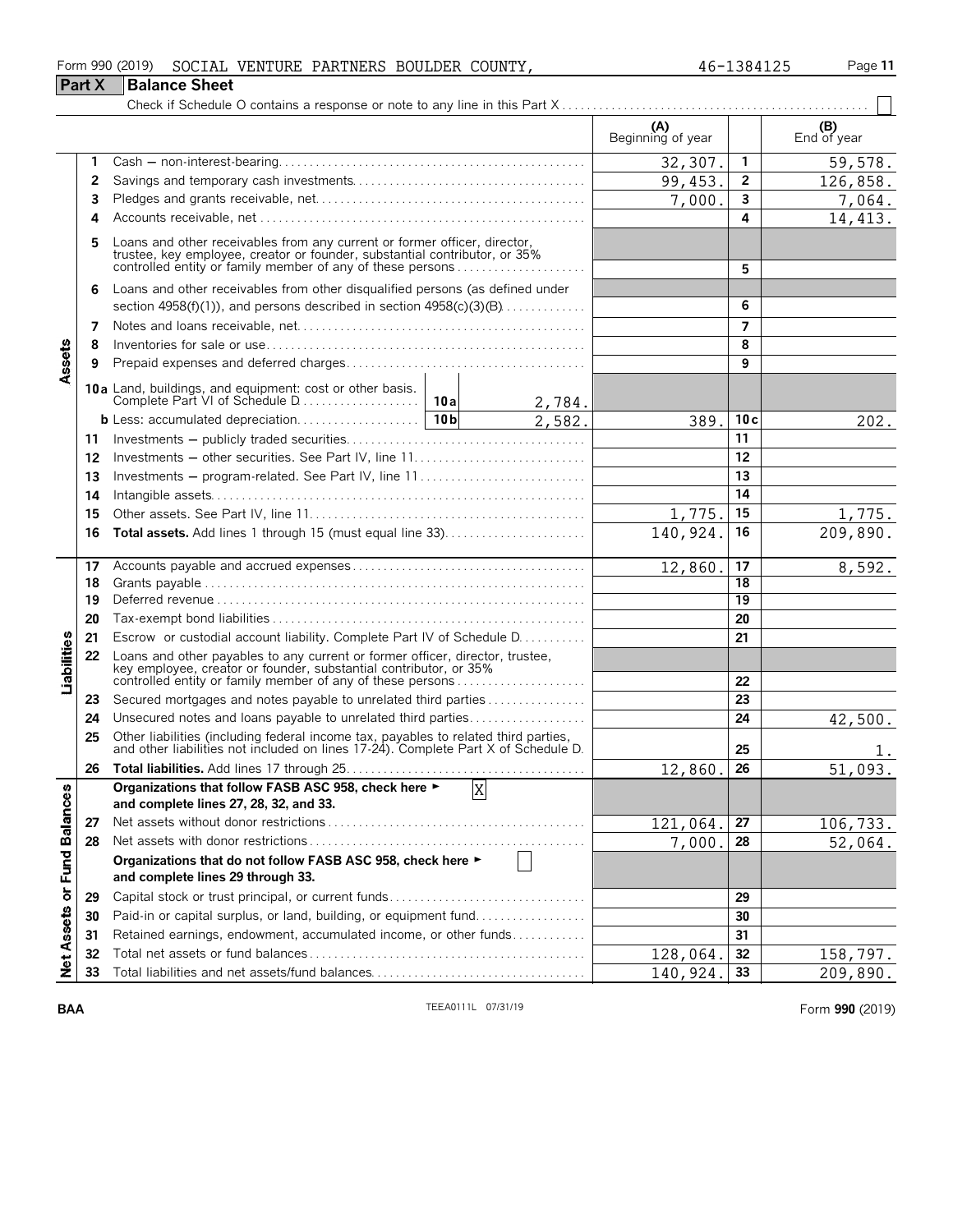Form 990 (2019) SOCIAL VENTURE PARTNERS BOULDER COUNTY, 46-1384125 Page **11**

## Part X Balance Sheet

Check if Schedule O contains a response or note to any line in this Part X ☐

| | | | (A) Beginning of year | | (B) End of year |
|---|---|---|---|---|---|
| **Assets** | 1 | Cash – non-interest-bearing | 32,307. | 1 | 59,578. |
| | 2 | Savings and temporary cash investments | 99,453. | 2 | 126,858. |
| | 3 | Pledges and grants receivable, net | 7,000. | 3 | 7,064. |
| | 4 | Accounts receivable, net | | 4 | 14,413. |
| | 5 | Loans and other receivables from any current or former officer, director, trustee, key employee, creator or founder, substantial contributor, or 35% controlled entity or family member of any of these persons | | 5 | |
| | 6 | Loans and other receivables from other disqualified persons (as defined under section 4958(f)(1)), and persons described in section 4958(c)(3)(B) | | 6 | |
| | 7 | Notes and loans receivable, net | | 7 | |
| | 8 | Inventories for sale or use | | 8 | |
| | 9 | Prepaid expenses and deferred charges | | 9 | |
| | 10a | Land, buildings, and equipment: cost or other basis. Complete Part VI of Schedule D — 10a: 2,784. | | | |
| | b | Less: accumulated depreciation — 10b: 2,582. | 389. | 10c | 202. |
| | 11 | Investments – publicly traded securities | | 11 | |
| | 12 | Investments – other securities. See Part IV, line 11 | | 12 | |
| | 13 | Investments – program-related. See Part IV, line 11 | | 13 | |
| | 14 | Intangible assets | | 14 | |
| | 15 | Other assets. See Part IV, line 11 | 1,775. | 15 | 1,775. |
| | 16 | **Total assets.** Add lines 1 through 15 (must equal line 33) | 140,924. | 16 | 209,890. |
| **Liabilities** | 17 | Accounts payable and accrued expenses | 12,860. | 17 | 8,592. |
| | 18 | Grants payable | | 18 | |
| | 19 | Deferred revenue | | 19 | |
| | 20 | Tax-exempt bond liabilities | | 20 | |
| | 21 | Escrow or custodial account liability. Complete Part IV of Schedule D | | 21 | |
| | 22 | Loans and other payables to any current or former officer, director, trustee, key employee, creator or founder, substantial contributor, or 35% controlled entity or family member of any of these persons | | 22 | |
| | 23 | Secured mortgages and notes payable to unrelated third parties | | 23 | |
| | 24 | Unsecured notes and loans payable to unrelated third parties | | 24 | 42,500. |
| | 25 | Other liabilities (including federal income tax, payables to related third parties, and other liabilities not included on lines 17-24). Complete Part X of Schedule D | | 25 | 1. |
| | 26 | **Total liabilities.** Add lines 17 through 25 | 12,860. | 26 | 51,093. |
| **Net Assets or Fund Balances** | | **Organizations that follow FASB ASC 958, check here ► ☒ and complete lines 27, 28, 32, and 33.** | | | |
| | 27 | Net assets without donor restrictions | 121,064. | 27 | 106,733. |
| | 28 | Net assets with donor restrictions | 7,000. | 28 | 52,064. |
| | | **Organizations that do not follow FASB ASC 958, check here ► ☐ and complete lines 29 through 33.** | | | |
| | 29 | Capital stock or trust principal, or current funds | | 29 | |
| | 30 | Paid-in or capital surplus, or land, building, or equipment fund | | 30 | |
| | 31 | Retained earnings, endowment, accumulated income, or other funds | | 31 | |
| | 32 | Total net assets or fund balances | 128,064. | 32 | 158,797. |
| | 33 | Total liabilities and net assets/fund balances | 140,924. | 33 | 209,890. |

BAA TEEA0111L 07/31/19 Form **990** (2019)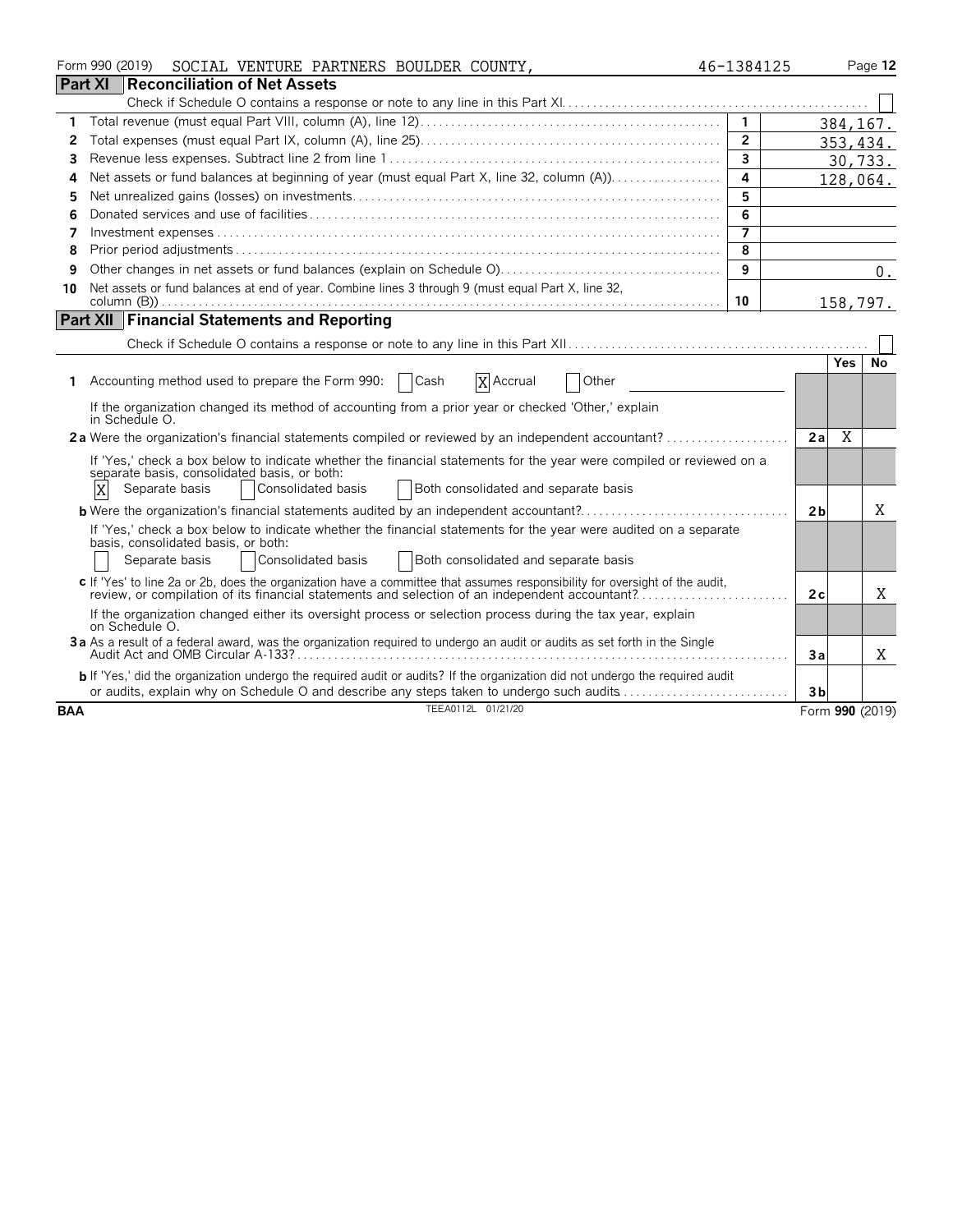Form 990 (2019) SOCIAL VENTURE PARTNERS BOULDER COUNTY, 46-1384125

## Part XI Reconciliation of Net Assets

Check if Schedule O contains a response or note to any line in this Part XI. ☐

| | | Line | Amount |
|---|---|---|---|
| 1 | Total revenue (must equal Part VIII, column (A), line 12) | 1 | 384,167. |
| 2 | Total expenses (must equal Part IX, column (A), line 25) | 2 | 353,434. |
| 3 | Revenue less expenses. Subtract line 2 from line 1 | 3 | 30,733. |
| 4 | Net assets or fund balances at beginning of year (must equal Part X, line 32, column (A)) | 4 | 128,064. |
| 5 | Net unrealized gains (losses) on investments | 5 | |
| 6 | Donated services and use of facilities | 6 | |
| 7 | Investment expenses | 7 | |
| 8 | Prior period adjustments | 8 | |
| 9 | Other changes in net assets or fund balances (explain on Schedule O) | 9 | 0. |
| 10 | Net assets or fund balances at end of year. Combine lines 3 through 9 (must equal Part X, line 32, column (B)) | 10 | 158,797. |

## Part XII Financial Statements and Reporting

Check if Schedule O contains a response or note to any line in this Part XII. ☐

| | | Line | Yes | No |
|---|---|---|---|---|
| 1 | Accounting method used to prepare the Form 990: ☐ Cash ☒ Accrual ☐ Other | | | |
| | If the organization changed its method of accounting from a prior year or checked 'Other,' explain in Schedule O. | | | |
| 2a | Were the organization's financial statements compiled or reviewed by an independent accountant? | 2a | X | |
| | If 'Yes,' check a box below to indicate whether the financial statements for the year were compiled or reviewed on a separate basis, consolidated basis, or both: ☒ Separate basis ☐ Consolidated basis ☐ Both consolidated and separate basis | | | |
| b | Were the organization's financial statements audited by an independent accountant? | 2b | | X |
| | If 'Yes,' check a box below to indicate whether the financial statements for the year were audited on a separate basis, consolidated basis, or both: ☐ Separate basis ☐ Consolidated basis ☐ Both consolidated and separate basis | | | |
| c | If 'Yes' to line 2a or 2b, does the organization have a committee that assumes responsibility for oversight of the audit, review, or compilation of its financial statements and selection of an independent accountant? | 2c | | X |
| | If the organization changed either its oversight process or selection process during the tax year, explain on Schedule O. | | | |
| 3a | As a result of a federal award, was the organization required to undergo an audit or audits as set forth in the Single Audit Act and OMB Circular A-133? | 3a | | X |
| b | If 'Yes,' did the organization undergo the required audit or audits? If the organization did not undergo the required audit or audits, explain why on Schedule O and describe any steps taken to undergo such audits | 3b | | |

BAA TEEA0112L 01/21/20 Form **990** (2019)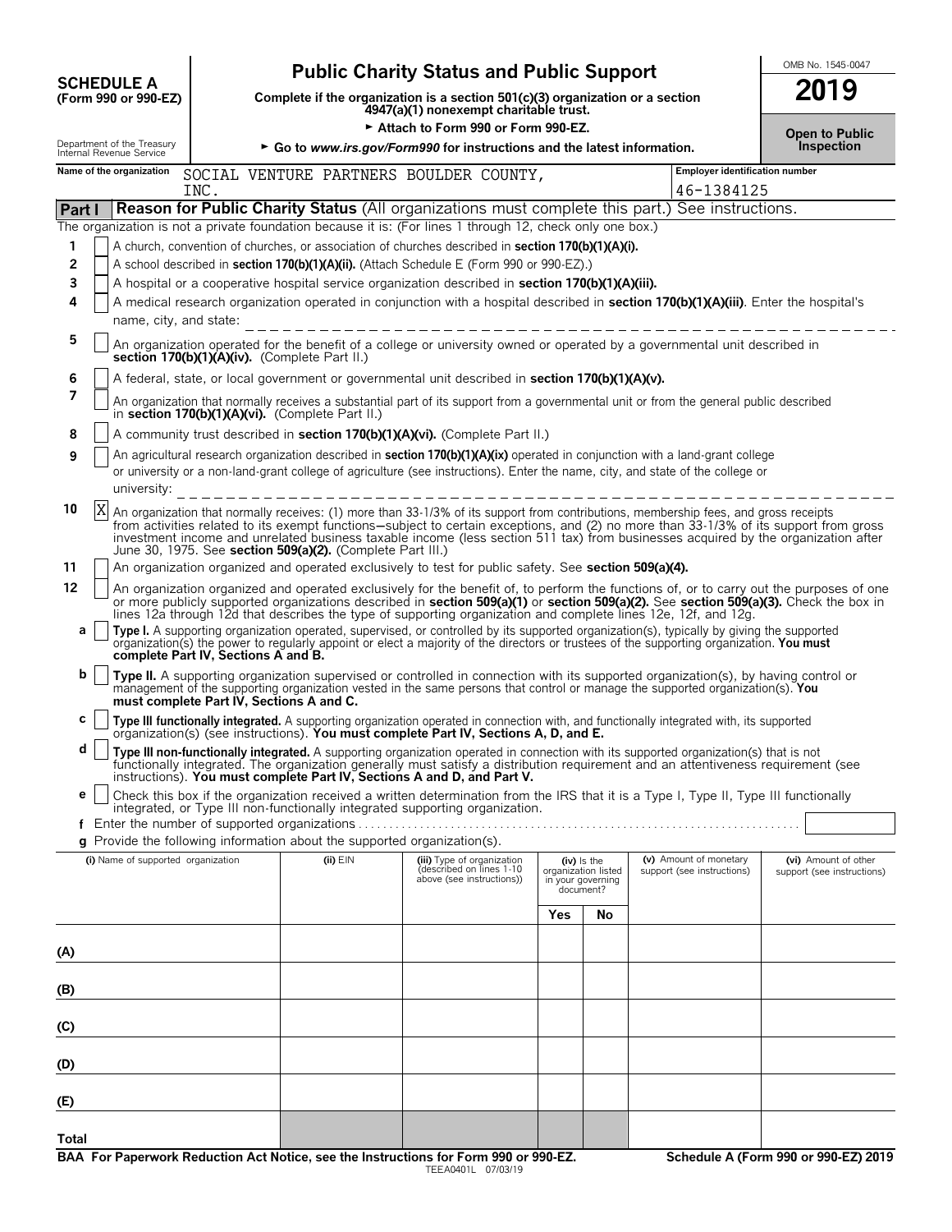**SCHEDULE A (Form 990 or 990-EZ)**

Department of the Treasury
Internal Revenue Service

# Public Charity Status and Public Support

**Complete if the organization is a section 501(c)(3) organization or a section 4947(a)(1) nonexempt charitable trust.**

► Attach to Form 990 or Form 990-EZ.

► Go to *www.irs.gov/Form990* for instructions and the latest information.

OMB No. 1545-0047

**2019**

**Open to Public Inspection**

**Name of the organization** SOCIAL VENTURE PARTNERS BOULDER COUNTY, INC.

**Employer identification number** 46-1384125

## Part I Reason for Public Charity Status (All organizations must complete this part.) See instructions.

The organization is not a private foundation because it is: (For lines 1 through 12, check only one box.)

1 [ ] A church, convention of churches, or association of churches described in **section 170(b)(1)(A)(i).**

2 [ ] A school described in **section 170(b)(1)(A)(ii).** (Attach Schedule E (Form 990 or 990-EZ).)

3 [ ] A hospital or a cooperative hospital service organization described in **section 170(b)(1)(A)(iii).**

4 [ ] A medical research organization operated in conjunction with a hospital described in **section 170(b)(1)(A)(iii)**. Enter the hospital's name, city, and state:

5 [ ] An organization operated for the benefit of a college or university owned or operated by a governmental unit described in **section 170(b)(1)(A)(iv).** (Complete Part II.)

6 [ ] A federal, state, or local government or governmental unit described in **section 170(b)(1)(A)(v).**

7 [ ] An organization that normally receives a substantial part of its support from a governmental unit or from the general public described in **section 170(b)(1)(A)(vi).** (Complete Part II.)

8 [ ] A community trust described in **section 170(b)(1)(A)(vi).** (Complete Part II.)

9 [ ] An agricultural research organization described in **section 170(b)(1)(A)(ix)** operated in conjunction with a land-grant college or university or a non-land-grant college of agriculture (see instructions). Enter the name, city, and state of the college or university:

10 [X] An organization that normally receives: (1) more than 33-1/3% of its support from contributions, membership fees, and gross receipts from activities related to its exempt functions—subject to certain exceptions, and (2) no more than 33-1/3% of its support from gross investment income and unrelated business taxable income (less section 511 tax) from businesses acquired by the organization after June 30, 1975. See **section 509(a)(2).** (Complete Part III.)

11 [ ] An organization organized and operated exclusively to test for public safety. See **section 509(a)(4).**

12 [ ] An organization organized and operated exclusively for the benefit of, to perform the functions of, or to carry out the purposes of one or more publicly supported organizations described in **section 509(a)(1)** or **section 509(a)(2).** See **section 509(a)(3).** Check the box in lines 12a through 12d that describes the type of supporting organization and complete lines 12e, 12f, and 12g.

a [ ] **Type I.** A supporting organization operated, supervised, or controlled by its supported organization(s), typically by giving the supported organization(s) the power to regularly appoint or elect a majority of the directors or trustees of the supporting organization. **You must complete Part IV, Sections A and B.**

b [ ] **Type II.** A supporting organization supervised or controlled in connection with its supported organization(s), by having control or management of the supporting organization vested in the same persons that control or manage the supported organization(s). **You must complete Part IV, Sections A and C.**

c [ ] **Type III functionally integrated.** A supporting organization operated in connection with, and functionally integrated with, its supported organization(s) (see instructions). **You must complete Part IV, Sections A, D, and E.**

d [ ] **Type III non-functionally integrated.** A supporting organization operated in connection with its supported organization(s) that is not functionally integrated. The organization generally must satisfy a distribution requirement and an attentiveness requirement (see instructions). **You must complete Part IV, Sections A and D, and Part V.**

e [ ] Check this box if the organization received a written determination from the IRS that it is a Type I, Type II, Type III functionally integrated, or Type III non-functionally integrated supporting organization.

f Enter the number of supported organizations

g Provide the following information about the supported organization(s).

| (i) Name of supported organization | (ii) EIN | (iii) Type of organization (described on lines 1-10 above (see instructions)) | (iv) Is the organization listed in your governing document? Yes | No | (v) Amount of monetary support (see instructions) | (vi) Amount of other support (see instructions) |
|---|---|---|---|---|---|---|
| (A) | | | | | | |
| (B) | | | | | | |
| (C) | | | | | | |
| (D) | | | | | | |
| (E) | | | | | | |
| Total | | | | | | |

**BAA For Paperwork Reduction Act Notice, see the Instructions for Form 990 or 990-EZ.** TEEA0401L 07/03/19 **Schedule A (Form 990 or 990-EZ) 2019**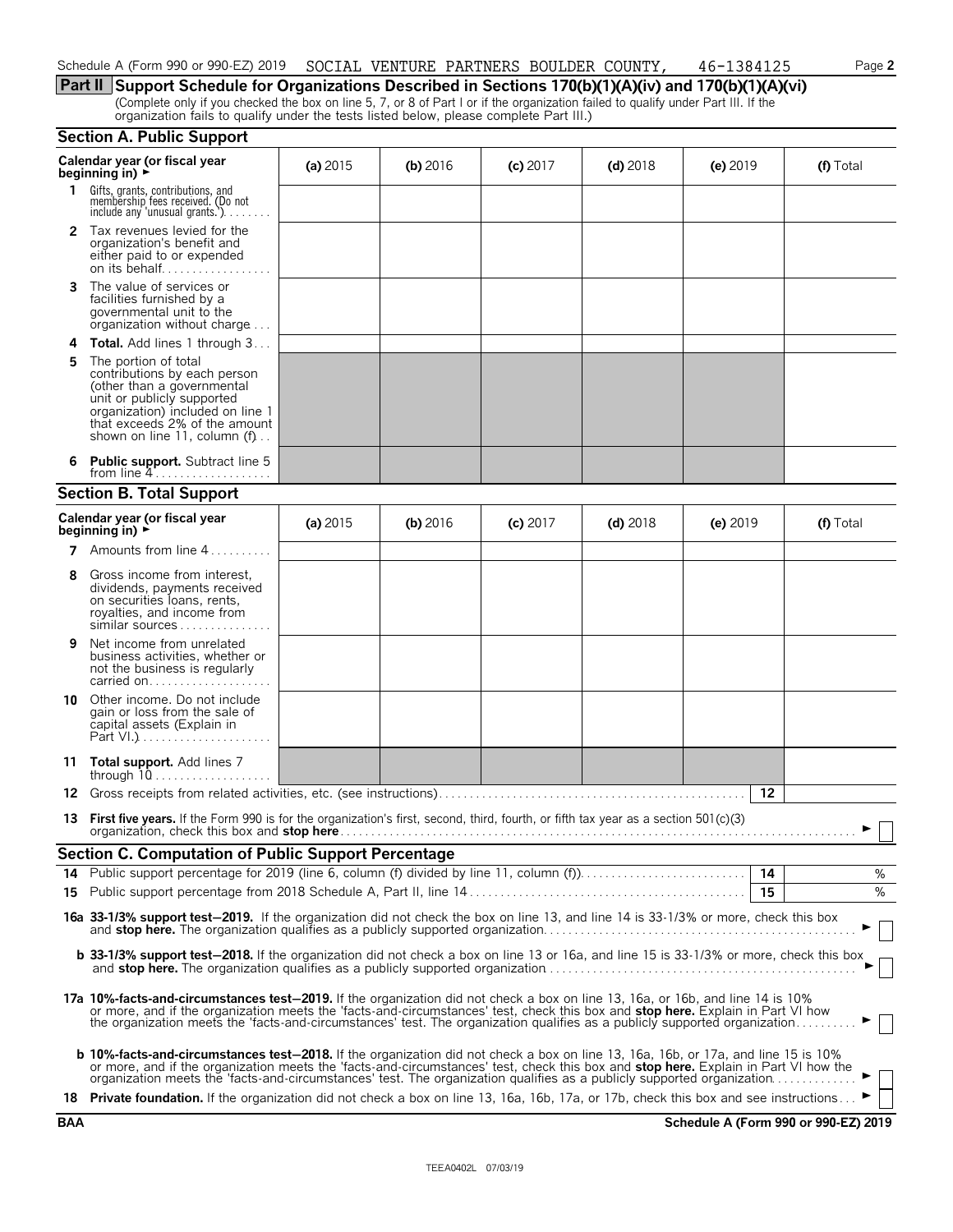Schedule A (Form 990 or 990-EZ) 2019 SOCIAL VENTURE PARTNERS BOULDER COUNTY, 46-1384125

## Part II Support Schedule for Organizations Described in Sections 170(b)(1)(A)(iv) and 170(b)(1)(A)(vi)

(Complete only if you checked the box on line 5, 7, or 8 of Part I or if the organization failed to qualify under Part III. If the organization fails to qualify under the tests listed below, please complete Part III.)

### Section A. Public Support

| Calendar year (or fiscal year beginning in) ► | (a) 2015 | (b) 2016 | (c) 2017 | (d) 2018 | (e) 2019 | (f) Total |
|---|---|---|---|---|---|---|
| **1** Gifts, grants, contributions, and membership fees received. (Do not include any 'unusual grants.') | | | | | | |
| **2** Tax revenues levied for the organization's benefit and either paid to or expended on its behalf | | | | | | |
| **3** The value of services or facilities furnished by a governmental unit to the organization without charge | | | | | | |
| **4 Total.** Add lines 1 through 3 | | | | | | |
| **5** The portion of total contributions by each person (other than a governmental unit or publicly supported organization) included on line 1 that exceeds 2% of the amount shown on line 11, column (f) | | | | | | |
| **6 Public support.** Subtract line 5 from line 4 | | | | | | |

### Section B. Total Support

| Calendar year (or fiscal year beginning in) ► | (a) 2015 | (b) 2016 | (c) 2017 | (d) 2018 | (e) 2019 | (f) Total |
|---|---|---|---|---|---|---|
| **7** Amounts from line 4 | | | | | | |
| **8** Gross income from interest, dividends, payments received on securities loans, rents, royalties, and income from similar sources | | | | | | |
| **9** Net income from unrelated business activities, whether or not the business is regularly carried on | | | | | | |
| **10** Other income. Do not include gain or loss from the sale of capital assets (Explain in Part VI.) | | | | | | |
| **11 Total support.** Add lines 7 through 10 | | | | | | |

**12** Gross receipts from related activities, etc. (see instructions) — **12**

**13 First five years.** If the Form 990 is for the organization's first, second, third, fourth, or fifth tax year as a section 501(c)(3) organization, check this box and **stop here** ► ☐

### Section C. Computation of Public Support Percentage

**14** Public support percentage for 2019 (line 6, column (f) divided by line 11, column (f)) — **14** %

**15** Public support percentage from 2018 Schedule A, Part II, line 14 — **15** %

**16a 33-1/3% support test–2019.** If the organization did not check the box on line 13, and line 14 is 33-1/3% or more, check this box and **stop here.** The organization qualifies as a publicly supported organization ► ☐

**b 33-1/3% support test–2018.** If the organization did not check a box on line 13 or 16a, and line 15 is 33-1/3% or more, check this box and **stop here.** The organization qualifies as a publicly supported organization ► ☐

**17a 10%-facts-and-circumstances test–2019.** If the organization did not check a box on line 13, 16a, or 16b, and line 14 is 10% or more, and if the organization meets the 'facts-and-circumstances' test, check this box and **stop here.** Explain in Part VI how the organization meets the 'facts-and-circumstances' test. The organization qualifies as a publicly supported organization ► ☐

**b 10%-facts-and-circumstances test–2018.** If the organization did not check a box on line 13, 16a, 16b, or 17a, and line 15 is 10% or more, and if the organization meets the 'facts-and-circumstances' test, check this box and **stop here.** Explain in Part VI how the organization meets the 'facts-and-circumstances' test. The organization qualifies as a publicly supported organization ► ☐

**18 Private foundation.** If the organization did not check a box on line 13, 16a, 16b, 17a, or 17b, check this box and see instructions ► ☐

**BAA** **Schedule A (Form 990 or 990-EZ) 2019**

TEEA0402L 07/03/19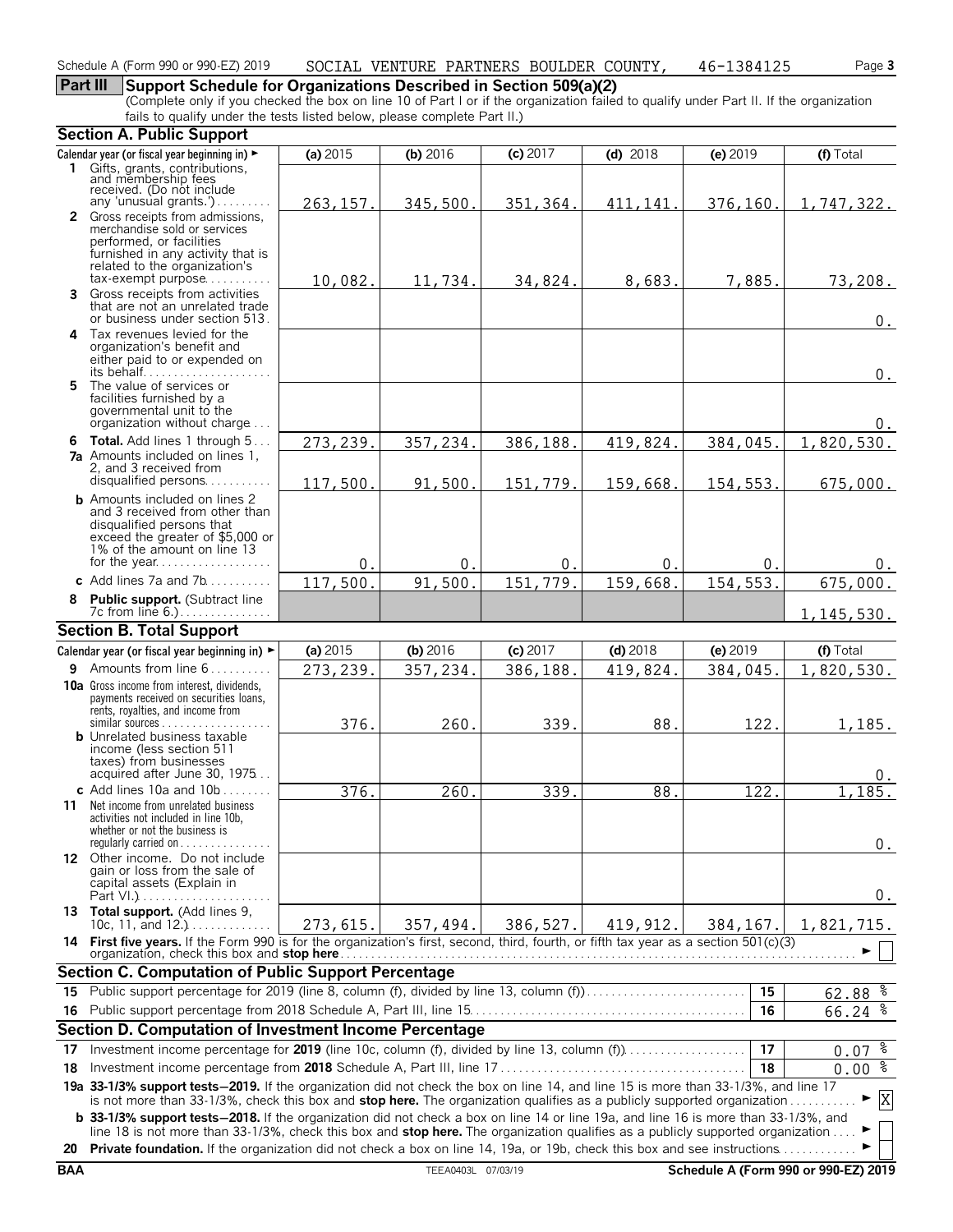Schedule A (Form 990 or 990-EZ) 2019 SOCIAL VENTURE PARTNERS BOULDER COUNTY, 46-1384125

## Part III Support Schedule for Organizations Described in Section 509(a)(2)

(Complete only if you checked the box on line 10 of Part I or if the organization failed to qualify under Part II. If the organization fails to qualify under the tests listed below, please complete Part II.)

### Section A. Public Support

| Calendar year (or fiscal year beginning in) ► | (a) 2015 | (b) 2016 | (c) 2017 | (d) 2018 | (e) 2019 | (f) Total |
|---|---|---|---|---|---|---|
| **1** Gifts, grants, contributions, and membership fees received. (Do not include any 'unusual grants.') | 263,157. | 345,500. | 351,364. | 411,141. | 376,160. | 1,747,322. |
| **2** Gross receipts from admissions, merchandise sold or services performed, or facilities furnished in any activity that is related to the organization's tax-exempt purpose | 10,082. | 11,734. | 34,824. | 8,683. | 7,885. | 73,208. |
| **3** Gross receipts from activities that are not an unrelated trade or business under section 513 | | | | | | 0. |
| **4** Tax revenues levied for the organization's benefit and either paid to or expended on its behalf | | | | | | 0. |
| **5** The value of services or facilities furnished by a governmental unit to the organization without charge | | | | | | 0. |
| **6 Total.** Add lines 1 through 5 | 273,239. | 357,234. | 386,188. | 419,824. | 384,045. | 1,820,530. |
| **7a** Amounts included on lines 1, 2, and 3 received from disqualified persons | 117,500. | 91,500. | 151,779. | 159,668. | 154,553. | 675,000. |
| **b** Amounts included on lines 2 and 3 received from other than disqualified persons that exceed the greater of $5,000 or 1% of the amount on line 13 for the year | 0. | 0. | 0. | 0. | 0. | 0. |
| **c** Add lines 7a and 7b | 117,500. | 91,500. | 151,779. | 159,668. | 154,553. | 675,000. |
| **8 Public support.** (Subtract line 7c from line 6.) | | | | | | 1,145,530. |

### Section B. Total Support

| Calendar year (or fiscal year beginning in) ► | (a) 2015 | (b) 2016 | (c) 2017 | (d) 2018 | (e) 2019 | (f) Total |
|---|---|---|---|---|---|---|
| **9** Amounts from line 6 | 273,239. | 357,234. | 386,188. | 419,824. | 384,045. | 1,820,530. |
| **10a** Gross income from interest, dividends, payments received on securities loans, rents, royalties, and income from similar sources | 376. | 260. | 339. | 88. | 122. | 1,185. |
| **b** Unrelated business taxable income (less section 511 taxes) from businesses acquired after June 30, 1975 | | | | | | 0. |
| **c** Add lines 10a and 10b | 376. | 260. | 339. | 88. | 122. | 1,185. |
| **11** Net income from unrelated business activities not included in line 10b, whether or not the business is regularly carried on | | | | | | 0. |
| **12** Other income. Do not include gain or loss from the sale of capital assets (Explain in Part VI.) | | | | | | 0. |
| **13 Total support.** (Add lines 9, 10c, 11, and 12.) | 273,615. | 357,494. | 386,527. | 419,912. | 384,167. | 1,821,715. |

**14 First five years.** If the Form 990 is for the organization's first, second, third, fourth, or fifth tax year as a section 501(c)(3) organization, check this box and **stop here** ► ☐

### Section C. Computation of Public Support Percentage

| | | | |
|---|---|---|---|
| **15** | Public support percentage for 2019 (line 8, column (f), divided by line 13, column (f)) | 15 | 62.88 % |
| **16** | Public support percentage from 2018 Schedule A, Part III, line 15 | 16 | 66.24 % |

### Section D. Computation of Investment Income Percentage

| | | | |
|---|---|---|---|
| **17** | Investment income percentage for **2019** (line 10c, column (f), divided by line 13, column (f)) | 17 | 0.07 % |
| **18** | Investment income percentage from **2018** Schedule A, Part III, line 17 | 18 | 0.00 % |

**19a 33-1/3% support tests—2019.** If the organization did not check the box on line 14, and line 15 is more than 33-1/3%, and line 17 is not more than 33-1/3%, check this box and **stop here.** The organization qualifies as a publicly supported organization ► ☒

**b 33-1/3% support tests—2018.** If the organization did not check a box on line 14 or line 19a, and line 16 is more than 33-1/3%, and line 18 is not more than 33-1/3%, check this box and **stop here.** The organization qualifies as a publicly supported organization ► ☐

**20 Private foundation.** If the organization did not check a box on line 14, 19a, or 19b, check this box and see instructions ► ☐

BAA TEEA0403L 07/03/19 Schedule A (Form 990 or 990-EZ) 2019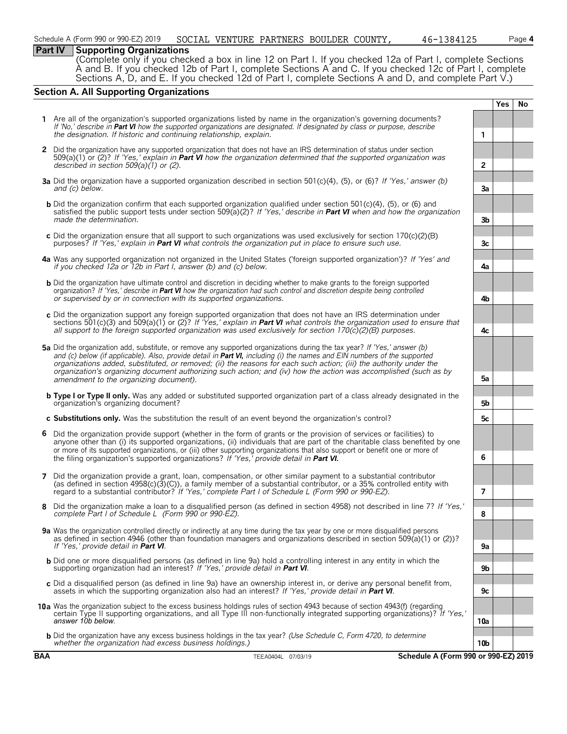## Part IV Supporting Organizations

(Complete only if you checked a box in line 12 on Part I. If you checked 12a of Part I, complete Sections A and B. If you checked 12b of Part I, complete Sections A and C. If you checked 12c of Part I, complete Sections A, D, and E. If you checked 12d of Part I, complete Sections A and D, and complete Part V.)

### Section A. All Supporting Organizations

| | | | Yes | No |
|---|---|---|---|---|
| **1** | Are all of the organization's supported organizations listed by name in the organization's governing documents? *If 'No,' describe in **Part VI** how the supported organizations are designated. If designated by class or purpose, describe the designation. If historic and continuing relationship, explain.* | 1 | | |
| **2** | Did the organization have any supported organization that does not have an IRS determination of status under section 509(a)(1) or (2)? *If 'Yes,' explain in **Part VI** how the organization determined that the supported organization was described in section 509(a)(1) or (2).* | 2 | | |
| **3a** | Did the organization have a supported organization described in section 501(c)(4), (5), or (6)? *If 'Yes,' answer (b) and (c) below.* | 3a | | |
| **b** | Did the organization confirm that each supported organization qualified under section 501(c)(4), (5), or (6) and satisfied the public support tests under section 509(a)(2)? *If 'Yes,' describe in **Part VI** when and how the organization made the determination.* | 3b | | |
| **c** | Did the organization ensure that all support to such organizations was used exclusively for section 170(c)(2)(B) purposes? *If 'Yes,' explain in **Part VI** what controls the organization put in place to ensure such use.* | 3c | | |
| **4a** | Was any supported organization not organized in the United States ('foreign supported organization')? *If 'Yes' and if you checked 12a or 12b in Part I, answer (b) and (c) below.* | 4a | | |
| **b** | Did the organization have ultimate control and discretion in deciding whether to make grants to the foreign supported organization? *If 'Yes,' describe in **Part VI** how the organization had such control and discretion despite being controlled or supervised by or in connection with its supported organizations.* | 4b | | |
| **c** | Did the organization support any foreign supported organization that does not have an IRS determination under sections 501(c)(3) and 509(a)(1) or (2)? *If 'Yes,' explain in **Part VI** what controls the organization used to ensure that all support to the foreign supported organization was used exclusively for section 170(c)(2)(B) purposes.* | 4c | | |
| **5a** | Did the organization add, substitute, or remove any supported organizations during the tax year? *If 'Yes,' answer (b) and (c) below (if applicable). Also, provide detail in **Part VI,** including (i) the names and EIN numbers of the supported organizations added, substituted, or removed; (ii) the reasons for each such action; (iii) the authority under the organization's organizing document authorizing such action; and (iv) how the action was accomplished (such as by amendment to the organizing document).* | 5a | | |
| **b** | **Type I or Type II only.** Was any added or substituted supported organization part of a class already designated in the organization's organizing document? | 5b | | |
| **c** | **Substitutions only.** Was the substitution the result of an event beyond the organization's control? | 5c | | |
| **6** | Did the organization provide support (whether in the form of grants or the provision of services or facilities) to anyone other than (i) its supported organizations, (ii) individuals that are part of the charitable class benefited by one or more of its supported organizations, or (iii) other supporting organizations that also support or benefit one or more of the filing organization's supported organizations? *If 'Yes,' provide detail in **Part VI.*** | 6 | | |
| **7** | Did the organization provide a grant, loan, compensation, or other similar payment to a substantial contributor (as defined in section 4958(c)(3)(C)), a family member of a substantial contributor, or a 35% controlled entity with regard to a substantial contributor? *If 'Yes,' complete Part I of Schedule L (Form 990 or 990-EZ).* | 7 | | |
| **8** | Did the organization make a loan to a disqualified person (as defined in section 4958) not described in line 7? *If 'Yes,' complete Part I of Schedule L (Form 990 or 990-EZ).* | 8 | | |
| **9a** | Was the organization controlled directly or indirectly at any time during the tax year by one or more disqualified persons as defined in section 4946 (other than foundation managers and organizations described in section 509(a)(1) or (2))? *If 'Yes,' provide detail in **Part VI**.* | 9a | | |
| **b** | Did one or more disqualified persons (as defined in line 9a) hold a controlling interest in any entity in which the supporting organization had an interest? *If 'Yes,' provide detail in **Part VI**.* | 9b | | |
| **c** | Did a disqualified person (as defined in line 9a) have an ownership interest in, or derive any personal benefit from, assets in which the supporting organization also had an interest? *If 'Yes,' provide detail in **Part VI**.* | 9c | | |
| **10a** | Was the organization subject to the excess business holdings rules of section 4943 because of section 4943(f) (regarding certain Type II supporting organizations, and all Type III non-functionally integrated supporting organizations)? *If 'Yes,' answer 10b below.* | 10a | | |
| **b** | Did the organization have any excess business holdings in the tax year? *(Use Schedule C, Form 4720, to determine whether the organization had excess business holdings.)* | 10b | | |

**BAA** TEEA0404L 07/03/19 **Schedule A (Form 990 or 990-EZ) 2019**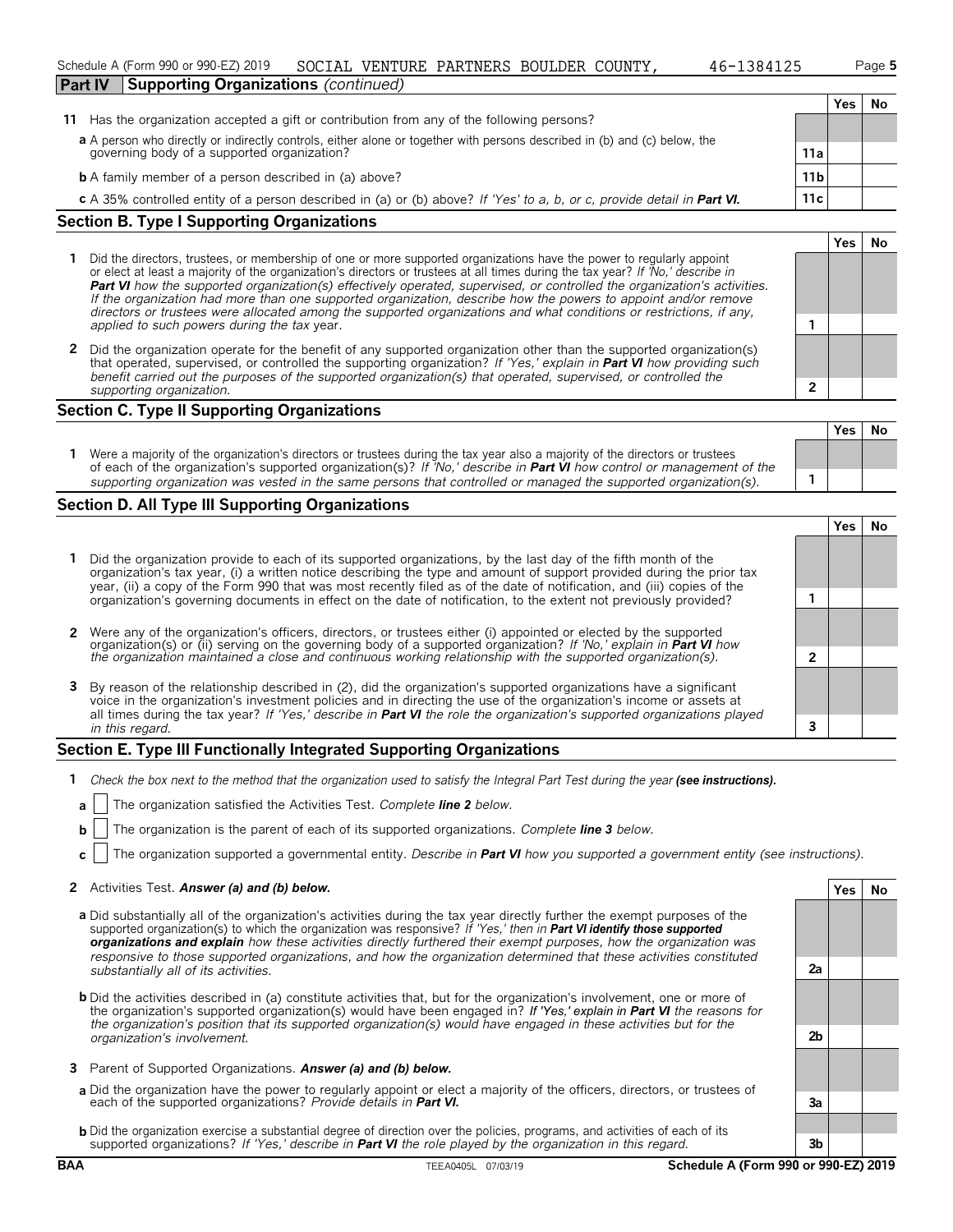Schedule A (Form 990 or 990-EZ) 2019 SOCIAL VENTURE PARTNERS BOULDER COUNTY, 46-1384125

## Part IV Supporting Organizations *(continued)*

| | | Yes | No |
|---|---|---|---|
| **11** Has the organization accepted a gift or contribution from any of the following persons? | | | |
| **a** A person who directly or indirectly controls, either alone or together with persons described in (b) and (c) below, the governing body of a supported organization? | 11a | | |
| **b** A family member of a person described in (a) above? | 11b | | |
| **c** A 35% controlled entity of a person described in (a) or (b) above? *If 'Yes' to a, b, or c, provide detail in **Part VI.*** | 11c | | |

## Section B. Type I Supporting Organizations

| | | Yes | No |
|---|---|---|---|
| **1** Did the directors, trustees, or membership of one or more supported organizations have the power to regularly appoint or elect at least a majority of the organization's directors or trustees at all times during the tax year? *If 'No,' describe in **Part VI** how the supported organization(s) effectively operated, supervised, or controlled the organization's activities. If the organization had more than one supported organization, describe how the powers to appoint and/or remove directors or trustees were allocated among the supported organizations and what conditions or restrictions, if any, applied to such powers during the tax* year. | 1 | | |
| **2** Did the organization operate for the benefit of any supported organization other than the supported organization(s) that operated, supervised, or controlled the supporting organization? *If 'Yes,' explain in **Part VI** how providing such benefit carried out the purposes of the supported organization(s) that operated, supervised, or controlled the supporting organization.* | 2 | | |

## Section C. Type II Supporting Organizations

| | | Yes | No |
|---|---|---|---|
| **1** Were a majority of the organization's directors or trustees during the tax year also a majority of the directors or trustees of each of the organization's supported organization(s)? *If 'No,' describe in **Part VI** how control or management of the supporting organization was vested in the same persons that controlled or managed the supported organization(s).* | 1 | | |

## Section D. All Type III Supporting Organizations

| | | Yes | No |
|---|---|---|---|
| **1** Did the organization provide to each of its supported organizations, by the last day of the fifth month of the organization's tax year, (i) a written notice describing the type and amount of support provided during the prior tax year, (ii) a copy of the Form 990 that was most recently filed as of the date of notification, and (iii) copies of the organization's governing documents in effect on the date of notification, to the extent not previously provided? | 1 | | |
| **2** Were any of the organization's officers, directors, or trustees either (i) appointed or elected by the supported organization(s) or (ii) serving on the governing body of a supported organization? *If 'No,' explain in **Part VI** how the organization maintained a close and continuous working relationship with the supported organization(s).* | 2 | | |
| **3** By reason of the relationship described in (2), did the organization's supported organizations have a significant voice in the organization's investment policies and in directing the use of the organization's income or assets at all times during the tax year? *If 'Yes,' describe in **Part VI** the role the organization's supported organizations played in this regard.* | 3 | | |

## Section E. Type III Functionally Integrated Supporting Organizations

**1** *Check the box next to the method that the organization used to satisfy the Integral Part Test during the year **(see instructions).***

**a** ☐ The organization satisfied the Activities Test. *Complete **line 2** below.*

**b** ☐ The organization is the parent of each of its supported organizations. *Complete **line 3** below.*

**c** ☐ The organization supported a governmental entity. *Describe in **Part VI** how you supported a government entity (see instructions).*

| | | Yes | No |
|---|---|---|---|
| **2** Activities Test. ***Answer (a) and (b) below.*** | | | |
| **a** Did substantially all of the organization's activities during the tax year directly further the exempt purposes of the supported organization(s) to which the organization was responsive? *If 'Yes,' then in **Part VI identify those supported organizations and explain** how these activities directly furthered their exempt purposes, how the organization was responsive to those supported organizations, and how the organization determined that these activities constituted substantially all of its activities.* | 2a | | |
| **b** Did the activities described in (a) constitute activities that, but for the organization's involvement, one or more of the organization's supported organization(s) would have been engaged in? ***If 'Yes,' explain in Part VI** the reasons for the organization's position that its supported organization(s) would have engaged in these activities but for the organization's involvement.* | 2b | | |
| **3** Parent of Supported Organizations. ***Answer (a) and (b) below.*** | | | |
| **a** Did the organization have the power to regularly appoint or elect a majority of the officers, directors, or trustees of each of the supported organizations? *Provide details in **Part VI.*** | 3a | | |
| **b** Did the organization exercise a substantial degree of direction over the policies, programs, and activities of each of its supported organizations? *If 'Yes,' describe in **Part VI** the role played by the organization in this regard.* | 3b | | |

BAA TEEA0405L 07/03/19 **Schedule A (Form 990 or 990-EZ) 2019**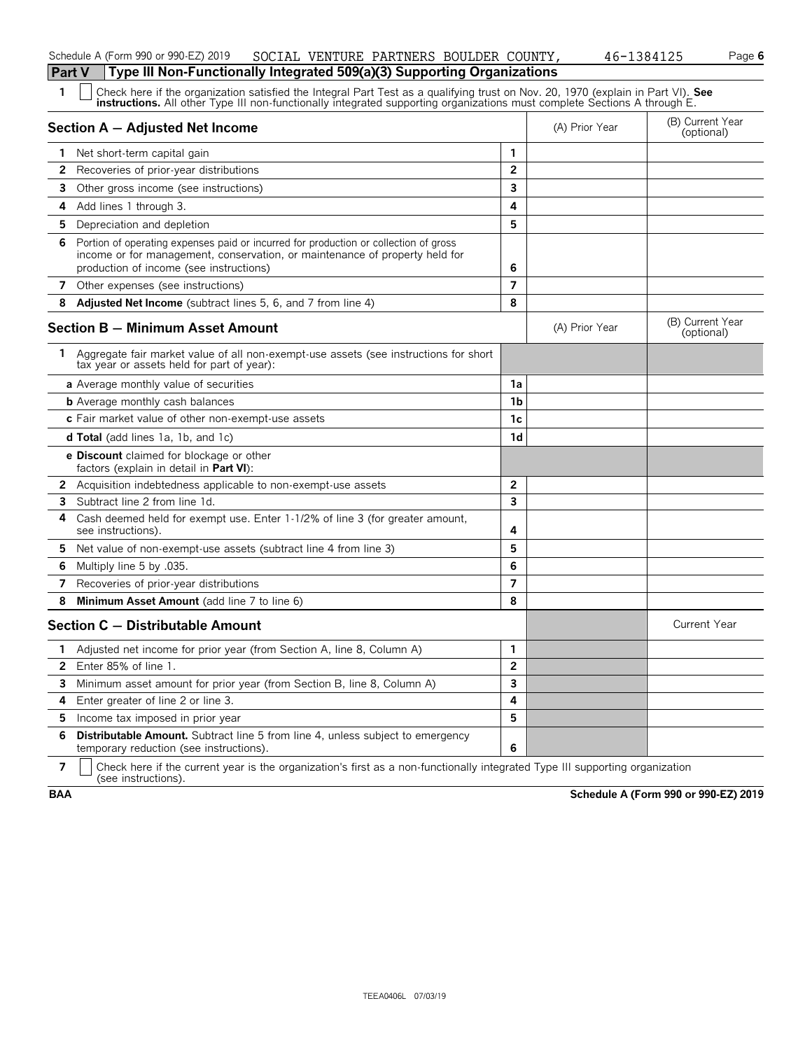**Part V Type III Non-Functionally Integrated 509(a)(3) Supporting Organizations**

**1** ☐ Check here if the organization satisfied the Integral Part Test as a qualifying trust on Nov. 20, 1970 (explain in Part VI). **See instructions.** All other Type III non-functionally integrated supporting organizations must complete Sections A through E.

| **Section A — Adjusted Net Income** | | (A) Prior Year | (B) Current Year (optional) |
|---|---|---|---|
| **1** Net short-term capital gain | 1 | | |
| **2** Recoveries of prior-year distributions | 2 | | |
| **3** Other gross income (see instructions) | 3 | | |
| **4** Add lines 1 through 3. | 4 | | |
| **5** Depreciation and depletion | 5 | | |
| **6** Portion of operating expenses paid or incurred for production or collection of gross income or for management, conservation, or maintenance of property held for production of income (see instructions) | 6 | | |
| **7** Other expenses (see instructions) | 7 | | |
| **8** **Adjusted Net Income** (subtract lines 5, 6, and 7 from line 4) | 8 | | |

| **Section B — Minimum Asset Amount** | | (A) Prior Year | (B) Current Year (optional) |
|---|---|---|---|
| **1** Aggregate fair market value of all non-exempt-use assets (see instructions for short tax year or assets held for part of year): | | | |
| **a** Average monthly value of securities | 1a | | |
| **b** Average monthly cash balances | 1b | | |
| **c** Fair market value of other non-exempt-use assets | 1c | | |
| **d Total** (add lines 1a, 1b, and 1c) | 1d | | |
| **e Discount** claimed for blockage or other factors (explain in detail in **Part VI**): | | | |
| **2** Acquisition indebtedness applicable to non-exempt-use assets | 2 | | |
| **3** Subtract line 2 from line 1d. | 3 | | |
| **4** Cash deemed held for exempt use. Enter 1-1/2% of line 3 (for greater amount, see instructions). | 4 | | |
| **5** Net value of non-exempt-use assets (subtract line 4 from line 3) | 5 | | |
| **6** Multiply line 5 by .035. | 6 | | |
| **7** Recoveries of prior-year distributions | 7 | | |
| **8** **Minimum Asset Amount** (add line 7 to line 6) | 8 | | |

| **Section C — Distributable Amount** | | | Current Year |
|---|---|---|---|
| **1** Adjusted net income for prior year (from Section A, line 8, Column A) | 1 | | |
| **2** Enter 85% of line 1. | 2 | | |
| **3** Minimum asset amount for prior year (from Section B, line 8, Column A) | 3 | | |
| **4** Enter greater of line 2 or line 3. | 4 | | |
| **5** Income tax imposed in prior year | 5 | | |
| **6** **Distributable Amount.** Subtract line 5 from line 4, unless subject to emergency temporary reduction (see instructions). | 6 | | |

**7** ☐ Check here if the current year is the organization's first as a non-functionally integrated Type III supporting organization (see instructions).

**BAA** **Schedule A (Form 990 or 990-EZ) 2019**

TEEA0406L 07/03/19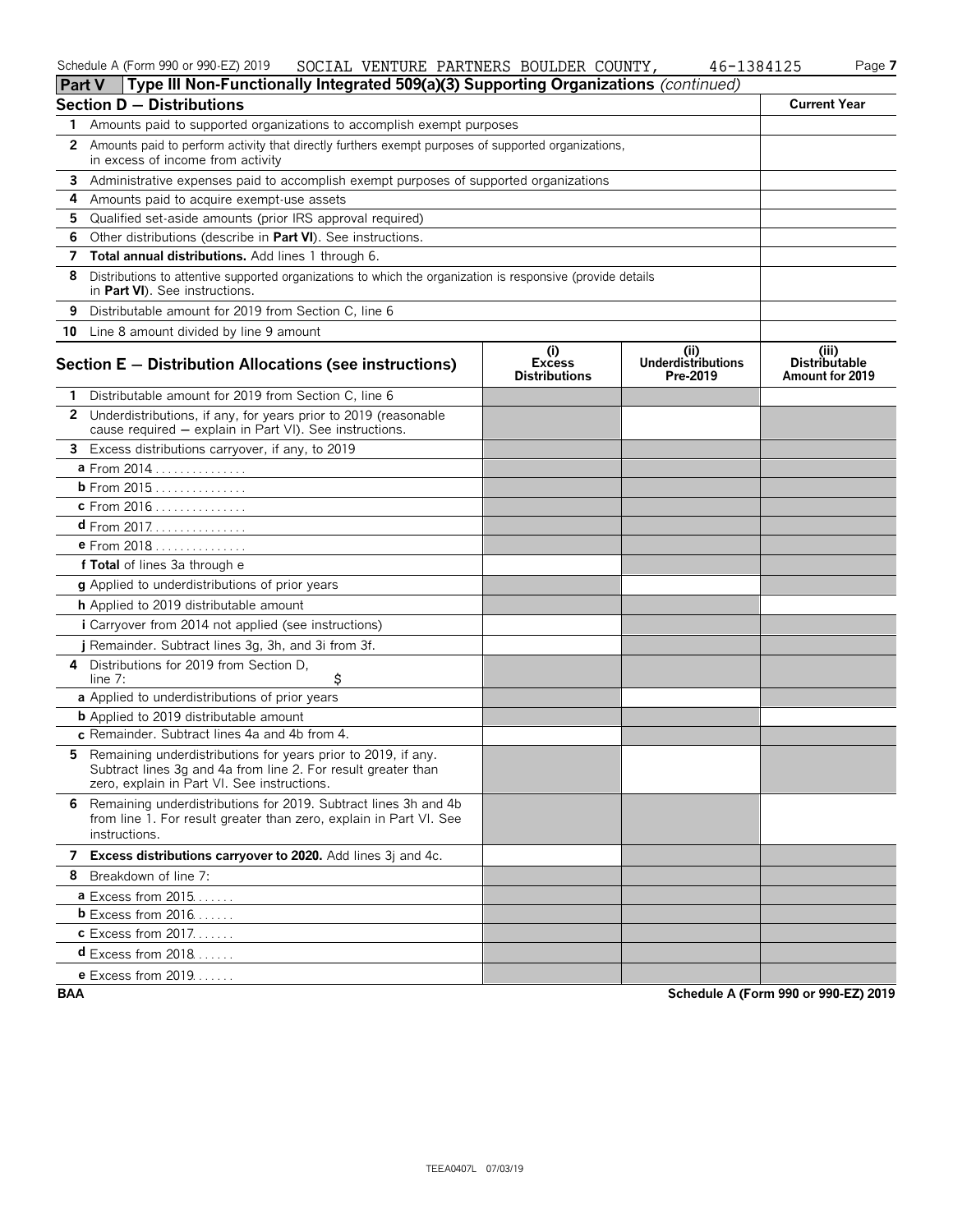Schedule A (Form 990 or 990-EZ) 2019 SOCIAL VENTURE PARTNERS BOULDER COUNTY, 46-1384125 Page 7

## Part V Type III Non-Functionally Integrated 509(a)(3) Supporting Organizations *(continued)*

| Section D — Distributions | Current Year |
|---|---|
| 1 Amounts paid to supported organizations to accomplish exempt purposes | |
| 2 Amounts paid to perform activity that directly furthers exempt purposes of supported organizations, in excess of income from activity | |
| 3 Administrative expenses paid to accomplish exempt purposes of supported organizations | |
| 4 Amounts paid to acquire exempt-use assets | |
| 5 Qualified set-aside amounts (prior IRS approval required) | |
| 6 Other distributions (describe in **Part VI**). See instructions. | |
| 7 **Total annual distributions.** Add lines 1 through 6. | |
| 8 Distributions to attentive supported organizations to which the organization is responsive (provide details in **Part VI**). See instructions. | |
| 9 Distributable amount for 2019 from Section C, line 6 | |
| 10 Line 8 amount divided by line 9 amount | |

| Section E — Distribution Allocations (see instructions) | (i) Excess Distributions | (ii) Underdistributions Pre-2019 | (iii) Distributable Amount for 2019 |
|---|---|---|---|
| 1 Distributable amount for 2019 from Section C, line 6 | | | |
| 2 Underdistributions, if any, for years prior to 2019 (reasonable cause required — explain in Part VI). See instructions. | | | |
| 3 Excess distributions carryover, if any, to 2019 | | | |
| a From 2014 | | | |
| b From 2015 | | | |
| c From 2016 | | | |
| d From 2017 | | | |
| e From 2018 | | | |
| f **Total** of lines 3a through e | | | |
| g Applied to underdistributions of prior years | | | |
| h Applied to 2019 distributable amount | | | |
| i Carryover from 2014 not applied (see instructions) | | | |
| j Remainder. Subtract lines 3g, 3h, and 3i from 3f. | | | |
| 4 Distributions for 2019 from Section D, line 7: $ | | | |
| a Applied to underdistributions of prior years | | | |
| b Applied to 2019 distributable amount | | | |
| c Remainder. Subtract lines 4a and 4b from 4. | | | |
| 5 Remaining underdistributions for years prior to 2019, if any. Subtract lines 3g and 4a from line 2. For result greater than zero, explain in Part VI. See instructions. | | | |
| 6 Remaining underdistributions for 2019. Subtract lines 3h and 4b from line 1. For result greater than zero, explain in Part VI. See instructions. | | | |
| 7 **Excess distributions carryover to 2020.** Add lines 3j and 4c. | | | |
| 8 Breakdown of line 7: | | | |
| a Excess from 2015 | | | |
| b Excess from 2016 | | | |
| c Excess from 2017 | | | |
| d Excess from 2018 | | | |
| e Excess from 2019 | | | |

BAA Schedule A (Form 990 or 990-EZ) 2019

TEEA0407L 07/03/19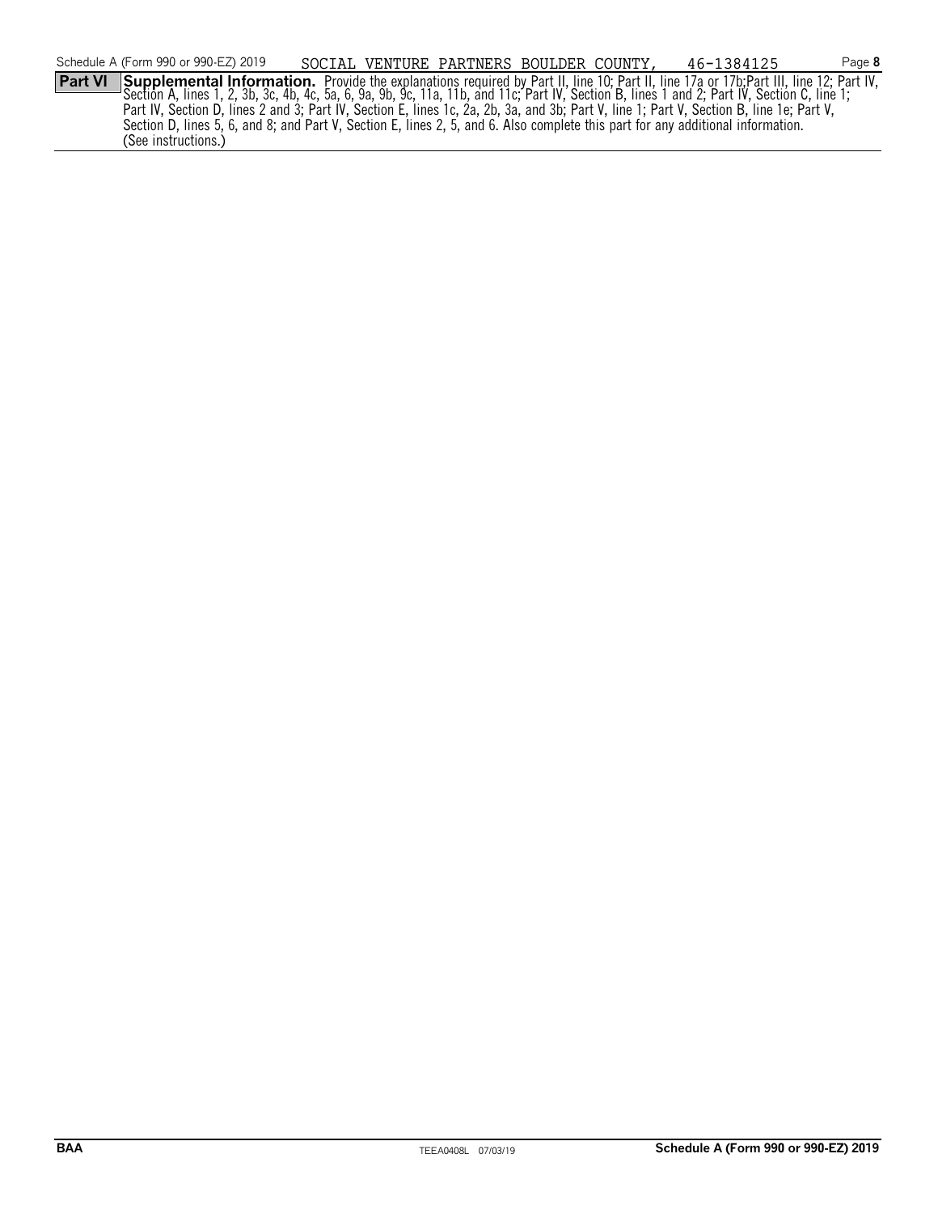**Part VI** **Supplemental Information.** Provide the explanations required by Part II, line 10; Part II, line 17a or 17b;Part III, line 12; Part IV, Section A, lines 1, 2, 3b, 3c, 4b, 4c, 5a, 6, 9a, 9b, 9c, 11a, 11b, and 11c; Part IV, Section B, lines 1 and 2; Part IV, Section C, line 1; Part IV, Section D, lines 2 and 3; Part IV, Section E, lines 1c, 2a, 2b, 3a, and 3b; Part V, line 1; Part V, Section B, line 1e; Part V, Section D, lines 5, 6, and 8; and Part V, Section E, lines 2, 5, and 6. Also complete this part for any additional information. (See instructions.)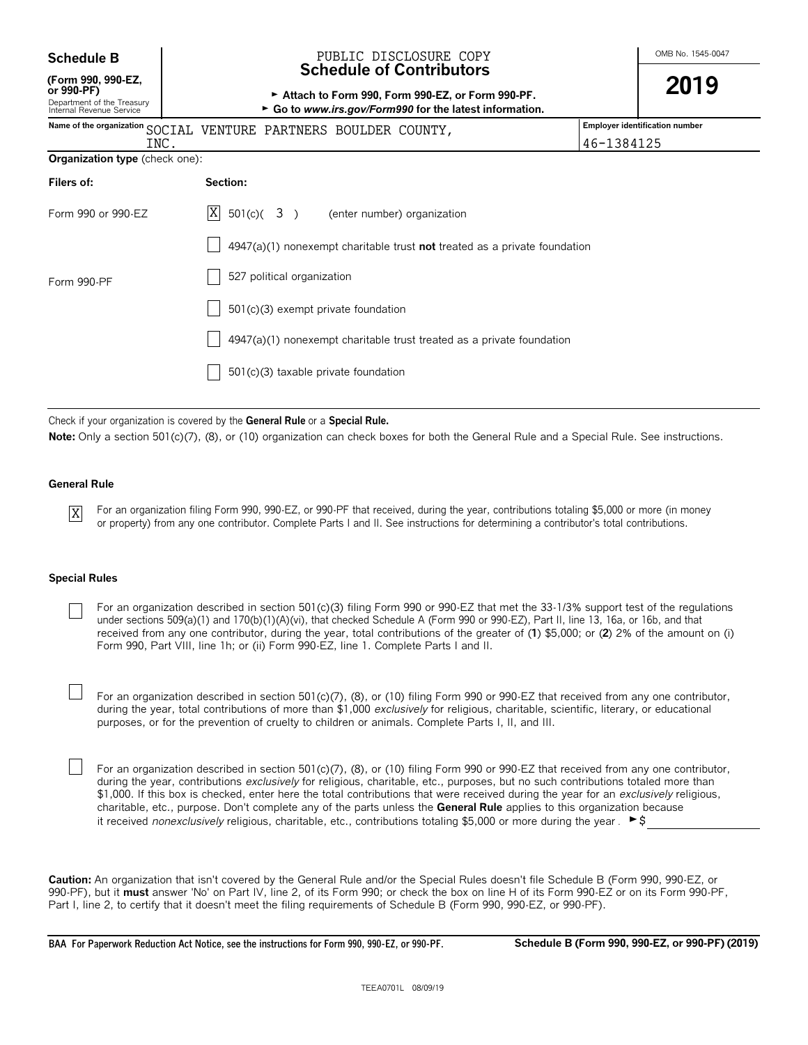**Schedule B**
**(Form 990, 990-EZ, or 990-PF)**
Department of the Treasury
Internal Revenue Service

PUBLIC DISCLOSURE COPY

# Schedule of Contributors

► **Attach to Form 990, Form 990-EZ, or Form 990-PF.**
► **Go to *www.irs.gov/Form990* for the latest information.**

OMB No. 1545-0047

**2019**

| Name of the organization | Employer identification number |
|---|---|
| SOCIAL VENTURE PARTNERS BOULDER COUNTY, INC. | 46-1384125 |

**Organization type** (check one):

| Filers of: | Section: |
|---|---|
| Form 990 or 990-EZ | [X] 501(c)( 3 ) (enter number) organization |
| | [ ] 4947(a)(1) nonexempt charitable trust **not** treated as a private foundation |
| | [ ] 527 political organization |
| Form 990-PF | [ ] 501(c)(3) exempt private foundation |
| | [ ] 4947(a)(1) nonexempt charitable trust treated as a private foundation |
| | [ ] 501(c)(3) taxable private foundation |

Check if your organization is covered by the **General Rule** or a **Special Rule.**

**Note:** Only a section 501(c)(7), (8), or (10) organization can check boxes for both the General Rule and a Special Rule. See instructions.

### General Rule

[X] For an organization filing Form 990, 990-EZ, or 990-PF that received, during the year, contributions totaling $5,000 or more (in money or property) from any one contributor. Complete Parts I and II. See instructions for determining a contributor's total contributions.

### Special Rules

[ ] For an organization described in section 501(c)(3) filing Form 990 or 990-EZ that met the 33-1/3% support test of the regulations under sections 509(a)(1) and 170(b)(1)(A)(vi), that checked Schedule A (Form 990 or 990-EZ), Part II, line 13, 16a, or 16b, and that received from any one contributor, during the year, total contributions of the greater of (**1**) $5,000; or (**2**) 2% of the amount on (i) Form 990, Part VIII, line 1h; or (ii) Form 990-EZ, line 1. Complete Parts I and II.

[ ] For an organization described in section 501(c)(7), (8), or (10) filing Form 990 or 990-EZ that received from any one contributor, during the year, total contributions of more than $1,000 *exclusively* for religious, charitable, scientific, literary, or educational purposes, or for the prevention of cruelty to children or animals. Complete Parts I, II, and III.

[ ] For an organization described in section 501(c)(7), (8), or (10) filing Form 990 or 990-EZ that received from any one contributor, during the year, contributions *exclusively* for religious, charitable, etc., purposes, but no such contributions totaled more than $1,000. If this box is checked, enter here the total contributions that were received during the year for an *exclusively* religious, charitable, etc., purpose. Don't complete any of the parts unless the **General Rule** applies to this organization because it received *nonexclusively* religious, charitable, etc., contributions totaling $5,000 or more during the year. ► $ ____________

**Caution:** An organization that isn't covered by the General Rule and/or the Special Rules doesn't file Schedule B (Form 990, 990-EZ, or 990-PF), but it **must** answer 'No' on Part IV, line 2, of its Form 990; or check the box on line H of its Form 990-EZ or on its Form 990-PF, Part I, line 2, to certify that it doesn't meet the filing requirements of Schedule B (Form 990, 990-EZ, or 990-PF).

**BAA For Paperwork Reduction Act Notice, see the instructions for Form 990, 990-EZ, or 990-PF.** **Schedule B (Form 990, 990-EZ, or 990-PF) (2019)**

TEEA0701L 08/09/19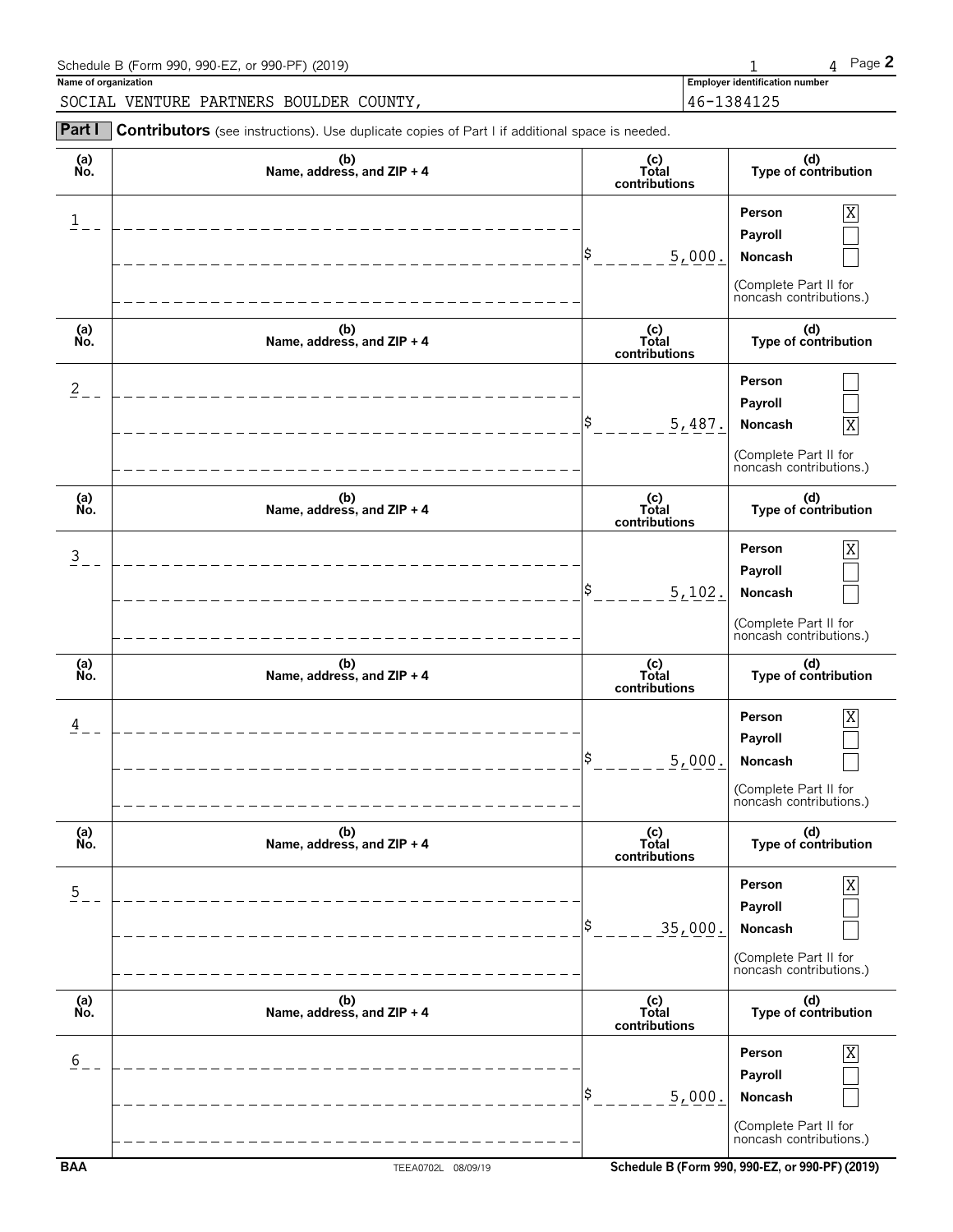Schedule B (Form 990, 990-EZ, or 990-PF) (2019)

**Name of organization**
SOCIAL VENTURE PARTNERS BOULDER COUNTY,

**Employer identification number**
46-1384125

**Part I** **Contributors** (see instructions). Use duplicate copies of Part I if additional space is needed.

| (a) No. | (b) Name, address, and ZIP + 4 | (c) Total contributions | (d) Type of contribution |
|---|---|---|---|
| 1 | | $ 5,000. | Person [X] Payroll [ ] Noncash [ ] (Complete Part II for noncash contributions.) |
| 2 | | $ 5,487. | Person [ ] Payroll [ ] Noncash [X] (Complete Part II for noncash contributions.) |
| 3 | | $ 5,102. | Person [X] Payroll [ ] Noncash [ ] (Complete Part II for noncash contributions.) |
| 4 | | $ 5,000. | Person [X] Payroll [ ] Noncash [ ] (Complete Part II for noncash contributions.) |
| 5 | | $ 35,000. | Person [X] Payroll [ ] Noncash [ ] (Complete Part II for noncash contributions.) |
| 6 | | $ 5,000. | Person [X] Payroll [ ] Noncash [ ] (Complete Part II for noncash contributions.) |

BAA TEEA0702L 08/09/19 Schedule B (Form 990, 990-EZ, or 990-PF) (2019)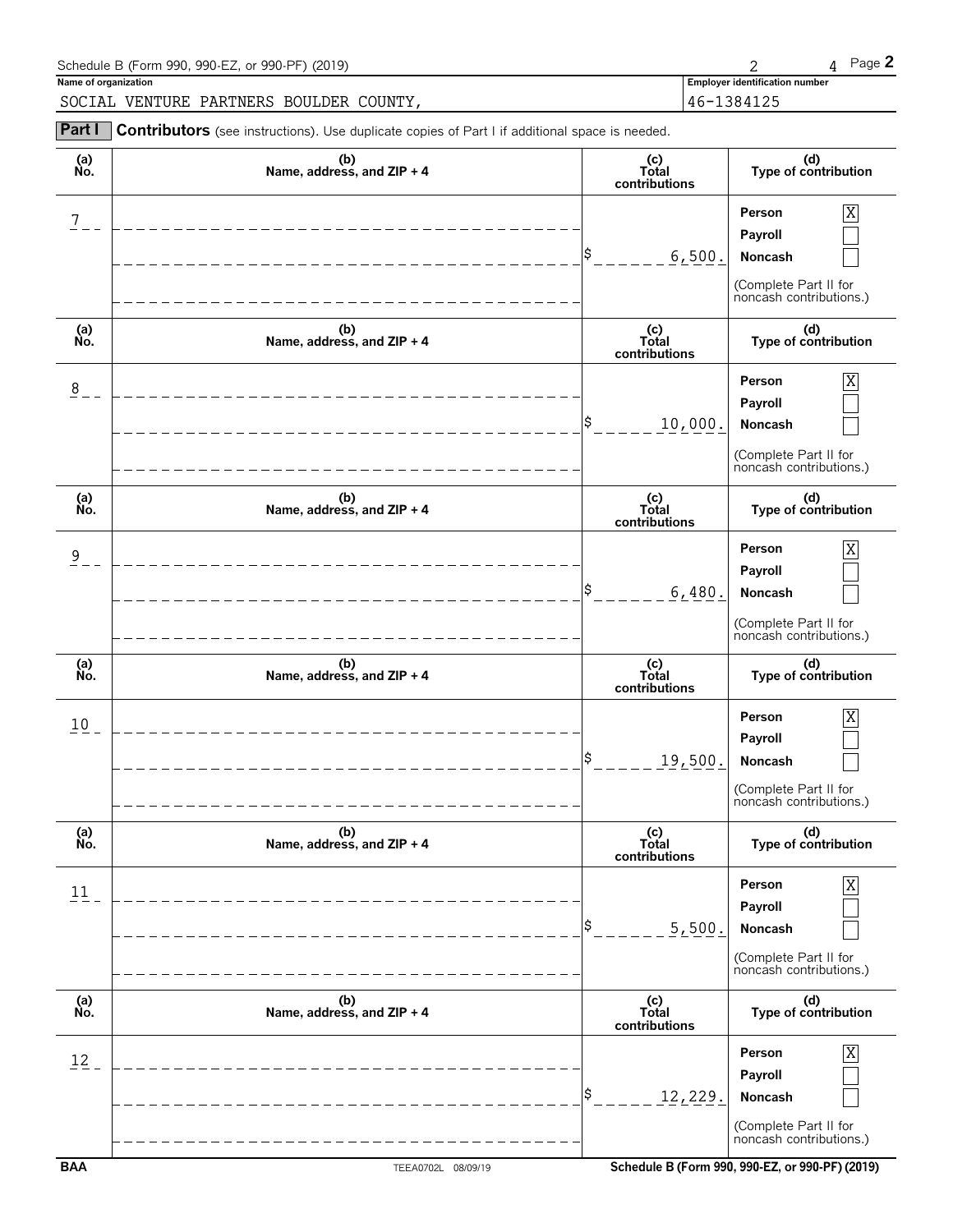Schedule B (Form 990, 990-EZ, or 990-PF) (2019) Page **2**

**Name of organization**

SOCIAL VENTURE PARTNERS BOULDER COUNTY,

**Employer identification number**

46-1384125

**Part I** **Contributors** (see instructions). Use duplicate copies of Part I if additional space is needed.

| (a) No. | (b) Name, address, and ZIP + 4 | (c) Total contributions | (d) Type of contribution |
|---|---|---|---|
| 7 | | $ 6,500. | Person [X] Payroll [ ] Noncash [ ] (Complete Part II for noncash contributions.) |
| 8 | | $ 10,000. | Person [X] Payroll [ ] Noncash [ ] (Complete Part II for noncash contributions.) |
| 9 | | $ 6,480. | Person [X] Payroll [ ] Noncash [ ] (Complete Part II for noncash contributions.) |
| 10 | | $ 19,500. | Person [X] Payroll [ ] Noncash [ ] (Complete Part II for noncash contributions.) |
| 11 | | $ 5,500. | Person [X] Payroll [ ] Noncash [ ] (Complete Part II for noncash contributions.) |
| 12 | | $ 12,229. | Person [X] Payroll [ ] Noncash [ ] (Complete Part II for noncash contributions.) |

BAA TEEA0702L 08/09/19 Schedule B (Form 990, 990-EZ, or 990-PF) (2019)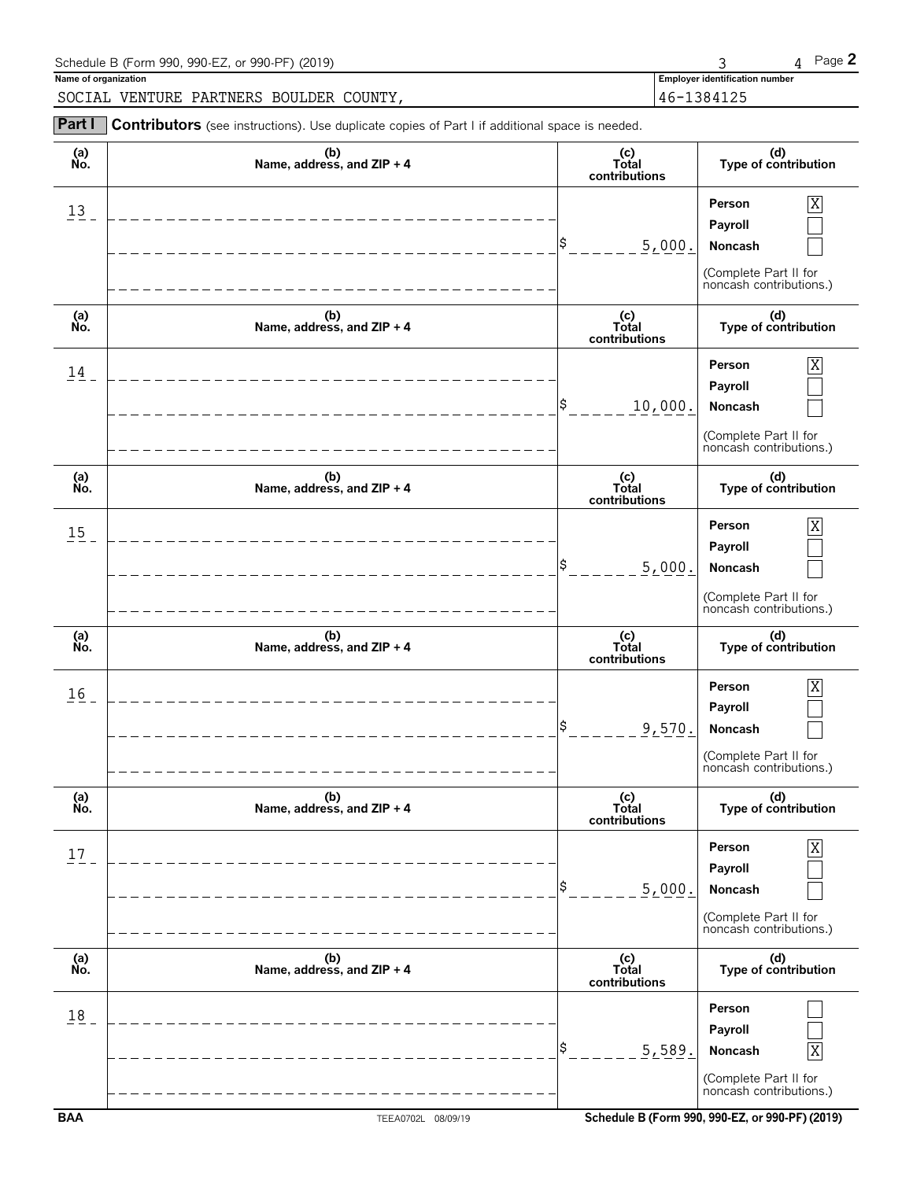Schedule B (Form 990, 990-EZ, or 990-PF) (2019) Page **2**

**Name of organization**

SOCIAL VENTURE PARTNERS BOULDER COUNTY,

**Employer identification number**

46-1384125

**Part I** **Contributors** (see instructions). Use duplicate copies of Part I if additional space is needed.

| (a) No. | (b) Name, address, and ZIP + 4 | (c) Total contributions | (d) Type of contribution |
|---|---|---|---|
| 13 | | $ 5,000. | Person [X] Payroll [ ] Noncash [ ] (Complete Part II for noncash contributions.) |
| 14 | | $ 10,000. | Person [X] Payroll [ ] Noncash [ ] (Complete Part II for noncash contributions.) |
| 15 | | $ 5,000. | Person [X] Payroll [ ] Noncash [ ] (Complete Part II for noncash contributions.) |
| 16 | | $ 9,570. | Person [X] Payroll [ ] Noncash [ ] (Complete Part II for noncash contributions.) |
| 17 | | $ 5,000. | Person [X] Payroll [ ] Noncash [ ] (Complete Part II for noncash contributions.) |
| 18 | | $ 5,589. | Person [ ] Payroll [ ] Noncash [X] (Complete Part II for noncash contributions.) |

**BAA** TEEA0702L 08/09/19 **Schedule B (Form 990, 990-EZ, or 990-PF) (2019)**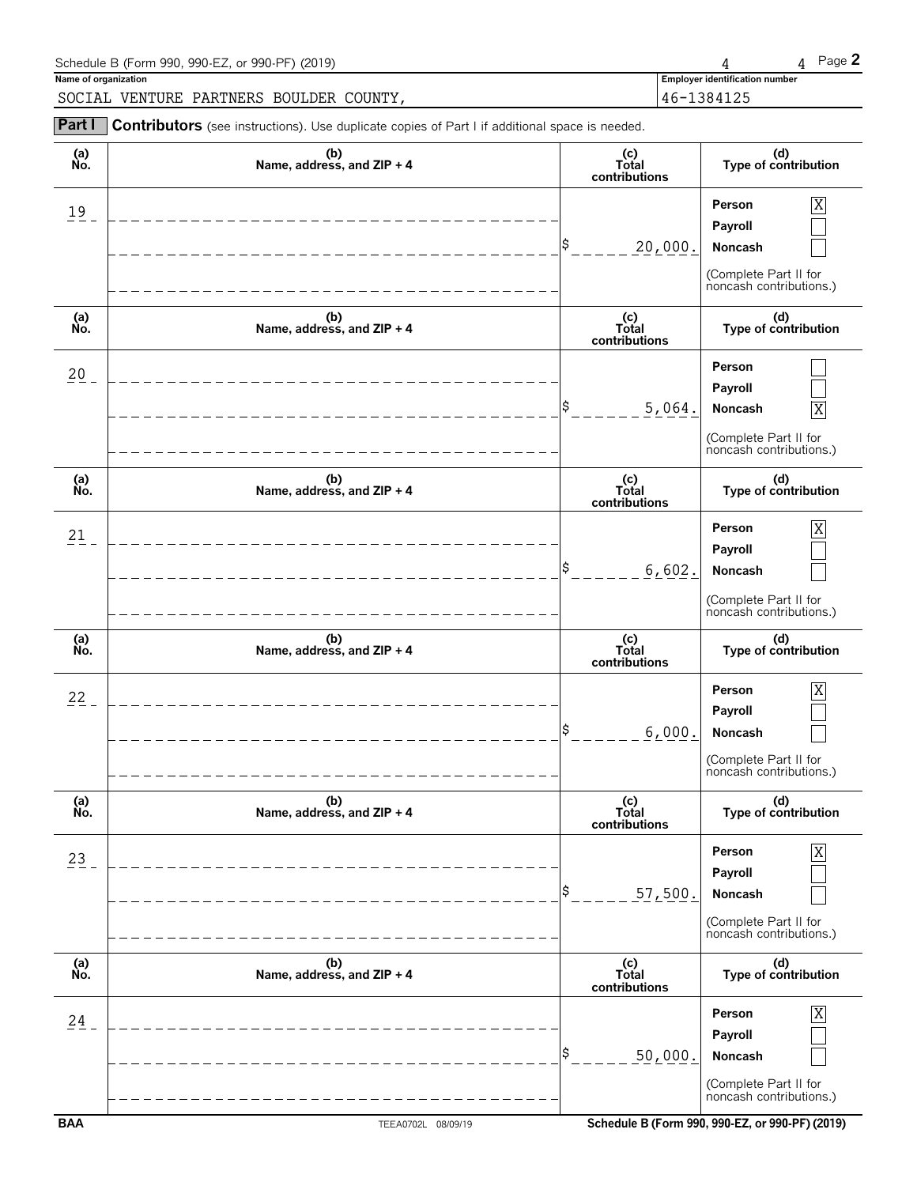Schedule B (Form 990, 990-EZ, or 990-PF) (2019)

**Name of organization**

SOCIAL VENTURE PARTNERS BOULDER COUNTY,

**Employer identification number**

46-1384125

**Part I** **Contributors** (see instructions). Use duplicate copies of Part I if additional space is needed.

| (a) No. | (b) Name, address, and ZIP + 4 | (c) Total contributions | (d) Type of contribution |
|---|---|---|---|
| 19 | | $ 20,000. | Person [X] Payroll [ ] Noncash [ ] (Complete Part II for noncash contributions.) |
| 20 | | $ 5,064. | Person [ ] Payroll [ ] Noncash [X] (Complete Part II for noncash contributions.) |
| 21 | | $ 6,602. | Person [X] Payroll [ ] Noncash [ ] (Complete Part II for noncash contributions.) |
| 22 | | $ 6,000. | Person [X] Payroll [ ] Noncash [ ] (Complete Part II for noncash contributions.) |
| 23 | | $ 57,500. | Person [X] Payroll [ ] Noncash [ ] (Complete Part II for noncash contributions.) |
| 24 | | $ 50,000. | Person [X] Payroll [ ] Noncash [ ] (Complete Part II for noncash contributions.) |

BAA TEEA0702L 08/09/19 Schedule B (Form 990, 990-EZ, or 990-PF) (2019)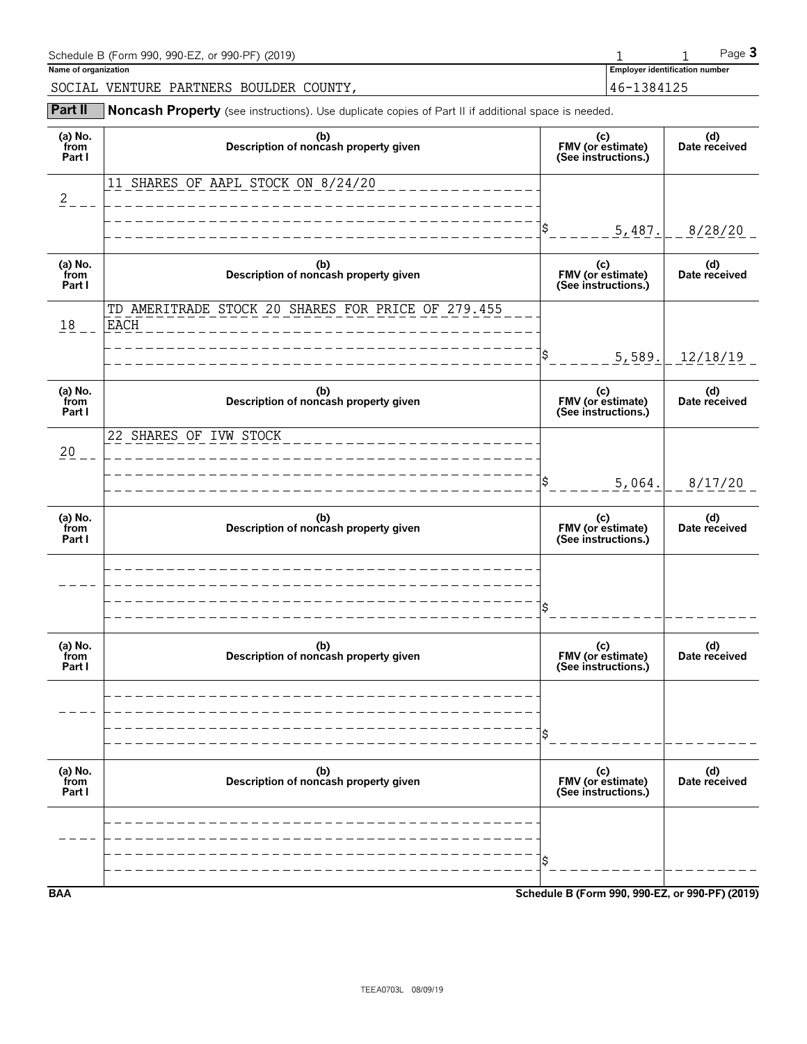Schedule B (Form 990, 990-EZ, or 990-PF) (2019) 1 1 Page **3**

**Name of organization**

SOCIAL VENTURE PARTNERS BOULDER COUNTY,

**Employer identification number**

46-1384125

**Part II** **Noncash Property** (see instructions). Use duplicate copies of Part II if additional space is needed.

| (a) No. from Part I | (b) Description of noncash property given | (c) FMV (or estimate) (See instructions.) | (d) Date received |
|---|---|---|---|
| 2 | 11 SHARES OF AAPL STOCK ON 8/24/20 | $ 5,487. | 8/28/20 |
| 18 | TD AMERITRADE STOCK 20 SHARES FOR PRICE OF 279.455 EACH | $ 5,589. | 12/18/19 |
| 20 | 22 SHARES OF IVW STOCK | $ 5,064. | 8/17/20 |
| | | $ | |
| | | $ | |
| | | $ | |

**BAA** **Schedule B (Form 990, 990-EZ, or 990-PF) (2019)**

TEEA0703L 08/09/19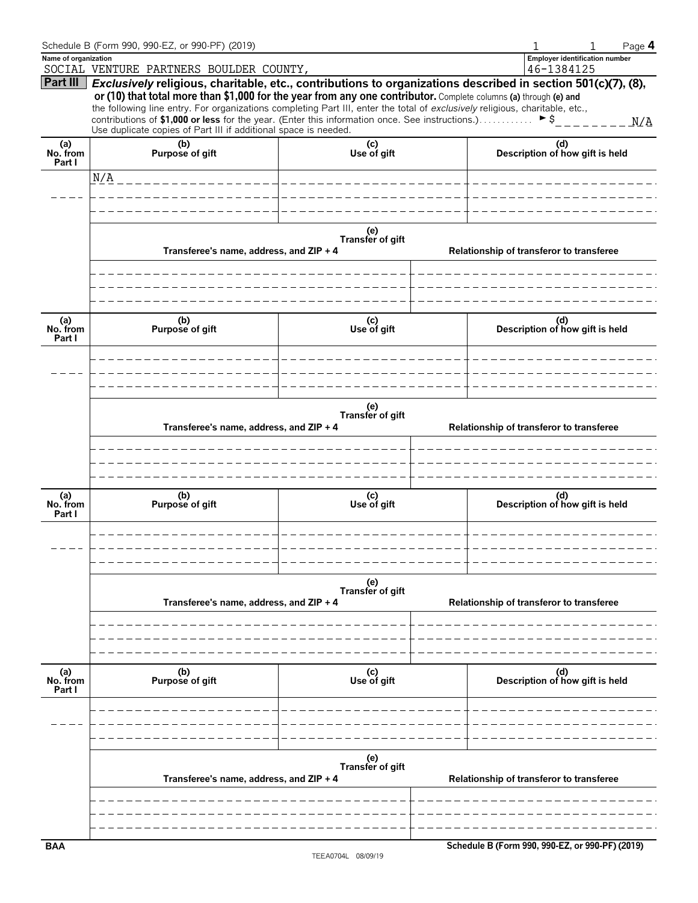Schedule B (Form 990, 990-EZ, or 990-PF) (2019)

**Name of organization**
SOCIAL VENTURE PARTNERS BOULDER COUNTY,

**Employer identification number**
46-1384125

## Part III *Exclusively* religious, charitable, etc., contributions to organizations described in section 501(c)(7), (8), or (10) that total more than $1,000 for the year from any one contributor.

Complete columns **(a)** through **(e)** and the following line entry. For organizations completing Part III, enter the total of *exclusively* religious, charitable, etc., contributions of **$1,000 or less** for the year. (Enter this information once. See instructions.) ► $ N/A

Use duplicate copies of Part III if additional space is needed.

| (a) No. from Part I | (b) Purpose of gift | (c) Use of gift | (d) Description of how gift is held |
|---|---|---|---|
| | N/A | | |

| (e) Transfer of gift | |
|---|---|
| Transferee's name, address, and ZIP + 4 | Relationship of transferor to transferee |
| | |

| (a) No. from Part I | (b) Purpose of gift | (c) Use of gift | (d) Description of how gift is held |
|---|---|---|---|
| | | | |

| (e) Transfer of gift | |
|---|---|
| Transferee's name, address, and ZIP + 4 | Relationship of transferor to transferee |
| | |

| (a) No. from Part I | (b) Purpose of gift | (c) Use of gift | (d) Description of how gift is held |
|---|---|---|---|
| | | | |

| (e) Transfer of gift | |
|---|---|
| Transferee's name, address, and ZIP + 4 | Relationship of transferor to transferee |
| | |

| (a) No. from Part I | (b) Purpose of gift | (c) Use of gift | (d) Description of how gift is held |
|---|---|---|---|
| | | | |

| (e) Transfer of gift | |
|---|---|
| Transferee's name, address, and ZIP + 4 | Relationship of transferor to transferee |
| | |

BAA

TEEA0704L 08/09/19

Schedule B (Form 990, 990-EZ, or 990-PF) (2019)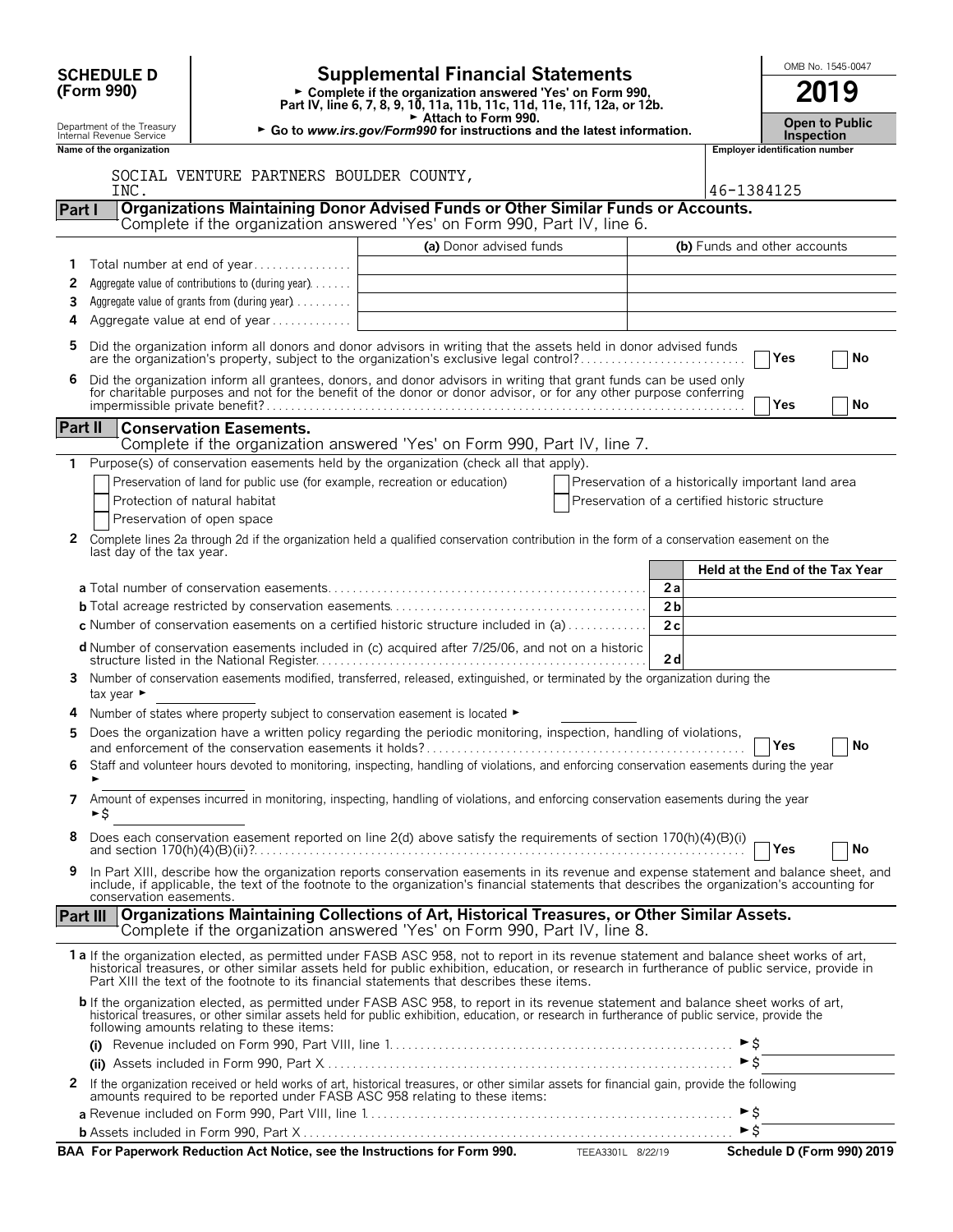**SCHEDULE D (Form 990)**

Department of the Treasury
Internal Revenue Service

# Supplemental Financial Statements

► Complete if the organization answered 'Yes' on Form 990, Part IV, line 6, 7, 8, 9, 10, 11a, 11b, 11c, 11d, 11e, 11f, 12a, or 12b.
► Attach to Form 990.
► Go to *www.irs.gov/Form990* for instructions and the latest information.

OMB No. 1545-0047

**2019**

**Open to Public Inspection**

| Name of the organization | Employer identification number |
|---|---|
| SOCIAL VENTURE PARTNERS BOULDER COUNTY, INC. | 46-1384125 |

## Part I Organizations Maintaining Donor Advised Funds or Other Similar Funds or Accounts.

Complete if the organization answered 'Yes' on Form 990, Part IV, line 6.

| | | (a) Donor advised funds | (b) Funds and other accounts |
|---|---|---|---|
| 1 | Total number at end of year | | |
| 2 | Aggregate value of contributions to (during year) | | |
| 3 | Aggregate value of grants from (during year) | | |
| 4 | Aggregate value at end of year | | |

**5** Did the organization inform all donors and donor advisors in writing that the assets held in donor advised funds are the organization's property, subject to the organization's exclusive legal control? ☐ Yes ☐ No

**6** Did the organization inform all grantees, donors, and donor advisors in writing that grant funds can be used only for charitable purposes and not for the benefit of the donor or donor advisor, or for any other purpose conferring impermissible private benefit? ☐ Yes ☐ No

## Part II Conservation Easements.

Complete if the organization answered 'Yes' on Form 990, Part IV, line 7.

**1** Purpose(s) of conservation easements held by the organization (check all that apply).

☐ Preservation of land for public use (for example, recreation or education)
☐ Protection of natural habitat
☐ Preservation of open space
☐ Preservation of a historically important land area
☐ Preservation of a certified historic structure

**2** Complete lines 2a through 2d if the organization held a qualified conservation contribution in the form of a conservation easement on the last day of the tax year.

| | | | Held at the End of the Tax Year |
|---|---|---|---|
| a | Total number of conservation easements | 2a | |
| b | Total acreage restricted by conservation easements | 2b | |
| c | Number of conservation easements on a certified historic structure included in (a) | 2c | |
| d | Number of conservation easements included in (c) acquired after 7/25/06, and not on a historic structure listed in the National Register | 2d | |

**3** Number of conservation easements modified, transferred, released, extinguished, or terminated by the organization during the tax year ►

**4** Number of states where property subject to conservation easement is located ►

**5** Does the organization have a written policy regarding the periodic monitoring, inspection, handling of violations, and enforcement of the conservation easements it holds? ☐ Yes ☐ No

**6** Staff and volunteer hours devoted to monitoring, inspecting, handling of violations, and enforcing conservation easements during the year ►

**7** Amount of expenses incurred in monitoring, inspecting, handling of violations, and enforcing conservation easements during the year ►$

**8** Does each conservation easement reported on line 2(d) above satisfy the requirements of section 170(h)(4)(B)(i) and section 170(h)(4)(B)(ii)? ☐ Yes ☐ No

**9** In Part XIII, describe how the organization reports conservation easements in its revenue and expense statement and balance sheet, and include, if applicable, the text of the footnote to the organization's financial statements that describes the organization's accounting for conservation easements.

## Part III Organizations Maintaining Collections of Art, Historical Treasures, or Other Similar Assets.

Complete if the organization answered 'Yes' on Form 990, Part IV, line 8.

**1a** If the organization elected, as permitted under FASB ASC 958, not to report in its revenue statement and balance sheet works of art, historical treasures, or other similar assets held for public exhibition, education, or research in furtherance of public service, provide in Part XIII the text of the footnote to its financial statements that describes these items.

**b** If the organization elected, as permitted under FASB ASC 958, to report in its revenue statement and balance sheet works of art, historical treasures, or other similar assets held for public exhibition, education, or research in furtherance of public service, provide the following amounts relating to these items:

**(i)** Revenue included on Form 990, Part VIII, line 1 ►$

**(ii)** Assets included in Form 990, Part X ►$

**2** If the organization received or held works of art, historical treasures, or other similar assets for financial gain, provide the following amounts required to be reported under FASB ASC 958 relating to these items:

**a** Revenue included on Form 990, Part VIII, line 1 ►$

**b** Assets included in Form 990, Part X ►$

**BAA For Paperwork Reduction Act Notice, see the Instructions for Form 990.** TEEA3301L 8/22/19 **Schedule D (Form 990) 2019**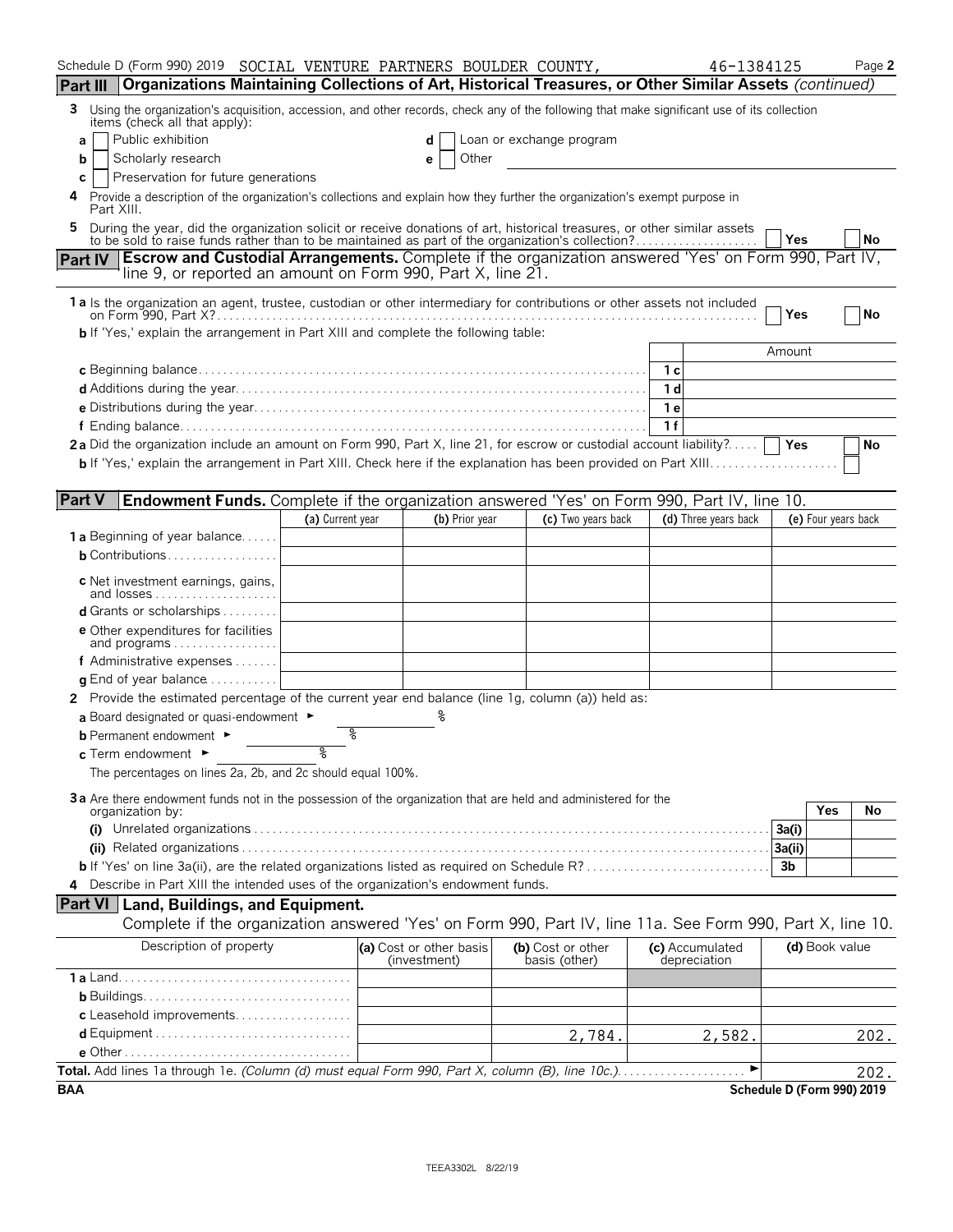Schedule D (Form 990) 2019 SOCIAL VENTURE PARTNERS BOULDER COUNTY, 46-1384125 Page 2

## Part III Organizations Maintaining Collections of Art, Historical Treasures, or Other Similar Assets *(continued)*

**3** Using the organization's acquisition, accession, and other records, check any of the following that make significant use of its collection items (check all that apply):

- **a** ☐ Public exhibition
- **b** ☐ Scholarly research
- **c** ☐ Preservation for future generations
- **d** ☐ Loan or exchange program
- **e** ☐ Other

**4** Provide a description of the organization's collections and explain how they further the organization's exempt purpose in Part XIII.

**5** During the year, did the organization solicit or receive donations of art, historical treasures, or other similar assets to be sold to raise funds rather than to be maintained as part of the organization's collection? ☐ Yes ☐ No

## Part IV Escrow and Custodial Arrangements. Complete if the organization answered 'Yes' on Form 990, Part IV, line 9, or reported an amount on Form 990, Part X, line 21.

**1a** Is the organization an agent, trustee, custodian or other intermediary for contributions or other assets not included on Form 990, Part X? ☐ Yes ☐ No

**b** If 'Yes,' explain the arrangement in Part XIII and complete the following table:

| | | Amount |
|---|---|---|
| **c** Beginning balance | 1c | |
| **d** Additions during the year | 1d | |
| **e** Distributions during the year | 1e | |
| **f** Ending balance | 1f | |

**2a** Did the organization include an amount on Form 990, Part X, line 21, for escrow or custodial account liability? ☐ Yes ☐ No

**b** If 'Yes,' explain the arrangement in Part XIII. Check here if the explanation has been provided on Part XIII ☐

## Part V Endowment Funds. Complete if the organization answered 'Yes' on Form 990, Part IV, line 10.

| | (a) Current year | (b) Prior year | (c) Two years back | (d) Three years back | (e) Four years back |
|---|---|---|---|---|---|
| **1a** Beginning of year balance | | | | | |
| **b** Contributions | | | | | |
| **c** Net investment earnings, gains, and losses | | | | | |
| **d** Grants or scholarships | | | | | |
| **e** Other expenditures for facilities and programs | | | | | |
| **f** Administrative expenses | | | | | |
| **g** End of year balance | | | | | |

**2** Provide the estimated percentage of the current year end balance (line 1g, column (a)) held as:

**a** Board designated or quasi-endowment ► %

**b** Permanent endowment ► %

**c** Term endowment ► %

The percentages on lines 2a, 2b, and 2c should equal 100%.

**3a** Are there endowment funds not in the possession of the organization that are held and administered for the organization by:

| | | Yes | No |
|---|---|---|---|
| **(i)** Unrelated organizations | 3a(i) | | |
| **(ii)** Related organizations | 3a(ii) | | |
| **b** If 'Yes' on line 3a(ii), are the related organizations listed as required on Schedule R? | 3b | | |

**4** Describe in Part XIII the intended uses of the organization's endowment funds.

## Part VI Land, Buildings, and Equipment.

Complete if the organization answered 'Yes' on Form 990, Part IV, line 11a. See Form 990, Part X, line 10.

| Description of property | (a) Cost or other basis (investment) | (b) Cost or other basis (other) | (c) Accumulated depreciation | (d) Book value |
|---|---|---|---|---|
| **1a** Land | | | | |
| **b** Buildings | | | | |
| **c** Leasehold improvements | | | | |
| **d** Equipment | | 2,784. | 2,582. | 202. |
| **e** Other | | | | |

**Total.** Add lines 1a through 1e. *(Column (d) must equal Form 990, Part X, column (B), line 10c.)* ► 202.

BAA Schedule D (Form 990) 2019

TEEA3302L 8/22/19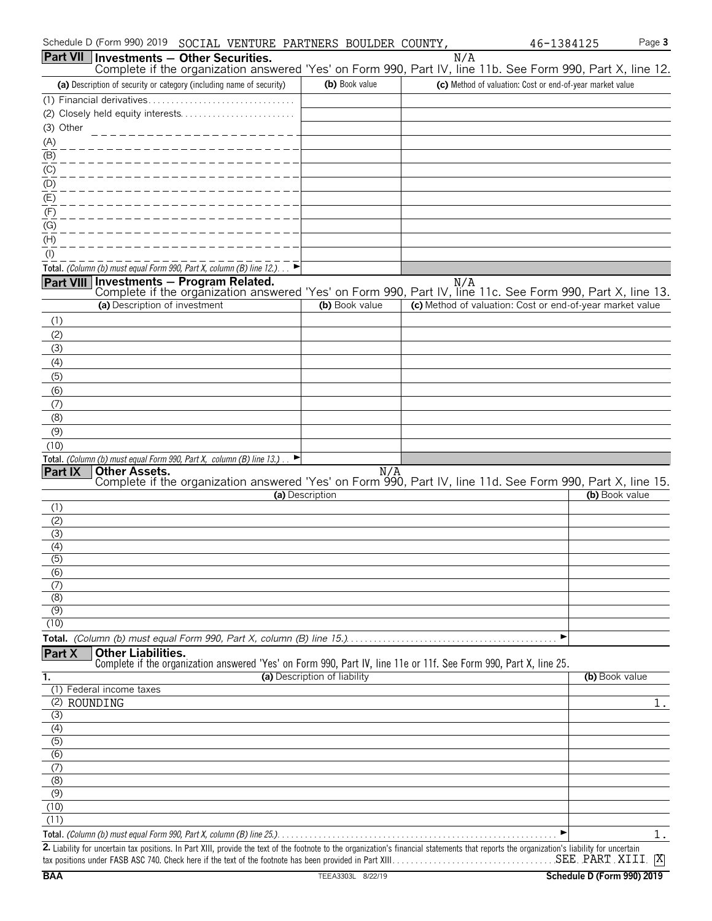Schedule D (Form 990) 2019 SOCIAL VENTURE PARTNERS BOULDER COUNTY, 46-1384125

## Part VII Investments — Other Securities.

N/A

Complete if the organization answered 'Yes' on Form 990, Part IV, line 11b. See Form 990, Part X, line 12.

| (a) Description of security or category (including name of security) | (b) Book value | (c) Method of valuation: Cost or end-of-year market value |
|---|---|---|
| (1) Financial derivatives | | |
| (2) Closely held equity interests | | |
| (3) Other | | |
| (A) | | |
| (B) | | |
| (C) | | |
| (D) | | |
| (E) | | |
| (F) | | |
| (G) | | |
| (H) | | |
| (I) | | |
| **Total.** *(Column (b) must equal Form 990, Part X, column (B) line 12.)* ► | | |

## Part VIII Investments — Program Related.

N/A

Complete if the organization answered 'Yes' on Form 990, Part IV, line 11c. See Form 990, Part X, line 13.

| (a) Description of investment | (b) Book value | (c) Method of valuation: Cost or end-of-year market value |
|---|---|---|
| (1) | | |
| (2) | | |
| (3) | | |
| (4) | | |
| (5) | | |
| (6) | | |
| (7) | | |
| (8) | | |
| (9) | | |
| (10) | | |
| **Total.** *(Column (b) must equal Form 990, Part X, column (B) line 13.)* ► | | |

## Part IX Other Assets.

N/A

Complete if the organization answered 'Yes' on Form 990, Part IV, line 11d. See Form 990, Part X, line 15.

| (a) Description | (b) Book value |
|---|---|
| (1) | |
| (2) | |
| (3) | |
| (4) | |
| (5) | |
| (6) | |
| (7) | |
| (8) | |
| (9) | |
| (10) | |
| **Total.** *(Column (b) must equal Form 990, Part X, column (B) line 15.)* ► | |

## Part X Other Liabilities.

Complete if the organization answered 'Yes' on Form 990, Part IV, line 11e or 11f. See Form 990, Part X, line 25.

| 1. (a) Description of liability | (b) Book value |
|---|---|
| (1) Federal income taxes | |
| (2) ROUNDING | 1. |
| (3) | |
| (4) | |
| (5) | |
| (6) | |
| (7) | |
| (8) | |
| (9) | |
| (10) | |
| (11) | |
| **Total.** *(Column (b) must equal Form 990, Part X, column (B) line 25.)* ► | 1. |

**2.** Liability for uncertain tax positions. In Part XIII, provide the text of the footnote to the organization's financial statements that reports the organization's liability for uncertain tax positions under FASB ASC 740. Check here if the text of the footnote has been provided in Part XIII SEE PART XIII [X]

BAA TEEA3303L 8/22/19 Schedule D (Form 990) 2019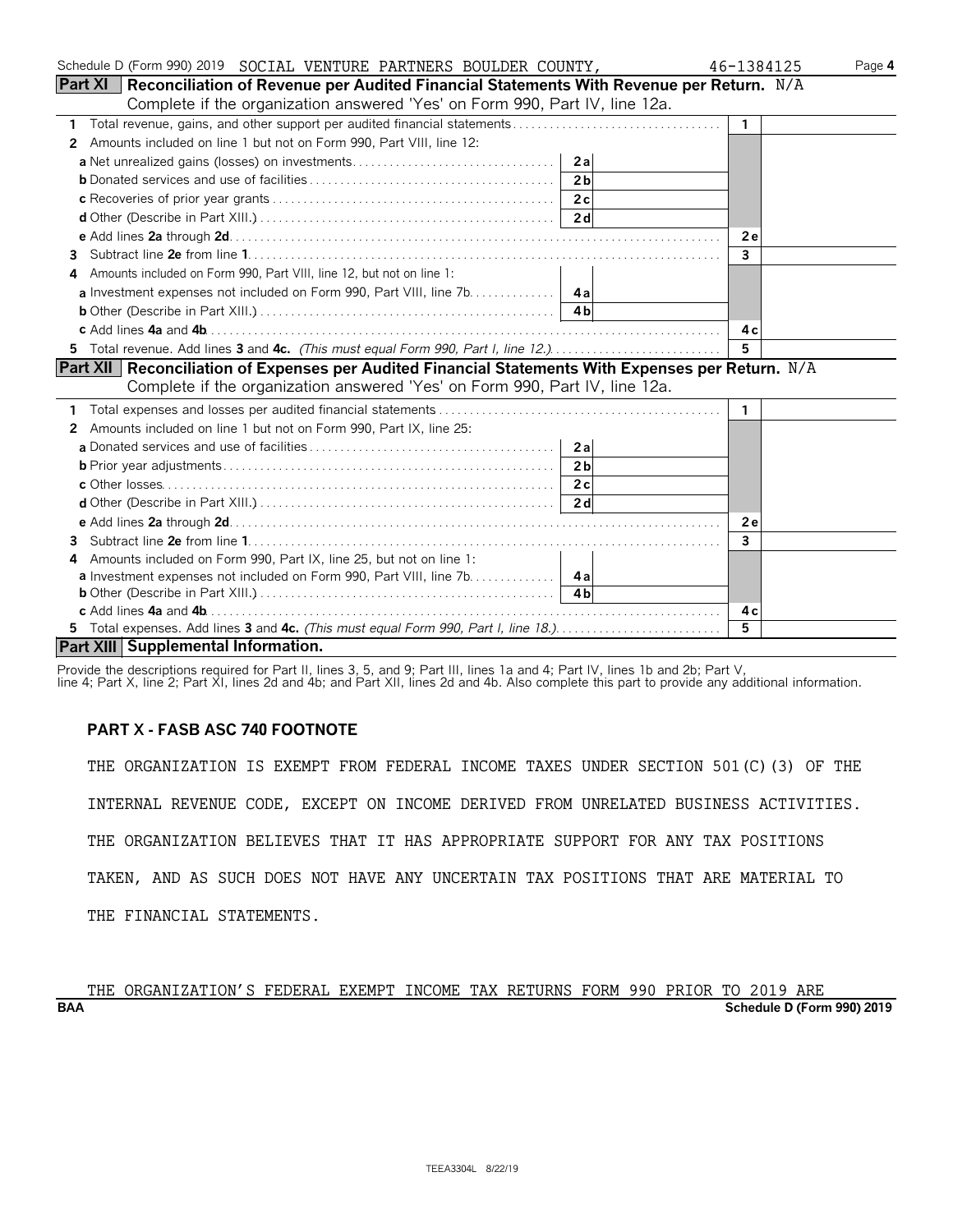Schedule D (Form 990) 2019 SOCIAL VENTURE PARTNERS BOULDER COUNTY, 46-1384125

## Part XI Reconciliation of Revenue per Audited Financial Statements With Revenue per Return. N/A

Complete if the organization answered 'Yes' on Form 990, Part IV, line 12a.

| | | | | |
|---|---|---|---|---|
| 1 | Total revenue, gains, and other support per audited financial statements | | 1 | |
| 2 | Amounts included on line 1 but not on Form 990, Part VIII, line 12: | | | |
| | a Net unrealized gains (losses) on investments | 2a | | |
| | b Donated services and use of facilities | 2b | | |
| | c Recoveries of prior year grants | 2c | | |
| | d Other (Describe in Part XIII.) | 2d | | |
| | e Add lines 2a through 2d | | 2e | |
| 3 | Subtract line 2e from line 1 | | 3 | |
| 4 | Amounts included on Form 990, Part VIII, line 12, but not on line 1: | | | |
| | a Investment expenses not included on Form 990, Part VIII, line 7b | 4a | | |
| | b Other (Describe in Part XIII.) | 4b | | |
| | c Add lines 4a and 4b | | 4c | |
| 5 | Total revenue. Add lines 3 and 4c. *(This must equal Form 990, Part I, line 12.)* | | 5 | |

## Part XII Reconciliation of Expenses per Audited Financial Statements With Expenses per Return. N/A

Complete if the organization answered 'Yes' on Form 990, Part IV, line 12a.

| | | | | |
|---|---|---|---|---|
| 1 | Total expenses and losses per audited financial statements | | 1 | |
| 2 | Amounts included on line 1 but not on Form 990, Part IX, line 25: | | | |
| | a Donated services and use of facilities | 2a | | |
| | b Prior year adjustments | 2b | | |
| | c Other losses | 2c | | |
| | d Other (Describe in Part XIII.) | 2d | | |
| | e Add lines 2a through 2d | | 2e | |
| 3 | Subtract line 2e from line 1 | | 3 | |
| 4 | Amounts included on Form 990, Part IX, line 25, but not on line 1: | | | |
| | a Investment expenses not included on Form 990, Part VIII, line 7b | 4a | | |
| | b Other (Describe in Part XIII.) | 4b | | |
| | c Add lines 4a and 4b | | 4c | |
| 5 | Total expenses. Add lines 3 and 4c. *(This must equal Form 990, Part I, line 18.)* | | 5 | |

## Part XIII Supplemental Information.

Provide the descriptions required for Part II, lines 3, 5, and 9; Part III, lines 1a and 4; Part IV, lines 1b and 2b; Part V, line 4; Part X, line 2; Part XI, lines 2d and 4b; and Part XII, lines 2d and 4b. Also complete this part to provide any additional information.

**PART X - FASB ASC 740 FOOTNOTE**

THE ORGANIZATION IS EXEMPT FROM FEDERAL INCOME TAXES UNDER SECTION 501(C)(3) OF THE INTERNAL REVENUE CODE, EXCEPT ON INCOME DERIVED FROM UNRELATED BUSINESS ACTIVITIES. THE ORGANIZATION BELIEVES THAT IT HAS APPROPRIATE SUPPORT FOR ANY TAX POSITIONS TAKEN, AND AS SUCH DOES NOT HAVE ANY UNCERTAIN TAX POSITIONS THAT ARE MATERIAL TO THE FINANCIAL STATEMENTS.

THE ORGANIZATION'S FEDERAL EXEMPT INCOME TAX RETURNS FORM 990 PRIOR TO 2019 ARE

BAA Schedule D (Form 990) 2019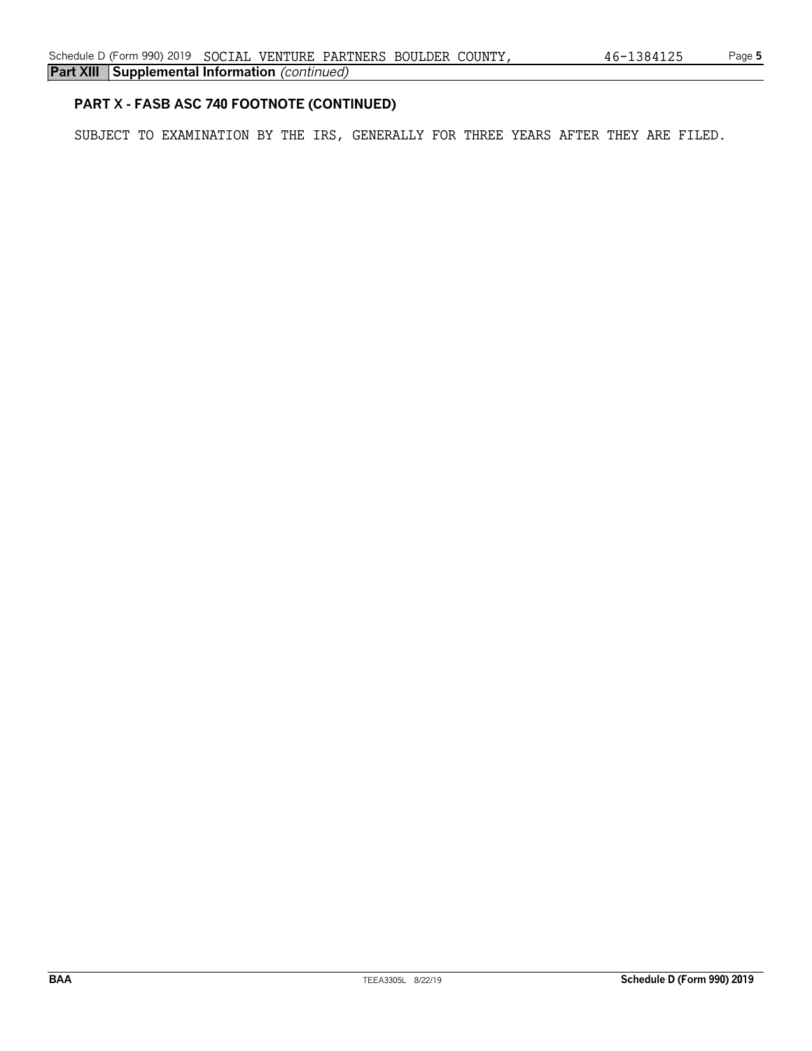**Part XIII Supplemental Information** *(continued)*

### PART X - FASB ASC 740 FOOTNOTE (CONTINUED)

SUBJECT TO EXAMINATION BY THE IRS, GENERALLY FOR THREE YEARS AFTER THEY ARE FILED.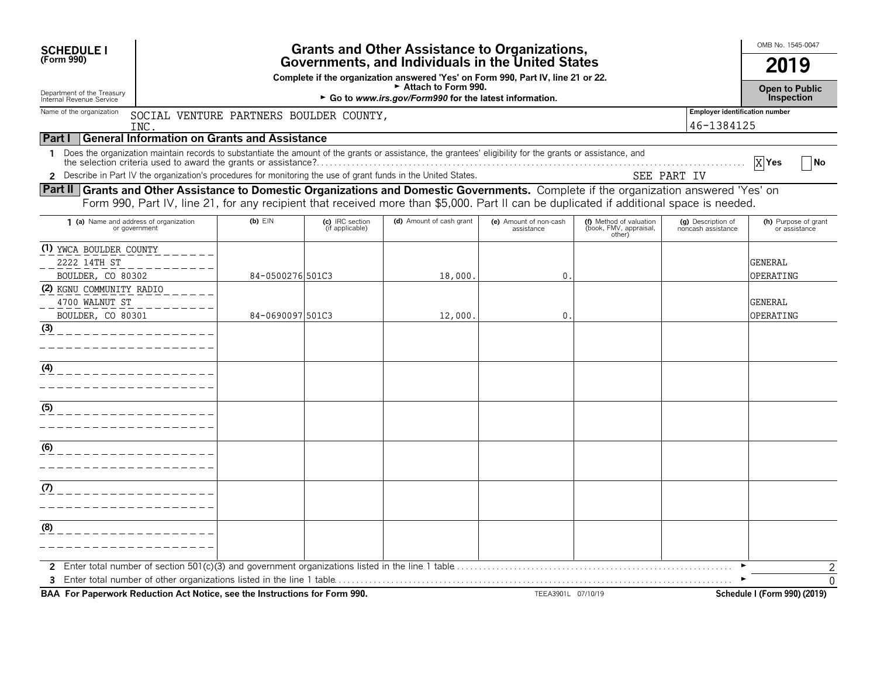**SCHEDULE I**
**(Form 990)**

Department of the Treasury
Internal Revenue Service

# Grants and Other Assistance to Organizations, Governments, and Individuals in the United States

**Complete if the organization answered 'Yes' on Form 990, Part IV, line 21 or 22.**
**► Attach to Form 990.**
**► Go to *www.irs.gov/Form990* for the latest information.**

OMB No. 1545-0047

**2019**

**Open to Public Inspection**

Name of the organization: SOCIAL VENTURE PARTNERS BOULDER COUNTY, INC.

Employer identification number: 46-1384125

## Part I General Information on Grants and Assistance

1 Does the organization maintain records to substantiate the amount of the grants or assistance, the grantees' eligibility for the grants or assistance, and the selection criteria used to award the grants or assistance? [X] Yes [ ] No

2 Describe in Part IV the organization's procedures for monitoring the use of grant funds in the United States. SEE PART IV

## Part II Grants and Other Assistance to Domestic Organizations and Domestic Governments.

Complete if the organization answered 'Yes' on Form 990, Part IV, line 21, for any recipient that received more than $5,000. Part II can be duplicated if additional space is needed.

| 1 (a) Name and address of organization or government | (b) EIN | (c) IRC section (if applicable) | (d) Amount of cash grant | (e) Amount of non-cash assistance | (f) Method of valuation (book, FMV, appraisal, other) | (g) Description of noncash assistance | (h) Purpose of grant or assistance |
|---|---|---|---|---|---|---|---|
| (1) YWCA BOULDER COUNTY<br>2222 14TH ST<br>BOULDER, CO 80302 | 84-0500276 | 501C3 | 18,000. | 0. | | | GENERAL OPERATING |
| (2) KGNU COMMUNITY RADIO<br>4700 WALNUT ST<br>BOULDER, CO 80301 | 84-0690097 | 501C3 | 12,000. | 0. | | | GENERAL OPERATING |
| (3) | | | | | | | |
| (4) | | | | | | | |
| (5) | | | | | | | |
| (6) | | | | | | | |
| (7) | | | | | | | |
| (8) | | | | | | | |

2 Enter total number of section 501(c)(3) and government organizations listed in the line 1 table ► 2

3 Enter total number of other organizations listed in the line 1 table ► 0

**BAA For Paperwork Reduction Act Notice, see the Instructions for Form 990.** TEEA3901L 07/10/19 **Schedule I (Form 990) (2019)**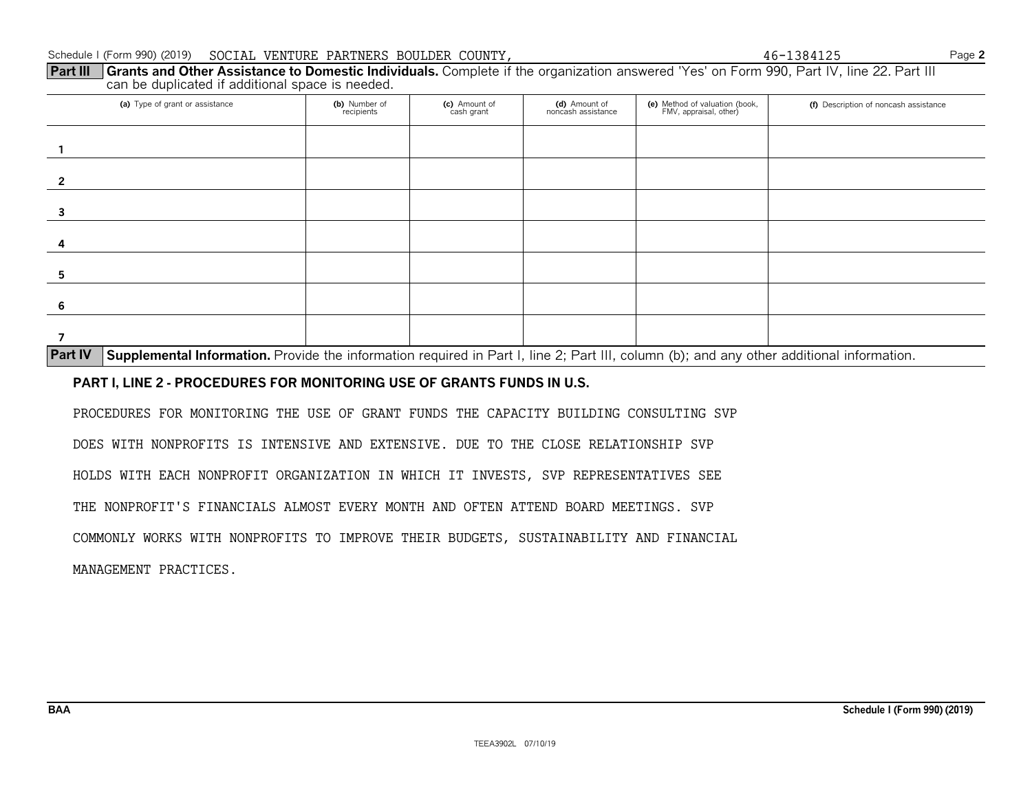Schedule I (Form 990) (2019) SOCIAL VENTURE PARTNERS BOULDER COUNTY, 46-1384125 Page **2**

**Part III** **Grants and Other Assistance to Domestic Individuals.** Complete if the organization answered 'Yes' on Form 990, Part IV, line 22. Part III can be duplicated if additional space is needed.

| | (a) Type of grant or assistance | (b) Number of recipients | (c) Amount of cash grant | (d) Amount of noncash assistance | (e) Method of valuation (book, FMV, appraisal, other) | (f) Description of noncash assistance |
|---|---|---|---|---|---|---|
| 1 | | | | | | |
| 2 | | | | | | |
| 3 | | | | | | |
| 4 | | | | | | |
| 5 | | | | | | |
| 6 | | | | | | |
| 7 | | | | | | |

**Part IV** **Supplemental Information.** Provide the information required in Part I, line 2; Part III, column (b); and any other additional information.

**PART I, LINE 2 - PROCEDURES FOR MONITORING USE OF GRANTS FUNDS IN U.S.**

PROCEDURES FOR MONITORING THE USE OF GRANT FUNDS THE CAPACITY BUILDING CONSULTING SVP DOES WITH NONPROFITS IS INTENSIVE AND EXTENSIVE. DUE TO THE CLOSE RELATIONSHIP SVP HOLDS WITH EACH NONPROFIT ORGANIZATION IN WHICH IT INVESTS, SVP REPRESENTATIVES SEE THE NONPROFIT'S FINANCIALS ALMOST EVERY MONTH AND OFTEN ATTEND BOARD MEETINGS. SVP COMMONLY WORKS WITH NONPROFITS TO IMPROVE THEIR BUDGETS, SUSTAINABILITY AND FINANCIAL MANAGEMENT PRACTICES.

BAA Schedule I (Form 990) (2019)

TEEA3902L 07/10/19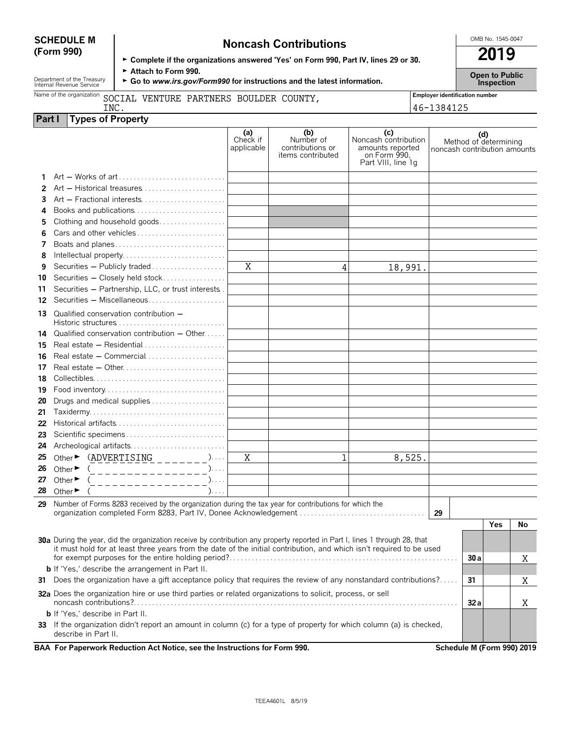**SCHEDULE M (Form 990)**

Department of the Treasury
Internal Revenue Service

# Noncash Contributions

► Complete if the organizations answered 'Yes' on Form 990, Part IV, lines 29 or 30.
► Attach to Form 990.
► Go to *www.irs.gov/Form990* for instructions and the latest information.

OMB No. 1545-0047

**2019**

**Open to Public Inspection**

Name of the organization: SOCIAL VENTURE PARTNERS BOULDER COUNTY, INC.

Employer identification number: 46-1384125

## Part I Types of Property

| | | (a) Check if applicable | (b) Number of contributions or items contributed | (c) Noncash contribution amounts reported on Form 990, Part VIII, line 1g | (d) Method of determining noncash contribution amounts |
|---|---|---|---|---|---|
| 1 | Art — Works of art | | | | |
| 2 | Art — Historical treasures | | | | |
| 3 | Art — Fractional interests | | | | |
| 4 | Books and publications | | | | |
| 5 | Clothing and household goods | | | | |
| 6 | Cars and other vehicles | | | | |
| 7 | Boats and planes | | | | |
| 8 | Intellectual property | | | | |
| 9 | Securities — Publicly traded | X | 4 | 18,991. | |
| 10 | Securities — Closely held stock | | | | |
| 11 | Securities — Partnership, LLC, or trust interests | | | | |
| 12 | Securities — Miscellaneous | | | | |
| 13 | Qualified conservation contribution — Historic structures | | | | |
| 14 | Qualified conservation contribution — Other | | | | |
| 15 | Real estate — Residential | | | | |
| 16 | Real estate — Commercial | | | | |
| 17 | Real estate — Other | | | | |
| 18 | Collectibles | | | | |
| 19 | Food inventory | | | | |
| 20 | Drugs and medical supplies | | | | |
| 21 | Taxidermy | | | | |
| 22 | Historical artifacts | | | | |
| 23 | Scientific specimens | | | | |
| 24 | Archeological artifacts | | | | |
| 25 | Other ► (ADVERTISING) | X | 1 | 8,525. | |
| 26 | Other ► ( ) | | | | |
| 27 | Other ► ( ) | | | | |
| 28 | Other ► ( ) | | | | |

**29** Number of Forms 8283 received by the organization during the tax year for contributions for which the organization completed Form 8283, Part IV, Donee Acknowledgement . . . **29**

| | | | Yes | No |
|---|---|---|---|---|
| **30a** | During the year, did the organization receive by contribution any property reported in Part I, lines 1 through 28, that it must hold for at least three years from the date of the initial contribution, and which isn't required to be used for exempt purposes for the entire holding period? | 30a | | X |
| **b** | If 'Yes,' describe the arrangement in Part II. | | | |
| **31** | Does the organization have a gift acceptance policy that requires the review of any nonstandard contributions? | 31 | | X |
| **32a** | Does the organization hire or use third parties or related organizations to solicit, process, or sell noncash contributions? | 32a | | X |
| **b** | If 'Yes,' describe in Part II. | | | |
| **33** | If the organization didn't report an amount in column (c) for a type of property for which column (a) is checked, describe in Part II. | | | |

**BAA For Paperwork Reduction Act Notice, see the Instructions for Form 990.** **Schedule M (Form 990) 2019**

TEEA4601L 8/5/19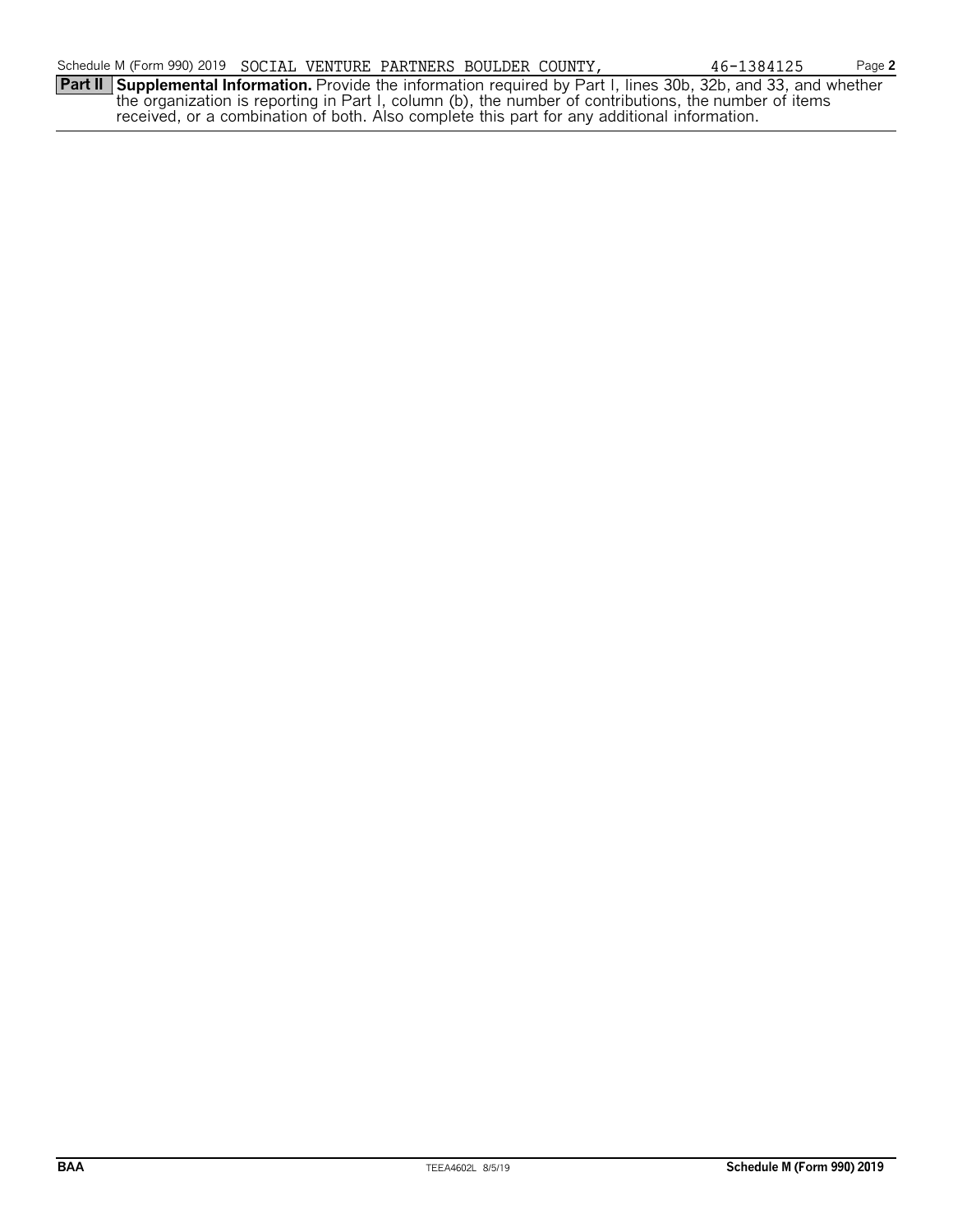Schedule M (Form 990) 2019 SOCIAL VENTURE PARTNERS BOULDER COUNTY, 46-1384125

**Part II** **Supplemental Information.** Provide the information required by Part I, lines 30b, 32b, and 33, and whether the organization is reporting in Part I, column (b), the number of contributions, the number of items received, or a combination of both. Also complete this part for any additional information.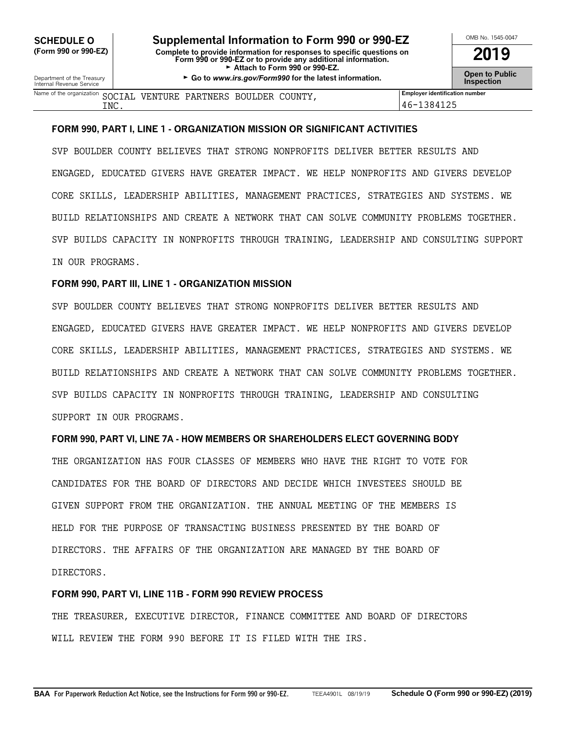**SCHEDULE O**
**(Form 990 or 990-EZ)**

Department of the Treasury
Internal Revenue Service

# Supplemental Information to Form 990 or 990-EZ

**Complete to provide information for responses to specific questions on Form 990 or 990-EZ or to provide any additional information.**
► **Attach to Form 990 or 990-EZ.**
► **Go to *www.irs.gov/Form990* for the latest information.**

OMB No. 1545-0047

**2019**

**Open to Public Inspection**

| Name of the organization | Employer identification number |
|---|---|
| SOCIAL VENTURE PARTNERS BOULDER COUNTY, INC. | 46-1384125 |

### FORM 990, PART I, LINE 1 - ORGANIZATION MISSION OR SIGNIFICANT ACTIVITIES

SVP BOULDER COUNTY BELIEVES THAT STRONG NONPROFITS DELIVER BETTER RESULTS AND ENGAGED, EDUCATED GIVERS HAVE GREATER IMPACT. WE HELP NONPROFITS AND GIVERS DEVELOP CORE SKILLS, LEADERSHIP ABILITIES, MANAGEMENT PRACTICES, STRATEGIES AND SYSTEMS. WE BUILD RELATIONSHIPS AND CREATE A NETWORK THAT CAN SOLVE COMMUNITY PROBLEMS TOGETHER. SVP BUILDS CAPACITY IN NONPROFITS THROUGH TRAINING, LEADERSHIP AND CONSULTING SUPPORT IN OUR PROGRAMS.

### FORM 990, PART III, LINE 1 - ORGANIZATION MISSION

SVP BOULDER COUNTY BELIEVES THAT STRONG NONPROFITS DELIVER BETTER RESULTS AND ENGAGED, EDUCATED GIVERS HAVE GREATER IMPACT. WE HELP NONPROFITS AND GIVERS DEVELOP CORE SKILLS, LEADERSHIP ABILITIES, MANAGEMENT PRACTICES, STRATEGIES AND SYSTEMS. WE BUILD RELATIONSHIPS AND CREATE A NETWORK THAT CAN SOLVE COMMUNITY PROBLEMS TOGETHER. SVP BUILDS CAPACITY IN NONPROFITS THROUGH TRAINING, LEADERSHIP AND CONSULTING SUPPORT IN OUR PROGRAMS.

### FORM 990, PART VI, LINE 7A - HOW MEMBERS OR SHAREHOLDERS ELECT GOVERNING BODY

THE ORGANIZATION HAS FOUR CLASSES OF MEMBERS WHO HAVE THE RIGHT TO VOTE FOR CANDIDATES FOR THE BOARD OF DIRECTORS AND DECIDE WHICH INVESTEES SHOULD BE GIVEN SUPPORT FROM THE ORGANIZATION. THE ANNUAL MEETING OF THE MEMBERS IS HELD FOR THE PURPOSE OF TRANSACTING BUSINESS PRESENTED BY THE BOARD OF DIRECTORS. THE AFFAIRS OF THE ORGANIZATION ARE MANAGED BY THE BOARD OF DIRECTORS.

### FORM 990, PART VI, LINE 11B - FORM 990 REVIEW PROCESS

THE TREASURER, EXECUTIVE DIRECTOR, FINANCE COMMITTEE AND BOARD OF DIRECTORS WILL REVIEW THE FORM 990 BEFORE IT IS FILED WITH THE IRS.

**BAA For Paperwork Reduction Act Notice, see the Instructions for Form 990 or 990-EZ.** TEEA4901L 08/19/19 **Schedule O (Form 990 or 990-EZ) (2019)**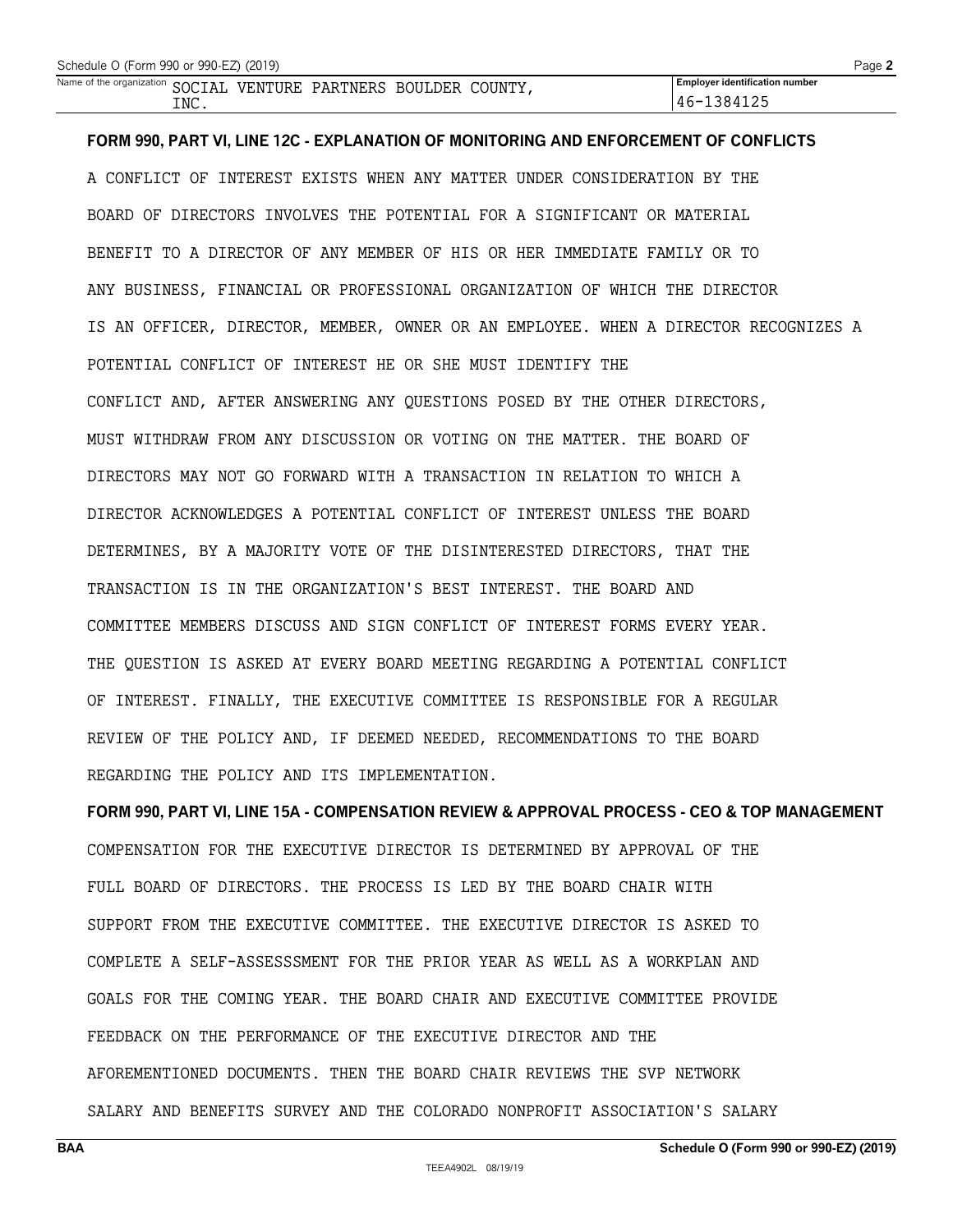Name of the organization SOCIAL VENTURE PARTNERS BOULDER COUNTY, INC.

Employer identification number 46-1384125

**FORM 990, PART VI, LINE 12C - EXPLANATION OF MONITORING AND ENFORCEMENT OF CONFLICTS**

A CONFLICT OF INTEREST EXISTS WHEN ANY MATTER UNDER CONSIDERATION BY THE BOARD OF DIRECTORS INVOLVES THE POTENTIAL FOR A SIGNIFICANT OR MATERIAL BENEFIT TO A DIRECTOR OF ANY MEMBER OF HIS OR HER IMMEDIATE FAMILY OR TO ANY BUSINESS, FINANCIAL OR PROFESSIONAL ORGANIZATION OF WHICH THE DIRECTOR IS AN OFFICER, DIRECTOR, MEMBER, OWNER OR AN EMPLOYEE. WHEN A DIRECTOR RECOGNIZES A POTENTIAL CONFLICT OF INTEREST HE OR SHE MUST IDENTIFY THE CONFLICT AND, AFTER ANSWERING ANY QUESTIONS POSED BY THE OTHER DIRECTORS, MUST WITHDRAW FROM ANY DISCUSSION OR VOTING ON THE MATTER. THE BOARD OF DIRECTORS MAY NOT GO FORWARD WITH A TRANSACTION IN RELATION TO WHICH A DIRECTOR ACKNOWLEDGES A POTENTIAL CONFLICT OF INTEREST UNLESS THE BOARD DETERMINES, BY A MAJORITY VOTE OF THE DISINTERESTED DIRECTORS, THAT THE TRANSACTION IS IN THE ORGANIZATION'S BEST INTEREST. THE BOARD AND COMMITTEE MEMBERS DISCUSS AND SIGN CONFLICT OF INTEREST FORMS EVERY YEAR. THE QUESTION IS ASKED AT EVERY BOARD MEETING REGARDING A POTENTIAL CONFLICT OF INTEREST. FINALLY, THE EXECUTIVE COMMITTEE IS RESPONSIBLE FOR A REGULAR REVIEW OF THE POLICY AND, IF DEEMED NEEDED, RECOMMENDATIONS TO THE BOARD REGARDING THE POLICY AND ITS IMPLEMENTATION.

**FORM 990, PART VI, LINE 15A - COMPENSATION REVIEW & APPROVAL PROCESS - CEO & TOP MANAGEMENT**

COMPENSATION FOR THE EXECUTIVE DIRECTOR IS DETERMINED BY APPROVAL OF THE FULL BOARD OF DIRECTORS. THE PROCESS IS LED BY THE BOARD CHAIR WITH SUPPORT FROM THE EXECUTIVE COMMITTEE. THE EXECUTIVE DIRECTOR IS ASKED TO COMPLETE A SELF-ASSESSSMENT FOR THE PRIOR YEAR AS WELL AS A WORKPLAN AND GOALS FOR THE COMING YEAR. THE BOARD CHAIR AND EXECUTIVE COMMITTEE PROVIDE FEEDBACK ON THE PERFORMANCE OF THE EXECUTIVE DIRECTOR AND THE AFOREMENTIONED DOCUMENTS. THEN THE BOARD CHAIR REVIEWS THE SVP NETWORK SALARY AND BENEFITS SURVEY AND THE COLORADO NONPROFIT ASSOCIATION'S SALARY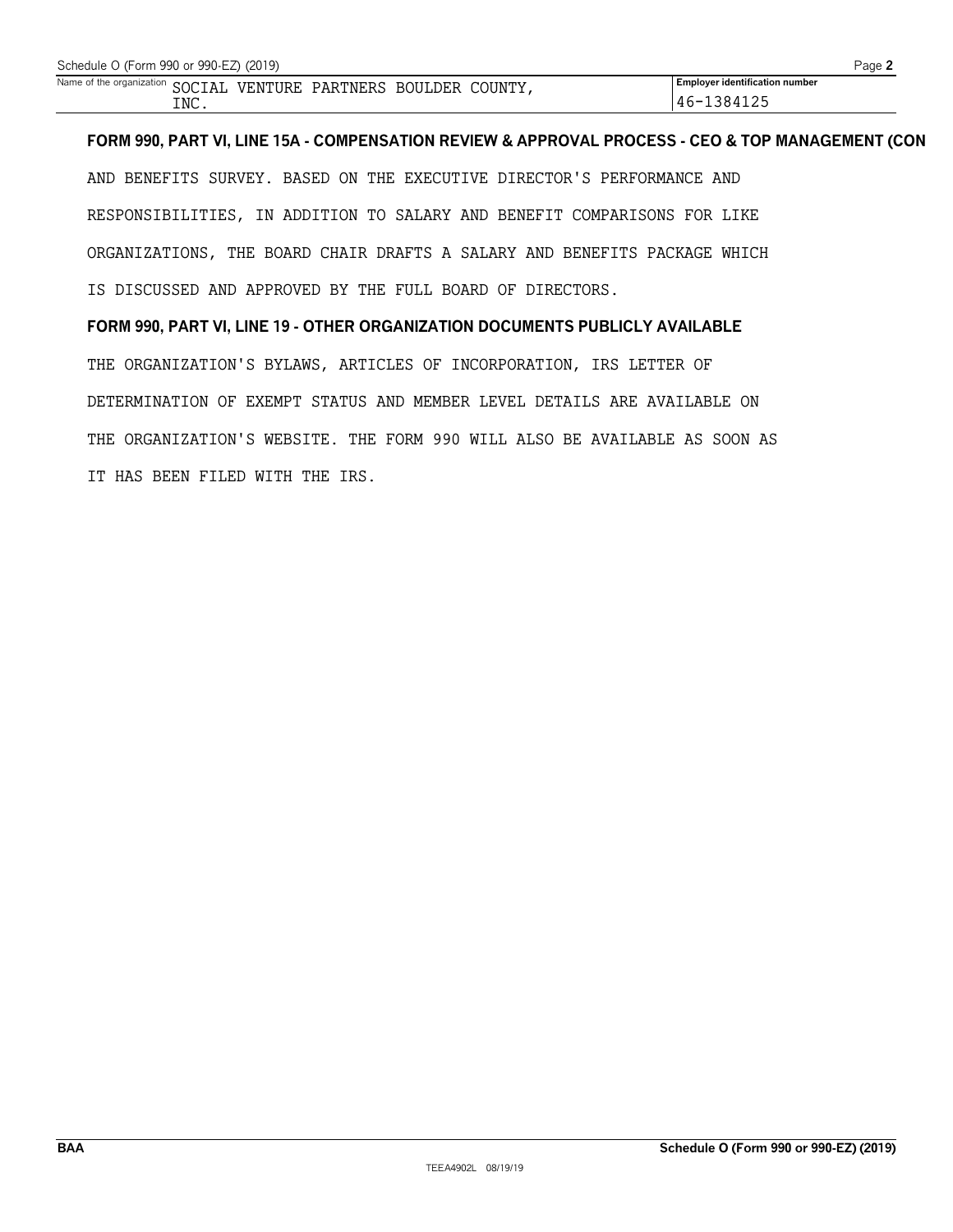Name of the organization SOCIAL VENTURE PARTNERS BOULDER COUNTY, INC.

Employer identification number 46-1384125

**FORM 990, PART VI, LINE 15A - COMPENSATION REVIEW & APPROVAL PROCESS - CEO & TOP MANAGEMENT (CON**

AND BENEFITS SURVEY. BASED ON THE EXECUTIVE DIRECTOR'S PERFORMANCE AND RESPONSIBILITIES, IN ADDITION TO SALARY AND BENEFIT COMPARISONS FOR LIKE ORGANIZATIONS, THE BOARD CHAIR DRAFTS A SALARY AND BENEFITS PACKAGE WHICH IS DISCUSSED AND APPROVED BY THE FULL BOARD OF DIRECTORS.

**FORM 990, PART VI, LINE 19 - OTHER ORGANIZATION DOCUMENTS PUBLICLY AVAILABLE**

THE ORGANIZATION'S BYLAWS, ARTICLES OF INCORPORATION, IRS LETTER OF DETERMINATION OF EXEMPT STATUS AND MEMBER LEVEL DETAILS ARE AVAILABLE ON THE ORGANIZATION'S WEBSITE. THE FORM 990 WILL ALSO BE AVAILABLE AS SOON AS IT HAS BEEN FILED WITH THE IRS.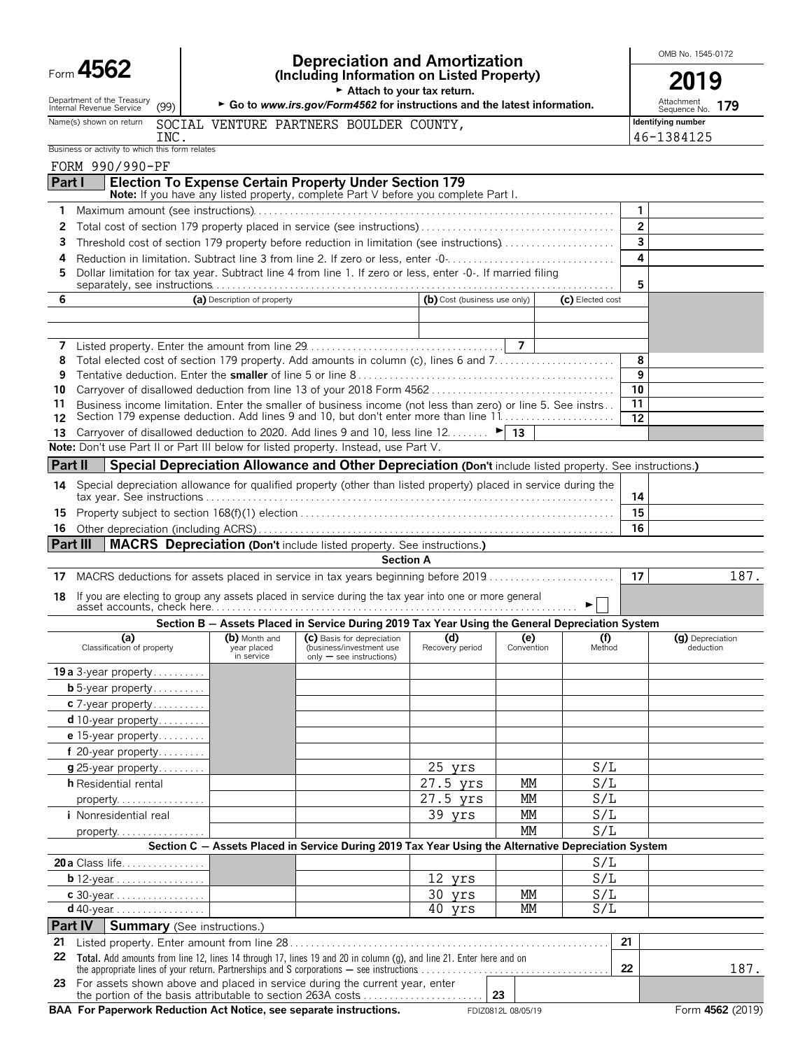Form **4562**

Department of the Treasury Internal Revenue Service (99)

# Depreciation and Amortization
## (Including Information on Listed Property)

► Attach to your tax return.

► Go to *www.irs.gov/Form4562* for instructions and the latest information.

OMB No. 1545-0172

**2019**

Attachment Sequence No. **179**

Name(s) shown on return: SOCIAL VENTURE PARTNERS BOULDER COUNTY, INC.

Identifying number: 46-1384125

Business or activity to which this form relates: FORM 990/990-PF

**Part I — Election To Expense Certain Property Under Section 179**
**Note:** If you have any listed property, complete Part V before you complete Part I.

| | | | |
|---|---|---|---|
| 1 | Maximum amount (see instructions) | 1 | |
| 2 | Total cost of section 179 property placed in service (see instructions) | 2 | |
| 3 | Threshold cost of section 179 property before reduction in limitation (see instructions) | 3 | |
| 4 | Reduction in limitation. Subtract line 3 from line 2. If zero or less, enter -0- | 4 | |
| 5 | Dollar limitation for tax year. Subtract line 4 from line 1. If zero or less, enter -0-. If married filing separately, see instructions | 5 | |

| 6 | (a) Description of property | (b) Cost (business use only) | (c) Elected cost |
|---|---|---|---|
| | | | |
| | | | |

| | | | |
|---|---|---|---|
| 7 | Listed property. Enter the amount from line 29 | 7 | |
| 8 | Total elected cost of section 179 property. Add amounts in column (c), lines 6 and 7 | 8 | |
| 9 | Tentative deduction. Enter the **smaller** of line 5 or line 8 | 9 | |
| 10 | Carryover of disallowed deduction from line 13 of your 2018 Form 4562 | 10 | |
| 11 | Business income limitation. Enter the smaller of business income (not less than zero) or line 5. See instrs | 11 | |
| 12 | Section 179 expense deduction. Add lines 9 and 10, but don't enter more than line 11 | 12 | |
| 13 | Carryover of disallowed deduction to 2020. Add lines 9 and 10, less line 12 ► | 13 | |

**Note:** Don't use Part II or Part III below for listed property. Instead, use Part V.

**Part II — Special Depreciation Allowance and Other Depreciation** (**Don't** include listed property. See instructions.)

| | | | |
|---|---|---|---|
| 14 | Special depreciation allowance for qualified property (other than listed property) placed in service during the tax year. See instructions | 14 | |
| 15 | Property subject to section 168(f)(1) election | 15 | |
| 16 | Other depreciation (including ACRS) | 16 | |

**Part III — MACRS Depreciation** (**Don't** include listed property. See instructions.)

**Section A**

| | | | |
|---|---|---|---|
| 17 | MACRS deductions for assets placed in service in tax years beginning before 2019 | 17 | 187. |
| 18 | If you are electing to group any assets placed in service during the tax year into one or more general asset accounts, check here ► ☐ | | |

**Section B — Assets Placed in Service During 2019 Tax Year Using the General Depreciation System**

| (a) Classification of property | (b) Month and year placed in service | (c) Basis for depreciation (business/investment use only — see instructions) | (d) Recovery period | (e) Convention | (f) Method | (g) Depreciation deduction |
|---|---|---|---|---|---|---|
| 19a 3-year property | | | | | | |
| b 5-year property | | | | | | |
| c 7-year property | | | | | | |
| d 10-year property | | | | | | |
| e 15-year property | | | | | | |
| f 20-year property | | | | | | |
| g 25-year property | | | 25 yrs | | S/L | |
| h Residential rental property | | | 27.5 yrs | MM | S/L | |
| | | | 27.5 yrs | MM | S/L | |
| i Nonresidential real property | | | 39 yrs | MM | S/L | |
| | | | | MM | S/L | |

**Section C — Assets Placed in Service During 2019 Tax Year Using the Alternative Depreciation System**

| (a) Classification of property | (b) Month and year placed in service | (c) Basis for depreciation | (d) Recovery period | (e) Convention | (f) Method | (g) Depreciation deduction |
|---|---|---|---|---|---|---|
| 20a Class life | | | | | S/L | |
| b 12-year | | | 12 yrs | | S/L | |
| c 30-year | | | 30 yrs | MM | S/L | |
| d 40-year | | | 40 yrs | MM | S/L | |

**Part IV — Summary** (See instructions.)

| | | | |
|---|---|---|---|
| 21 | Listed property. Enter amount from line 28 | 21 | |
| 22 | **Total.** Add amounts from line 12, lines 14 through 17, lines 19 and 20 in column (g), and line 21. Enter here and on the appropriate lines of your return. Partnerships and S corporations — see instructions | 22 | 187. |
| 23 | For assets shown above and placed in service during the current year, enter the portion of the basis attributable to section 263A costs | 23 | |

**BAA For Paperwork Reduction Act Notice, see separate instructions.** FDIZ0812L 08/05/19 Form **4562** (2019)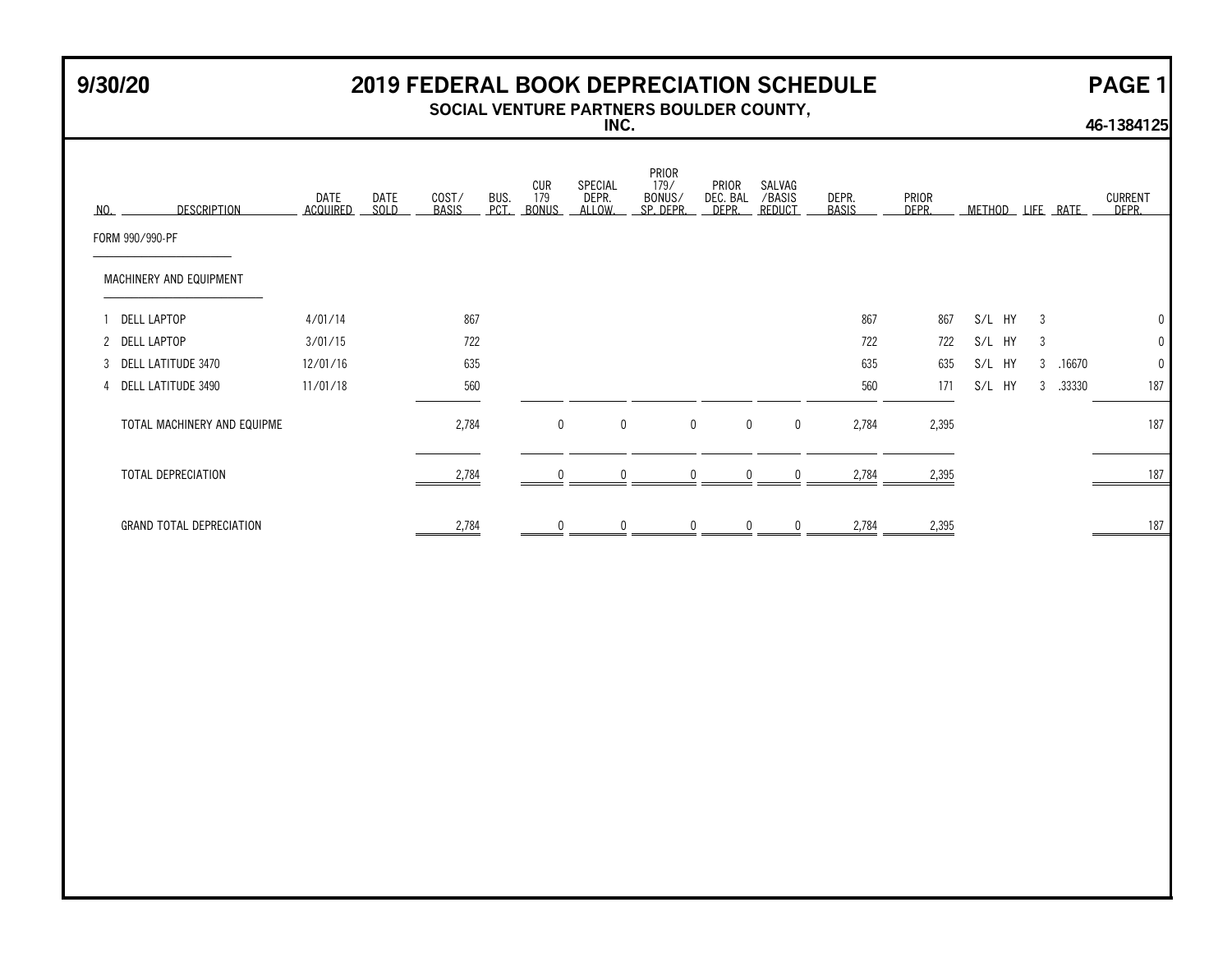9/30/20

# 2019 FEDERAL BOOK DEPRECIATION SCHEDULE

**SOCIAL VENTURE PARTNERS BOULDER COUNTY, INC.**

**46-1384125**

| NO. | DESCRIPTION | DATE ACQUIRED | DATE SOLD | COST/ BASIS | BUS. PCT. | CUR 179 BONUS | SPECIAL DEPR. ALLOW. | PRIOR 179/ BONUS/ SP. DEPR. | PRIOR DEC. BAL DEPR. | SALVAG /BASIS REDUCT | DEPR. BASIS | PRIOR DEPR. | METHOD | LIFE | RATE | CURRENT DEPR. |
|---|---|---|---|---|---|---|---|---|---|---|---|---|---|---|---|---|
| | FORM 990/990-PF | | | | | | | | | | | | | | | |
| | MACHINERY AND EQUIPMENT | | | | | | | | | | | | | | | |
| 1 | DELL LAPTOP | 4/01/14 | | 867 | | | | | | | 867 | 867 | S/L HY | 3 | | 0 |
| 2 | DELL LAPTOP | 3/01/15 | | 722 | | | | | | | 722 | 722 | S/L HY | 3 | | 0 |
| 3 | DELL LATITUDE 3470 | 12/01/16 | | 635 | | | | | | | 635 | 635 | S/L HY | 3 | .16670 | 0 |
| 4 | DELL LATITUDE 3490 | 11/01/18 | | 560 | | | | | | | 560 | 171 | S/L HY | 3 | .33330 | 187 |
| | TOTAL MACHINERY AND EQUIPME | | | 2,784 | | 0 | 0 | 0 | 0 | 0 | 2,784 | 2,395 | | | | 187 |
| | TOTAL DEPRECIATION | | | 2,784 | | 0 | 0 | 0 | 0 | 0 | 2,784 | 2,395 | | | | 187 |
| | GRAND TOTAL DEPRECIATION | | | 2,784 | | 0 | 0 | 0 | 0 | 0 | 2,784 | 2,395 | | | | 187 |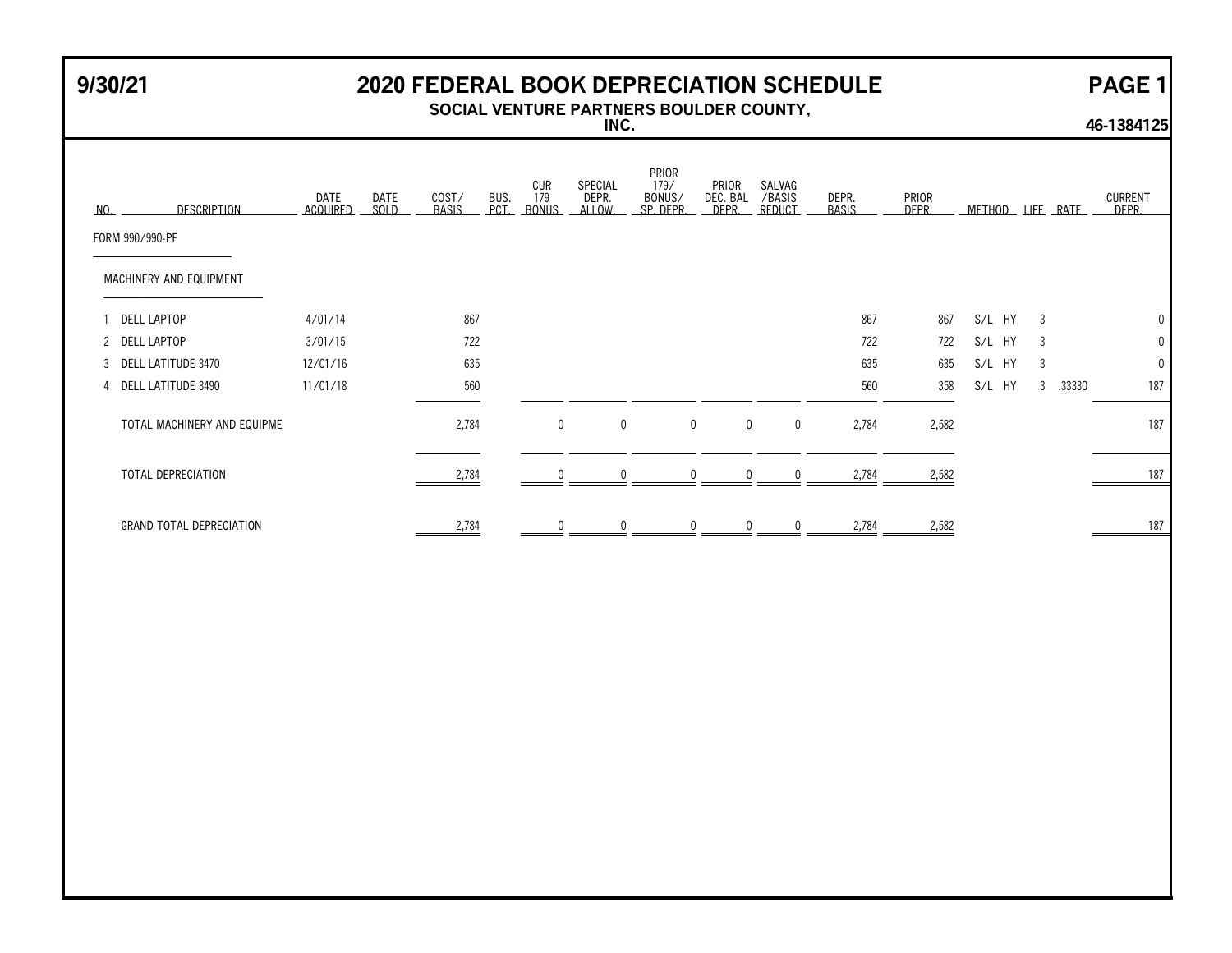9/30/21

# 2020 FEDERAL BOOK DEPRECIATION SCHEDULE

**SOCIAL VENTURE PARTNERS BOULDER COUNTY, INC.**

**46-1384125**

| NO. | DESCRIPTION | DATE ACQUIRED | DATE SOLD | COST/ BASIS | BUS. PCT. | CUR 179 BONUS | SPECIAL DEPR. ALLOW. | PRIOR 179/ BONUS/ SP. DEPR. | PRIOR DEC. BAL DEPR. | SALVAG /BASIS REDUCT | DEPR. BASIS | PRIOR DEPR. | METHOD | LIFE | RATE | CURRENT DEPR. |
|---|---|---|---|---|---|---|---|---|---|---|---|---|---|---|---|---|
| | FORM 990/990-PF | | | | | | | | | | | | | | | |
| | MACHINERY AND EQUIPMENT | | | | | | | | | | | | | | | |
| 1 | DELL LAPTOP | 4/01/14 | | 867 | | | | | | | 867 | 867 | S/L HY | 3 | | 0 |
| 2 | DELL LAPTOP | 3/01/15 | | 722 | | | | | | | 722 | 722 | S/L HY | 3 | | 0 |
| 3 | DELL LATITUDE 3470 | 12/01/16 | | 635 | | | | | | | 635 | 635 | S/L HY | 3 | | 0 |
| 4 | DELL LATITUDE 3490 | 11/01/18 | | 560 | | | | | | | 560 | 358 | S/L HY | 3 | .33330 | 187 |
| | TOTAL MACHINERY AND EQUIPME | | | 2,784 | | 0 | 0 | 0 | 0 | 0 | 2,784 | 2,582 | | | | 187 |
| | TOTAL DEPRECIATION | | | 2,784 | | 0 | 0 | 0 | 0 | 0 | 2,784 | 2,582 | | | | 187 |
| | GRAND TOTAL DEPRECIATION | | | 2,784 | | 0 | 0 | 0 | 0 | 0 | 2,784 | 2,582 | | | | 187 |